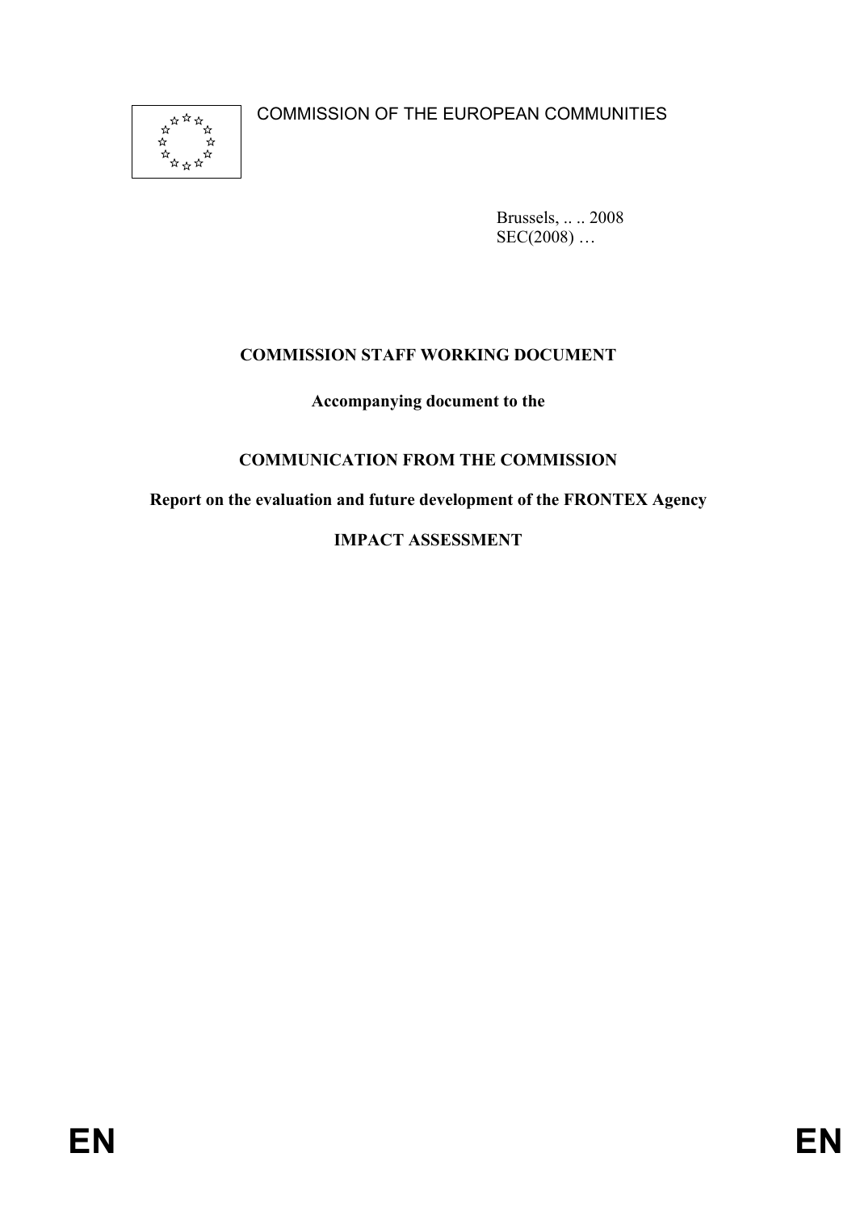COMMISSION OF THE EUROPEAN COMMUNITIES

Brussels, .. .. 2008
SEC(2008) …

**COMMISSION STAFF WORKING DOCUMENT**

**Accompanying document to the**

**COMMUNICATION FROM THE COMMISSION**

**Report on the evaluation and future development of the FRONTEX Agency**

**IMPACT ASSESSMENT**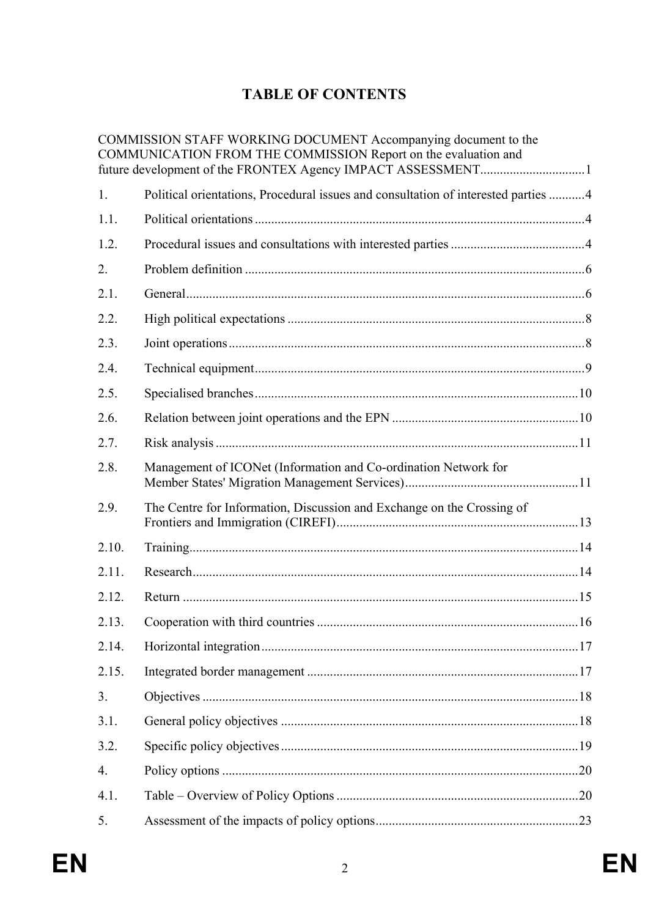# TABLE OF CONTENTS

COMMISSION STAFF WORKING DOCUMENT Accompanying document to the COMMUNICATION FROM THE COMMISSION Report on the evaluation and future development of the FRONTEX Agency IMPACT ASSESSMENT................................1

1. Political orientations, Procedural issues and consultation of interested parties ...........4

1.1. Political orientations ....................................................................................................4

1.2. Procedural issues and consultations with interested parties .........................................4

2. Problem definition .......................................................................................................6

2.1. General.........................................................................................................................6

2.2. High political expectations ..........................................................................................8

2.3. Joint operations............................................................................................................8

2.4. Technical equipment....................................................................................................9

2.5. Specialised branches ..................................................................................................10

2.6. Relation between joint operations and the EPN .........................................................10

2.7. Risk analysis ..............................................................................................................11

2.8. Management of ICONet (Information and Co-ordination Network for Member States' Migration Management Services).....................................................11

2.9. The Centre for Information, Discussion and Exchange on the Crossing of Frontiers and Immigration (CIREFI)..........................................................................13

2.10. Training......................................................................................................................14

2.11. Research.....................................................................................................................14

2.12. Return ........................................................................................................................15

2.13. Cooperation with third countries ................................................................................16

2.14. Horizontal integration.................................................................................................17

2.15. Integrated border management ..................................................................................17

3. Objectives ..................................................................................................................18

3.1. General policy objectives ..........................................................................................18

3.2. Specific policy objectives ..........................................................................................19

4. Policy options ............................................................................................................20

4.1. Table – Overview of Policy Options ..........................................................................20

5. Assessment of the impacts of policy options..............................................................23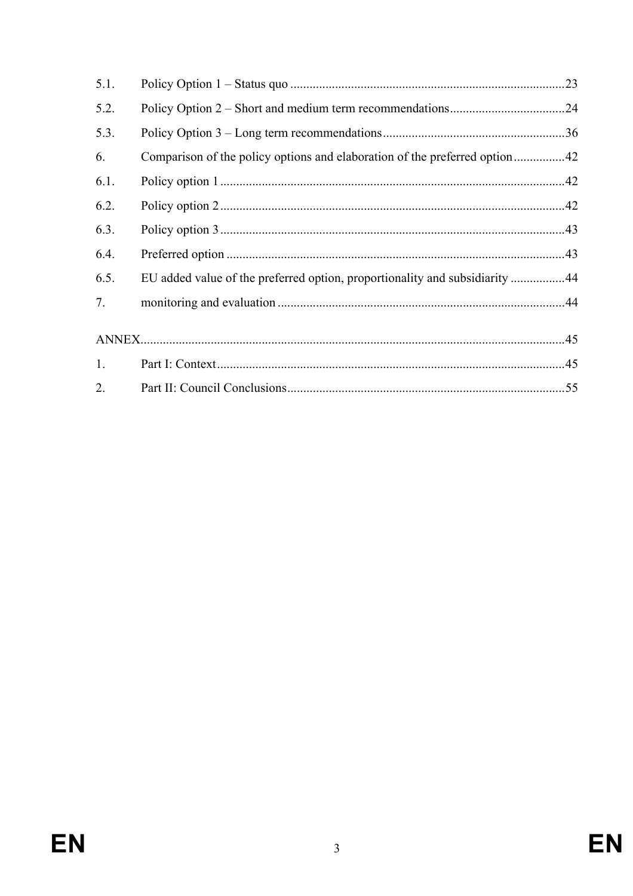5.1. Policy Option 1 – Status quo ....................................................................................23

5.2. Policy Option 2 – Short and medium term recommendations....................................24

5.3. Policy Option 3 – Long term recommendations.........................................................36

6. Comparison of the policy options and elaboration of the preferred option................42

6.1. Policy option 1 ...........................................................................................................42

6.2. Policy option 2 ...........................................................................................................42

6.3. Policy option 3 ...........................................................................................................43

6.4. Preferred option .........................................................................................................43

6.5. EU added value of the preferred option, proportionality and subsidiarity .................44

7. monitoring and evaluation .........................................................................................44

ANNEX....................................................................................................................................45

1. Part I: Context.............................................................................................................45

2. Part II: Council Conclusions.......................................................................................55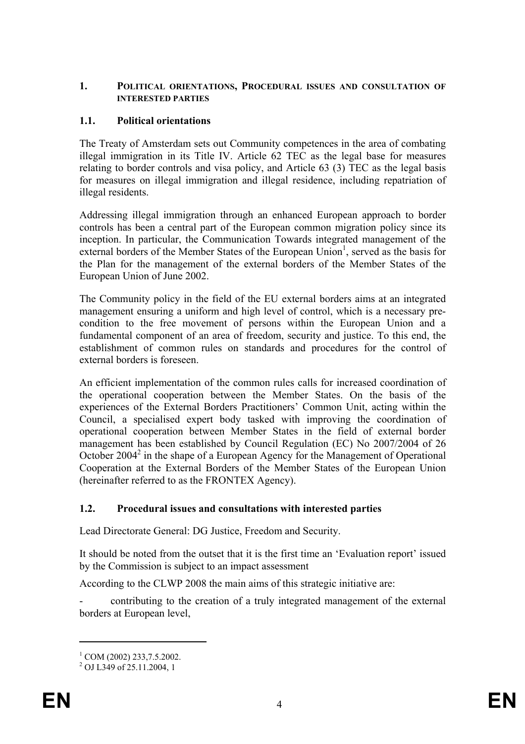## 1. POLITICAL ORIENTATIONS, PROCEDURAL ISSUES AND CONSULTATION OF INTERESTED PARTIES

### 1.1. Political orientations

The Treaty of Amsterdam sets out Community competences in the area of combating illegal immigration in its Title IV. Article 62 TEC as the legal base for measures relating to border controls and visa policy, and Article 63 (3) TEC as the legal basis for measures on illegal immigration and illegal residence, including repatriation of illegal residents.

Addressing illegal immigration through an enhanced European approach to border controls has been a central part of the European common migration policy since its inception. In particular, the Communication Towards integrated management of the external borders of the Member States of the European Union[1], served as the basis for the Plan for the management of the external borders of the Member States of the European Union of June 2002.

The Community policy in the field of the EU external borders aims at an integrated management ensuring a uniform and high level of control, which is a necessary pre-condition to the free movement of persons within the European Union and a fundamental component of an area of freedom, security and justice. To this end, the establishment of common rules on standards and procedures for the control of external borders is foreseen.

An efficient implementation of the common rules calls for increased coordination of the operational cooperation between the Member States. On the basis of the experiences of the External Borders Practitioners' Common Unit, acting within the Council, a specialised expert body tasked with improving the coordination of operational cooperation between Member States in the field of external border management has been established by Council Regulation (EC) No 2007/2004 of 26 October 2004[2] in the shape of a European Agency for the Management of Operational Cooperation at the External Borders of the Member States of the European Union (hereinafter referred to as the FRONTEX Agency).

### 1.2. Procedural issues and consultations with interested parties

Lead Directorate General: DG Justice, Freedom and Security.

It should be noted from the outset that it is the first time an 'Evaluation report' issued by the Commission is subject to an impact assessment

According to the CLWP 2008 the main aims of this strategic initiative are:

- contributing to the creation of a truly integrated management of the external borders at European level,

---

[1] COM (2002) 233,7.5.2002.

[2] OJ L349 of 25.11.2004, 1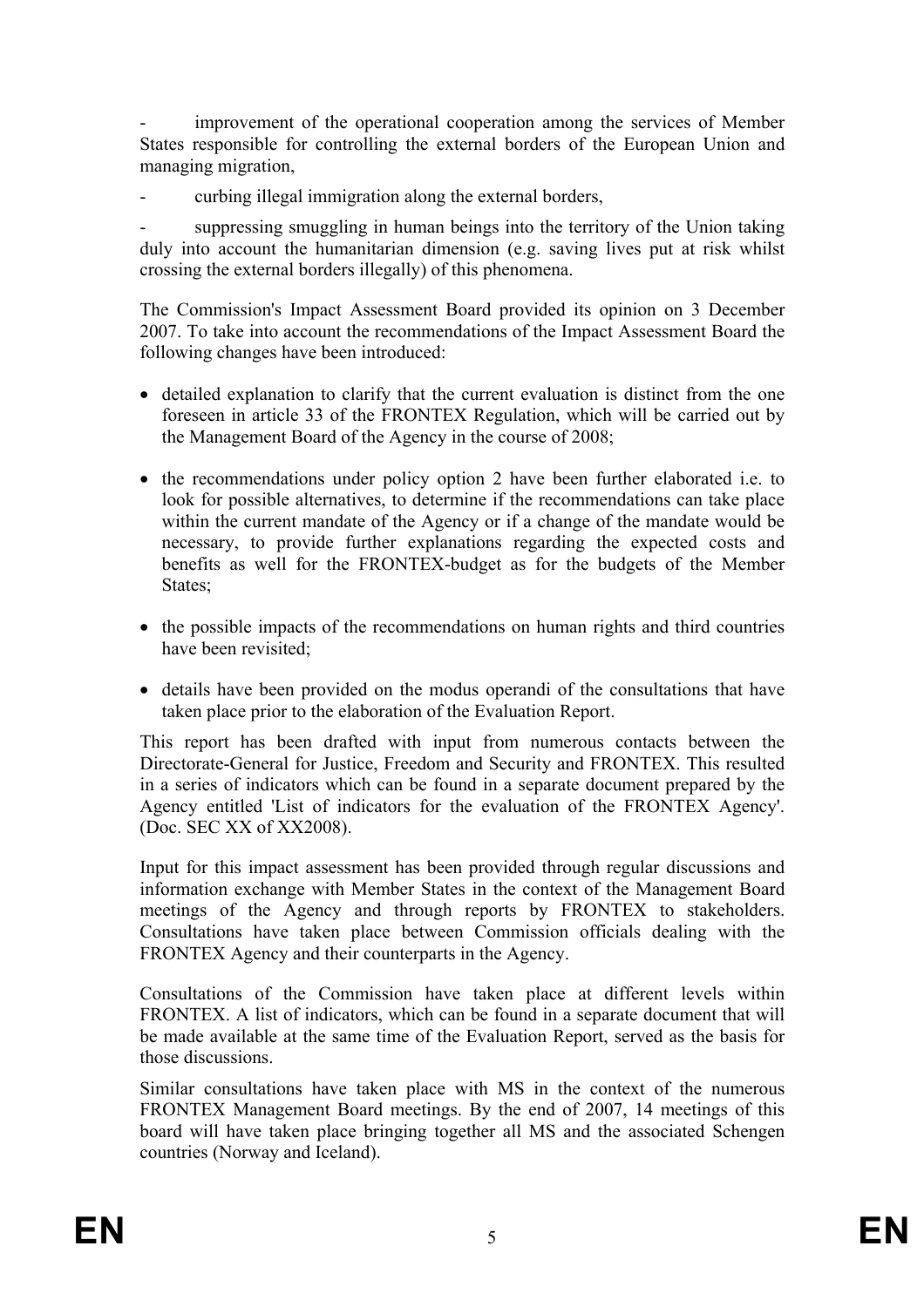- improvement of the operational cooperation among the services of Member States responsible for controlling the external borders of the European Union and managing migration,

- curbing illegal immigration along the external borders,

- suppressing smuggling in human beings into the territory of the Union taking duly into account the humanitarian dimension (e.g. saving lives put at risk whilst crossing the external borders illegally) of this phenomena.

The Commission's Impact Assessment Board provided its opinion on 3 December 2007. To take into account the recommendations of the Impact Assessment Board the following changes have been introduced:

- detailed explanation to clarify that the current evaluation is distinct from the one foreseen in article 33 of the FRONTEX Regulation, which will be carried out by the Management Board of the Agency in the course of 2008;
- the recommendations under policy option 2 have been further elaborated i.e. to look for possible alternatives, to determine if the recommendations can take place within the current mandate of the Agency or if a change of the mandate would be necessary, to provide further explanations regarding the expected costs and benefits as well for the FRONTEX-budget as for the budgets of the Member States;
- the possible impacts of the recommendations on human rights and third countries have been revisited;
- details have been provided on the modus operandi of the consultations that have taken place prior to the elaboration of the Evaluation Report.

This report has been drafted with input from numerous contacts between the Directorate-General for Justice, Freedom and Security and FRONTEX. This resulted in a series of indicators which can be found in a separate document prepared by the Agency entitled 'List of indicators for the evaluation of the FRONTEX Agency'. (Doc. SEC XX of XX2008).

Input for this impact assessment has been provided through regular discussions and information exchange with Member States in the context of the Management Board meetings of the Agency and through reports by FRONTEX to stakeholders. Consultations have taken place between Commission officials dealing with the FRONTEX Agency and their counterparts in the Agency.

Consultations of the Commission have taken place at different levels within FRONTEX. A list of indicators, which can be found in a separate document that will be made available at the same time of the Evaluation Report, served as the basis for those discussions.

Similar consultations have taken place with MS in the context of the numerous FRONTEX Management Board meetings. By the end of 2007, 14 meetings of this board will have taken place bringing together all MS and the associated Schengen countries (Norway and Iceland).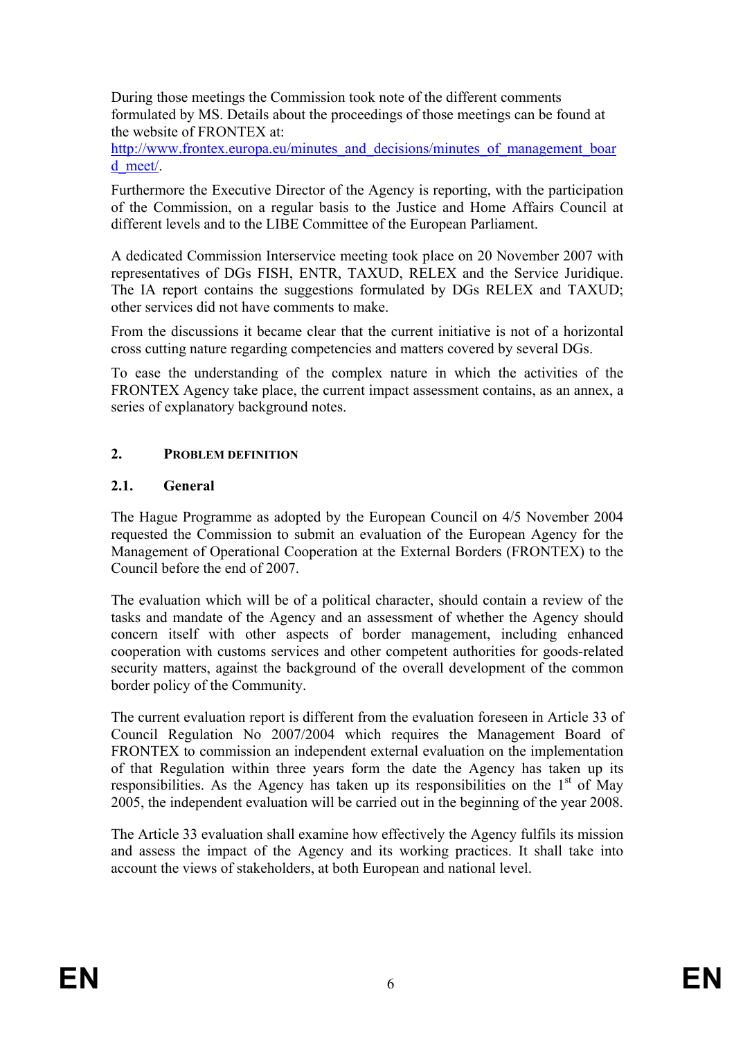During those meetings the Commission took note of the different comments formulated by MS. Details about the proceedings of those meetings can be found at the website of FRONTEX at: http://www.frontex.europa.eu/minutes_and_decisions/minutes_of_management_board_meet/.

Furthermore the Executive Director of the Agency is reporting, with the participation of the Commission, on a regular basis to the Justice and Home Affairs Council at different levels and to the LIBE Committee of the European Parliament.

A dedicated Commission Interservice meeting took place on 20 November 2007 with representatives of DGs FISH, ENTR, TAXUD, RELEX and the Service Juridique. The IA report contains the suggestions formulated by DGs RELEX and TAXUD; other services did not have comments to make.

From the discussions it became clear that the current initiative is not of a horizontal cross cutting nature regarding competencies and matters covered by several DGs.

To ease the understanding of the complex nature in which the activities of the FRONTEX Agency take place, the current impact assessment contains, as an annex, a series of explanatory background notes.

## 2. PROBLEM DEFINITION

### 2.1. General

The Hague Programme as adopted by the European Council on 4/5 November 2004 requested the Commission to submit an evaluation of the European Agency for the Management of Operational Cooperation at the External Borders (FRONTEX) to the Council before the end of 2007.

The evaluation which will be of a political character, should contain a review of the tasks and mandate of the Agency and an assessment of whether the Agency should concern itself with other aspects of border management, including enhanced cooperation with customs services and other competent authorities for goods-related security matters, against the background of the overall development of the common border policy of the Community.

The current evaluation report is different from the evaluation foreseen in Article 33 of Council Regulation No 2007/2004 which requires the Management Board of FRONTEX to commission an independent external evaluation on the implementation of that Regulation within three years form the date the Agency has taken up its responsibilities. As the Agency has taken up its responsibilities on the 1st of May 2005, the independent evaluation will be carried out in the beginning of the year 2008.

The Article 33 evaluation shall examine how effectively the Agency fulfils its mission and assess the impact of the Agency and its working practices. It shall take into account the views of stakeholders, at both European and national level.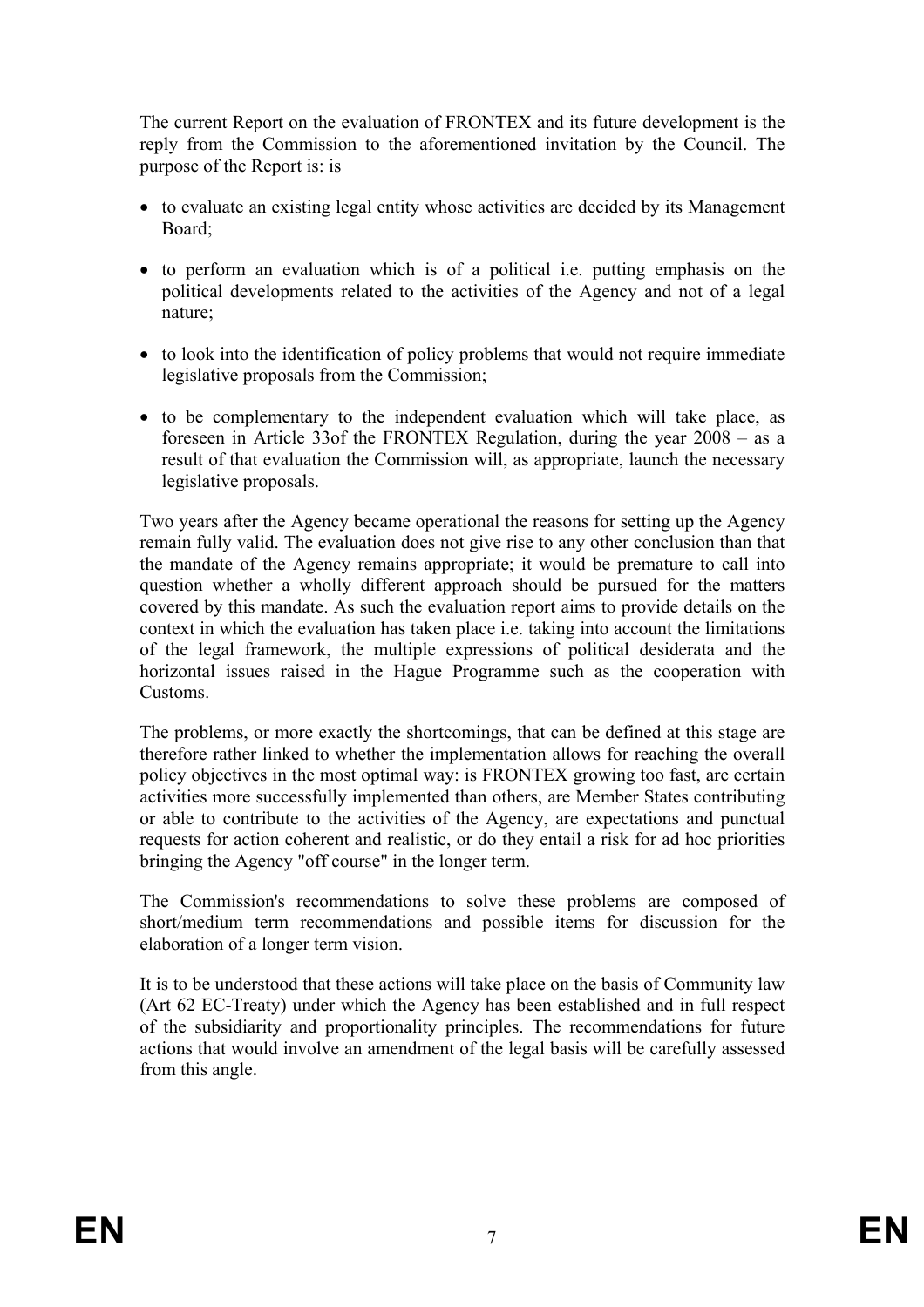The current Report on the evaluation of FRONTEX and its future development is the reply from the Commission to the aforementioned invitation by the Council. The purpose of the Report is: is

- to evaluate an existing legal entity whose activities are decided by its Management Board;
- to perform an evaluation which is of a political i.e. putting emphasis on the political developments related to the activities of the Agency and not of a legal nature;
- to look into the identification of policy problems that would not require immediate legislative proposals from the Commission;
- to be complementary to the independent evaluation which will take place, as foreseen in Article 33of the FRONTEX Regulation, during the year 2008 – as a result of that evaluation the Commission will, as appropriate, launch the necessary legislative proposals.

Two years after the Agency became operational the reasons for setting up the Agency remain fully valid. The evaluation does not give rise to any other conclusion than that the mandate of the Agency remains appropriate; it would be premature to call into question whether a wholly different approach should be pursued for the matters covered by this mandate. As such the evaluation report aims to provide details on the context in which the evaluation has taken place i.e. taking into account the limitations of the legal framework, the multiple expressions of political desiderata and the horizontal issues raised in the Hague Programme such as the cooperation with Customs.

The problems, or more exactly the shortcomings, that can be defined at this stage are therefore rather linked to whether the implementation allows for reaching the overall policy objectives in the most optimal way: is FRONTEX growing too fast, are certain activities more successfully implemented than others, are Member States contributing or able to contribute to the activities of the Agency, are expectations and punctual requests for action coherent and realistic, or do they entail a risk for ad hoc priorities bringing the Agency "off course" in the longer term.

The Commission's recommendations to solve these problems are composed of short/medium term recommendations and possible items for discussion for the elaboration of a longer term vision.

It is to be understood that these actions will take place on the basis of Community law (Art 62 EC-Treaty) under which the Agency has been established and in full respect of the subsidiarity and proportionality principles. The recommendations for future actions that would involve an amendment of the legal basis will be carefully assessed from this angle.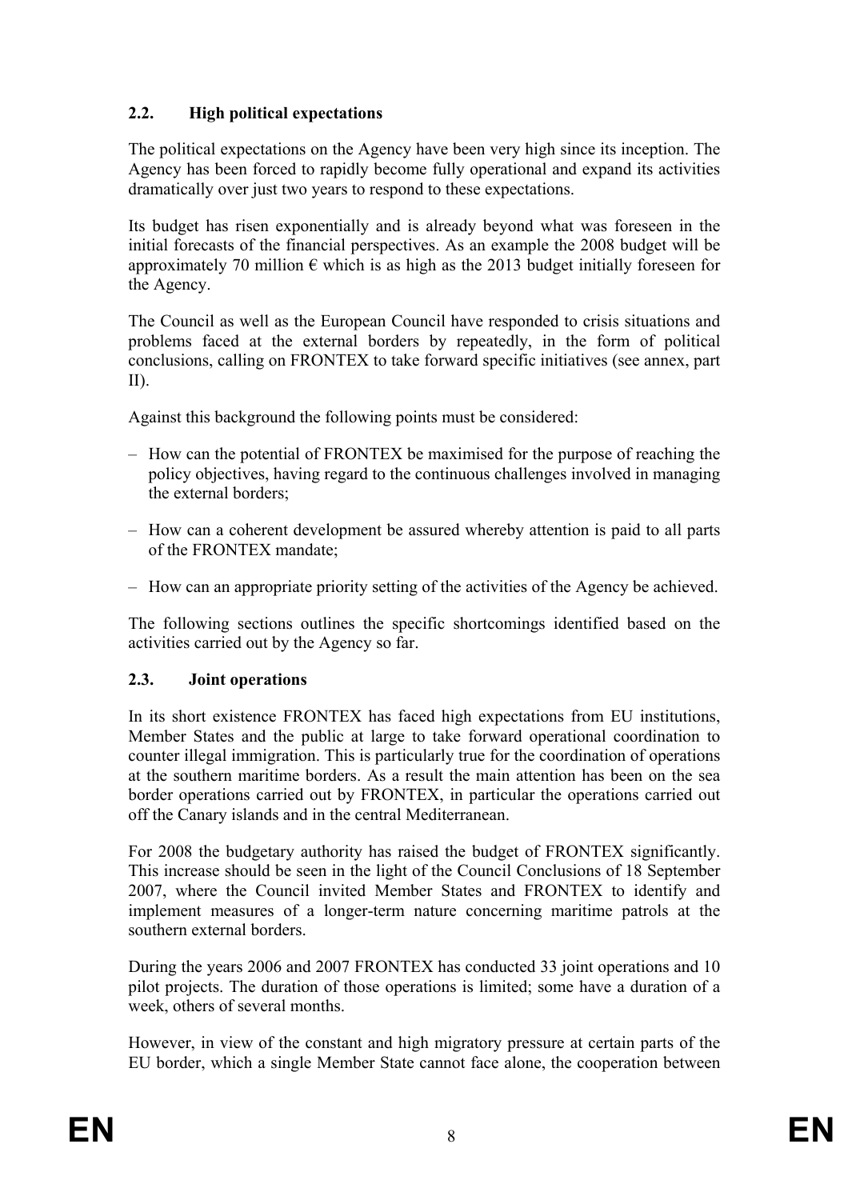### 2.2. High political expectations

The political expectations on the Agency have been very high since its inception. The Agency has been forced to rapidly become fully operational and expand its activities dramatically over just two years to respond to these expectations.

Its budget has risen exponentially and is already beyond what was foreseen in the initial forecasts of the financial perspectives. As an example the 2008 budget will be approximately 70 million € which is as high as the 2013 budget initially foreseen for the Agency.

The Council as well as the European Council have responded to crisis situations and problems faced at the external borders by repeatedly, in the form of political conclusions, calling on FRONTEX to take forward specific initiatives (see annex, part II).

Against this background the following points must be considered:

– How can the potential of FRONTEX be maximised for the purpose of reaching the policy objectives, having regard to the continuous challenges involved in managing the external borders;

– How can a coherent development be assured whereby attention is paid to all parts of the FRONTEX mandate;

– How can an appropriate priority setting of the activities of the Agency be achieved.

The following sections outlines the specific shortcomings identified based on the activities carried out by the Agency so far.

### 2.3. Joint operations

In its short existence FRONTEX has faced high expectations from EU institutions, Member States and the public at large to take forward operational coordination to counter illegal immigration. This is particularly true for the coordination of operations at the southern maritime borders. As a result the main attention has been on the sea border operations carried out by FRONTEX, in particular the operations carried out off the Canary islands and in the central Mediterranean.

For 2008 the budgetary authority has raised the budget of FRONTEX significantly. This increase should be seen in the light of the Council Conclusions of 18 September 2007, where the Council invited Member States and FRONTEX to identify and implement measures of a longer-term nature concerning maritime patrols at the southern external borders.

During the years 2006 and 2007 FRONTEX has conducted 33 joint operations and 10 pilot projects. The duration of those operations is limited; some have a duration of a week, others of several months.

However, in view of the constant and high migratory pressure at certain parts of the EU border, which a single Member State cannot face alone, the cooperation between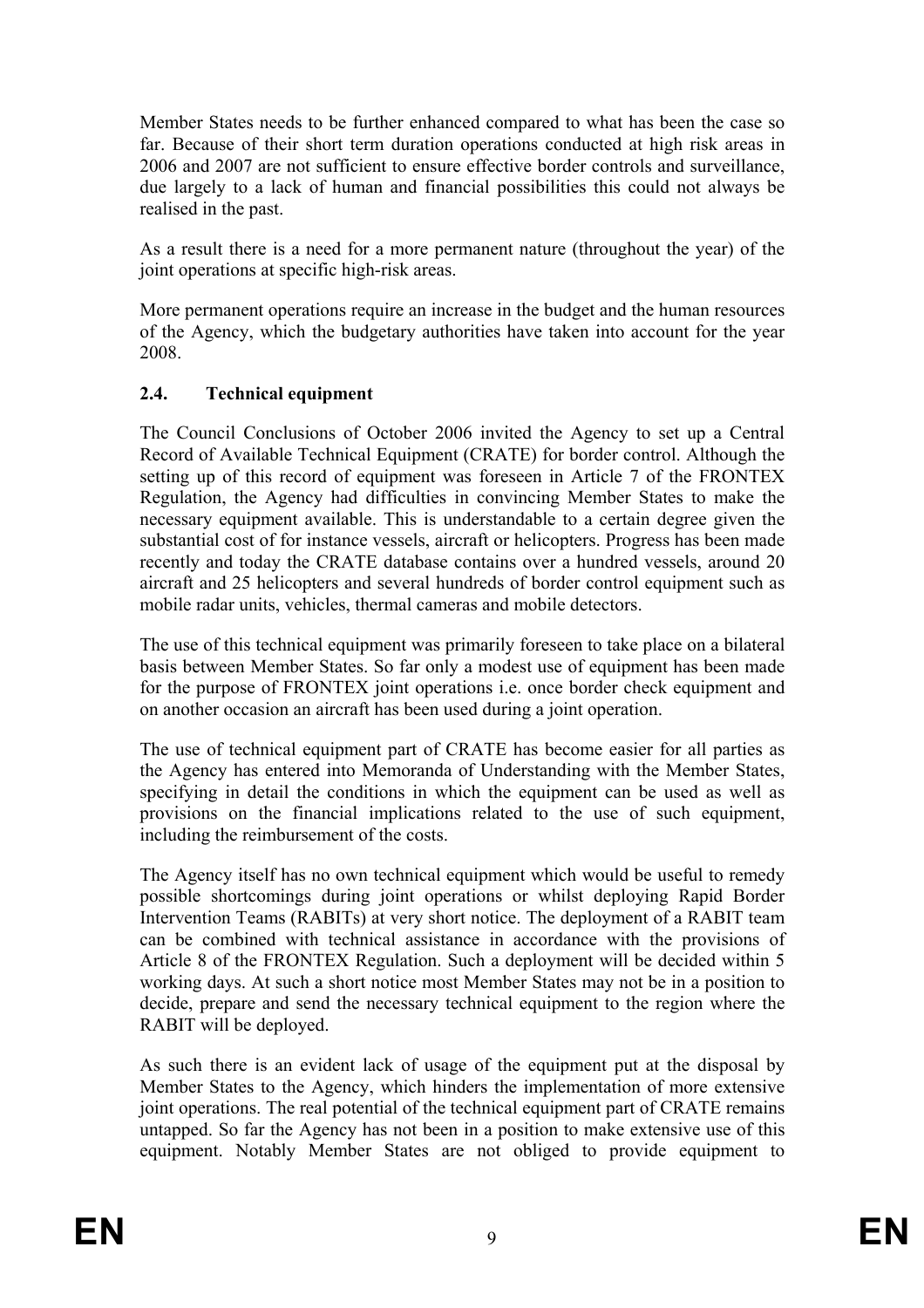Member States needs to be further enhanced compared to what has been the case so far. Because of their short term duration operations conducted at high risk areas in 2006 and 2007 are not sufficient to ensure effective border controls and surveillance, due largely to a lack of human and financial possibilities this could not always be realised in the past.

As a result there is a need for a more permanent nature (throughout the year) of the joint operations at specific high-risk areas.

More permanent operations require an increase in the budget and the human resources of the Agency, which the budgetary authorities have taken into account for the year 2008.

## 2.4. Technical equipment

The Council Conclusions of October 2006 invited the Agency to set up a Central Record of Available Technical Equipment (CRATE) for border control. Although the setting up of this record of equipment was foreseen in Article 7 of the FRONTEX Regulation, the Agency had difficulties in convincing Member States to make the necessary equipment available. This is understandable to a certain degree given the substantial cost of for instance vessels, aircraft or helicopters. Progress has been made recently and today the CRATE database contains over a hundred vessels, around 20 aircraft and 25 helicopters and several hundreds of border control equipment such as mobile radar units, vehicles, thermal cameras and mobile detectors.

The use of this technical equipment was primarily foreseen to take place on a bilateral basis between Member States. So far only a modest use of equipment has been made for the purpose of FRONTEX joint operations i.e. once border check equipment and on another occasion an aircraft has been used during a joint operation.

The use of technical equipment part of CRATE has become easier for all parties as the Agency has entered into Memoranda of Understanding with the Member States, specifying in detail the conditions in which the equipment can be used as well as provisions on the financial implications related to the use of such equipment, including the reimbursement of the costs.

The Agency itself has no own technical equipment which would be useful to remedy possible shortcomings during joint operations or whilst deploying Rapid Border Intervention Teams (RABITs) at very short notice. The deployment of a RABIT team can be combined with technical assistance in accordance with the provisions of Article 8 of the FRONTEX Regulation. Such a deployment will be decided within 5 working days. At such a short notice most Member States may not be in a position to decide, prepare and send the necessary technical equipment to the region where the RABIT will be deployed.

As such there is an evident lack of usage of the equipment put at the disposal by Member States to the Agency, which hinders the implementation of more extensive joint operations. The real potential of the technical equipment part of CRATE remains untapped. So far the Agency has not been in a position to make extensive use of this equipment. Notably Member States are not obliged to provide equipment to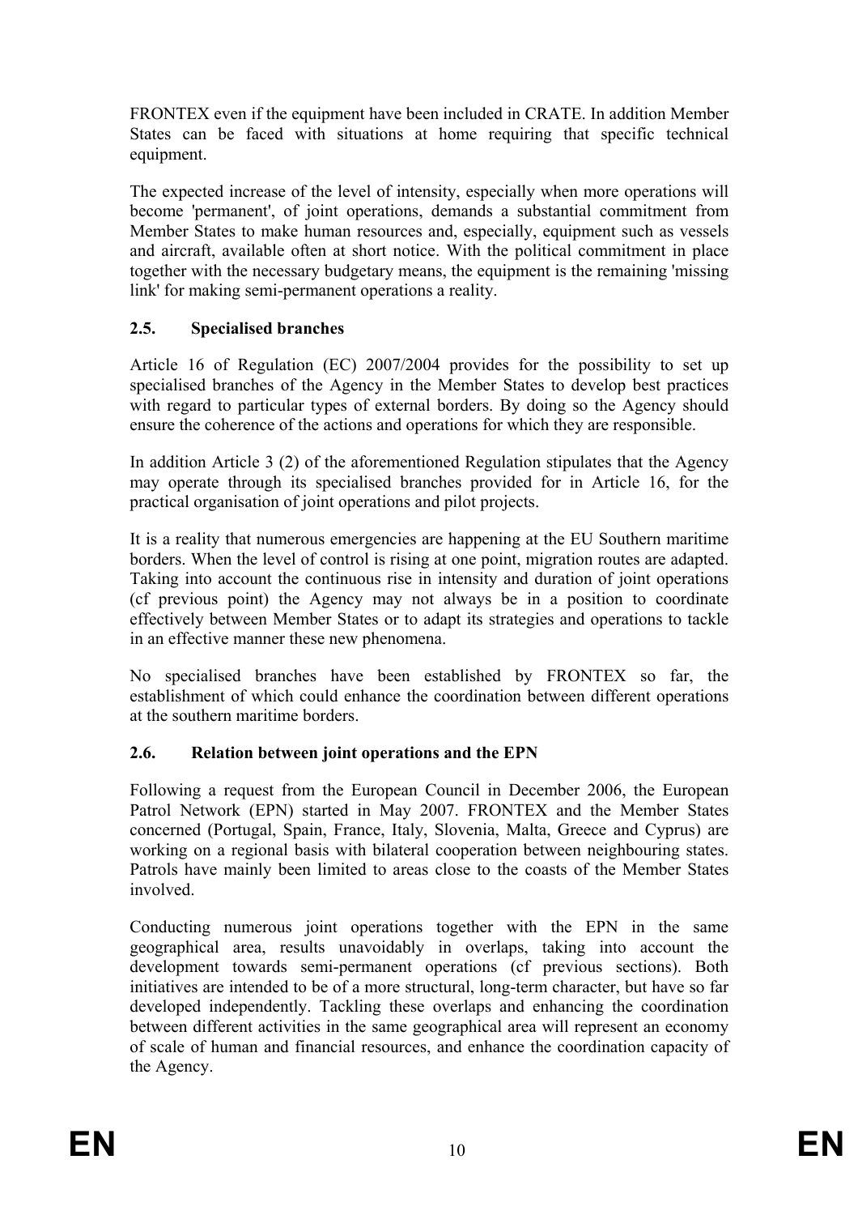FRONTEX even if the equipment have been included in CRATE. In addition Member States can be faced with situations at home requiring that specific technical equipment.

The expected increase of the level of intensity, especially when more operations will become 'permanent', of joint operations, demands a substantial commitment from Member States to make human resources and, especially, equipment such as vessels and aircraft, available often at short notice. With the political commitment in place together with the necessary budgetary means, the equipment is the remaining 'missing link' for making semi-permanent operations a reality.

### 2.5. Specialised branches

Article 16 of Regulation (EC) 2007/2004 provides for the possibility to set up specialised branches of the Agency in the Member States to develop best practices with regard to particular types of external borders. By doing so the Agency should ensure the coherence of the actions and operations for which they are responsible.

In addition Article 3 (2) of the aforementioned Regulation stipulates that the Agency may operate through its specialised branches provided for in Article 16, for the practical organisation of joint operations and pilot projects.

It is a reality that numerous emergencies are happening at the EU Southern maritime borders. When the level of control is rising at one point, migration routes are adapted. Taking into account the continuous rise in intensity and duration of joint operations (cf previous point) the Agency may not always be in a position to coordinate effectively between Member States or to adapt its strategies and operations to tackle in an effective manner these new phenomena.

No specialised branches have been established by FRONTEX so far, the establishment of which could enhance the coordination between different operations at the southern maritime borders.

### 2.6. Relation between joint operations and the EPN

Following a request from the European Council in December 2006, the European Patrol Network (EPN) started in May 2007. FRONTEX and the Member States concerned (Portugal, Spain, France, Italy, Slovenia, Malta, Greece and Cyprus) are working on a regional basis with bilateral cooperation between neighbouring states. Patrols have mainly been limited to areas close to the coasts of the Member States involved.

Conducting numerous joint operations together with the EPN in the same geographical area, results unavoidably in overlaps, taking into account the development towards semi-permanent operations (cf previous sections). Both initiatives are intended to be of a more structural, long-term character, but have so far developed independently. Tackling these overlaps and enhancing the coordination between different activities in the same geographical area will represent an economy of scale of human and financial resources, and enhance the coordination capacity of the Agency.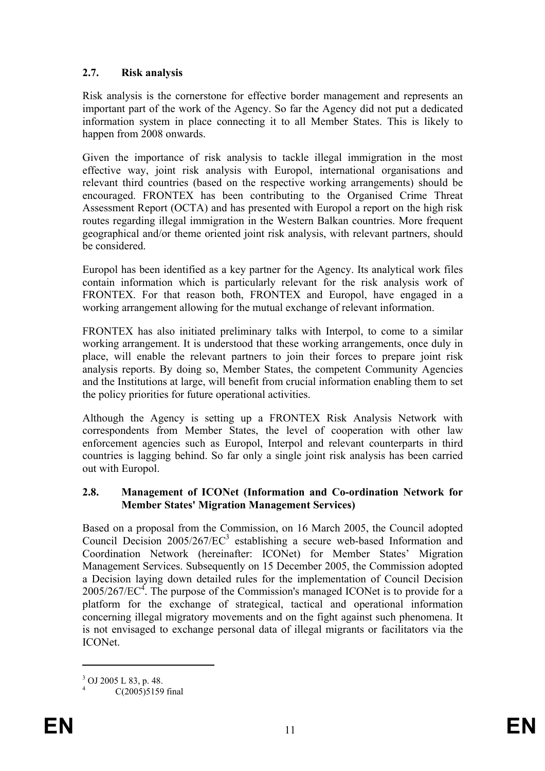### 2.7. Risk analysis

Risk analysis is the cornerstone for effective border management and represents an important part of the work of the Agency. So far the Agency did not put a dedicated information system in place connecting it to all Member States. This is likely to happen from 2008 onwards.

Given the importance of risk analysis to tackle illegal immigration in the most effective way, joint risk analysis with Europol, international organisations and relevant third countries (based on the respective working arrangements) should be encouraged. FRONTEX has been contributing to the Organised Crime Threat Assessment Report (OCTA) and has presented with Europol a report on the high risk routes regarding illegal immigration in the Western Balkan countries. More frequent geographical and/or theme oriented joint risk analysis, with relevant partners, should be considered.

Europol has been identified as a key partner for the Agency. Its analytical work files contain information which is particularly relevant for the risk analysis work of FRONTEX. For that reason both, FRONTEX and Europol, have engaged in a working arrangement allowing for the mutual exchange of relevant information.

FRONTEX has also initiated preliminary talks with Interpol, to come to a similar working arrangement. It is understood that these working arrangements, once duly in place, will enable the relevant partners to join their forces to prepare joint risk analysis reports. By doing so, Member States, the competent Community Agencies and the Institutions at large, will benefit from crucial information enabling them to set the policy priorities for future operational activities.

Although the Agency is setting up a FRONTEX Risk Analysis Network with correspondents from Member States, the level of cooperation with other law enforcement agencies such as Europol, Interpol and relevant counterparts in third countries is lagging behind. So far only a single joint risk analysis has been carried out with Europol.

### 2.8. Management of ICONet (Information and Co-ordination Network for Member States' Migration Management Services)

Based on a proposal from the Commission, on 16 March 2005, the Council adopted Council Decision 2005/267/EC[3] establishing a secure web-based Information and Coordination Network (hereinafter: ICONet) for Member States' Migration Management Services. Subsequently on 15 December 2005, the Commission adopted a Decision laying down detailed rules for the implementation of Council Decision 2005/267/EC[4]. The purpose of the Commission's managed ICONet is to provide for a platform for the exchange of strategical, tactical and operational information concerning illegal migratory movements and on the fight against such phenomena. It is not envisaged to exchange personal data of illegal migrants or facilitators via the ICONet.

---

[3] OJ 2005 L 83, p. 48.

[4] C(2005)5159 final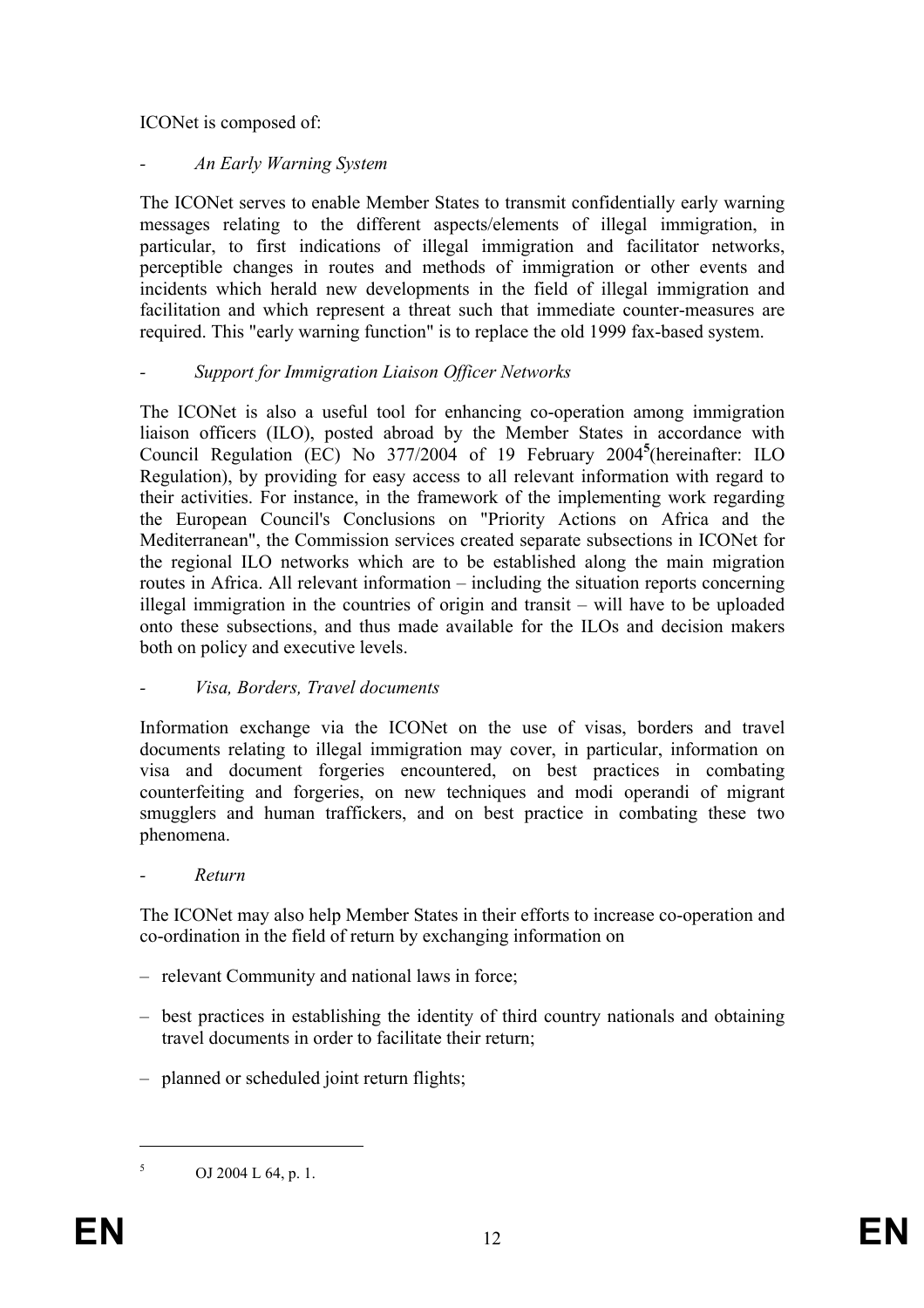ICONet is composed of:

- *An Early Warning System*

The ICONet serves to enable Member States to transmit confidentially early warning messages relating to the different aspects/elements of illegal immigration, in particular, to first indications of illegal immigration and facilitator networks, perceptible changes in routes and methods of immigration or other events and incidents which herald new developments in the field of illegal immigration and facilitation and which represent a threat such that immediate counter-measures are required. This "early warning function" is to replace the old 1999 fax-based system.

- *Support for Immigration Liaison Officer Networks*

The ICONet is also a useful tool for enhancing co-operation among immigration liaison officers (ILO), posted abroad by the Member States in accordance with Council Regulation (EC) No 377/2004 of 19 February 2004[5](hereinafter: ILO Regulation), by providing for easy access to all relevant information with regard to their activities. For instance, in the framework of the implementing work regarding the European Council's Conclusions on "Priority Actions on Africa and the Mediterranean", the Commission services created separate subsections in ICONet for the regional ILO networks which are to be established along the main migration routes in Africa. All relevant information – including the situation reports concerning illegal immigration in the countries of origin and transit – will have to be uploaded onto these subsections, and thus made available for the ILOs and decision makers both on policy and executive levels.

- *Visa, Borders, Travel documents*

Information exchange via the ICONet on the use of visas, borders and travel documents relating to illegal immigration may cover, in particular, information on visa and document forgeries encountered, on best practices in combating counterfeiting and forgeries, on new techniques and modi operandi of migrant smugglers and human traffickers, and on best practice in combating these two phenomena.

- *Return*

The ICONet may also help Member States in their efforts to increase co-operation and co-ordination in the field of return by exchanging information on

– relevant Community and national laws in force;

– best practices in establishing the identity of third country nationals and obtaining travel documents in order to facilitate their return;

– planned or scheduled joint return flights;

---

[5] OJ 2004 L 64, p. 1.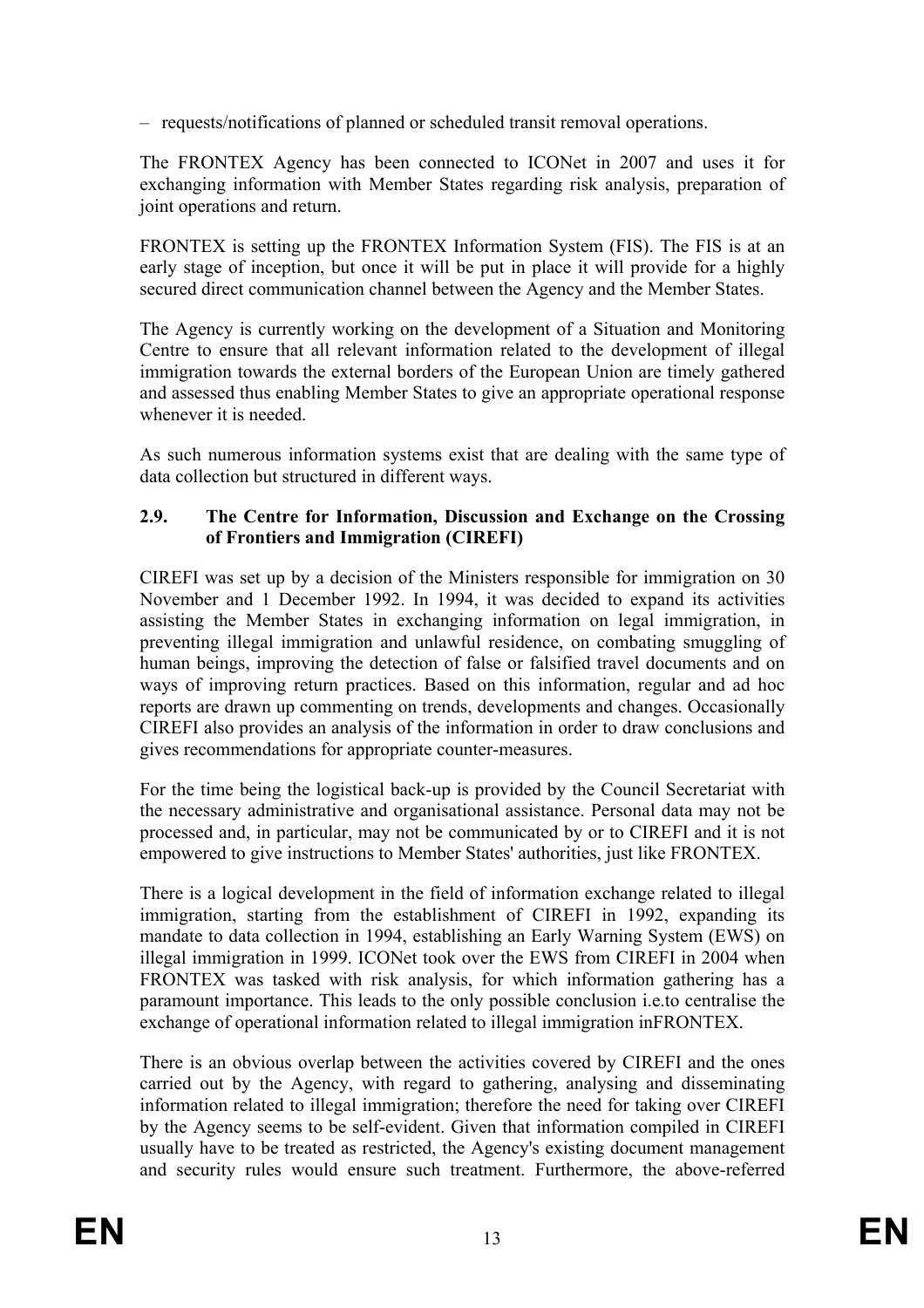– requests/notifications of planned or scheduled transit removal operations.

The FRONTEX Agency has been connected to ICONet in 2007 and uses it for exchanging information with Member States regarding risk analysis, preparation of joint operations and return.

FRONTEX is setting up the FRONTEX Information System (FIS). The FIS is at an early stage of inception, but once it will be put in place it will provide for a highly secured direct communication channel between the Agency and the Member States.

The Agency is currently working on the development of a Situation and Monitoring Centre to ensure that all relevant information related to the development of illegal immigration towards the external borders of the European Union are timely gathered and assessed thus enabling Member States to give an appropriate operational response whenever it is needed.

As such numerous information systems exist that are dealing with the same type of data collection but structured in different ways.

### 2.9. The Centre for Information, Discussion and Exchange on the Crossing of Frontiers and Immigration (CIREFI)

CIREFI was set up by a decision of the Ministers responsible for immigration on 30 November and 1 December 1992. In 1994, it was decided to expand its activities assisting the Member States in exchanging information on legal immigration, in preventing illegal immigration and unlawful residence, on combating smuggling of human beings, improving the detection of false or falsified travel documents and on ways of improving return practices. Based on this information, regular and ad hoc reports are drawn up commenting on trends, developments and changes. Occasionally CIREFI also provides an analysis of the information in order to draw conclusions and gives recommendations for appropriate counter-measures.

For the time being the logistical back-up is provided by the Council Secretariat with the necessary administrative and organisational assistance. Personal data may not be processed and, in particular, may not be communicated by or to CIREFI and it is not empowered to give instructions to Member States' authorities, just like FRONTEX.

There is a logical development in the field of information exchange related to illegal immigration, starting from the establishment of CIREFI in 1992, expanding its mandate to data collection in 1994, establishing an Early Warning System (EWS) on illegal immigration in 1999. ICONet took over the EWS from CIREFI in 2004 when FRONTEX was tasked with risk analysis, for which information gathering has a paramount importance. This leads to the only possible conclusion i.e.to centralise the exchange of operational information related to illegal immigration inFRONTEX.

There is an obvious overlap between the activities covered by CIREFI and the ones carried out by the Agency, with regard to gathering, analysing and disseminating information related to illegal immigration; therefore the need for taking over CIREFI by the Agency seems to be self-evident. Given that information compiled in CIREFI usually have to be treated as restricted, the Agency's existing document management and security rules would ensure such treatment. Furthermore, the above-referred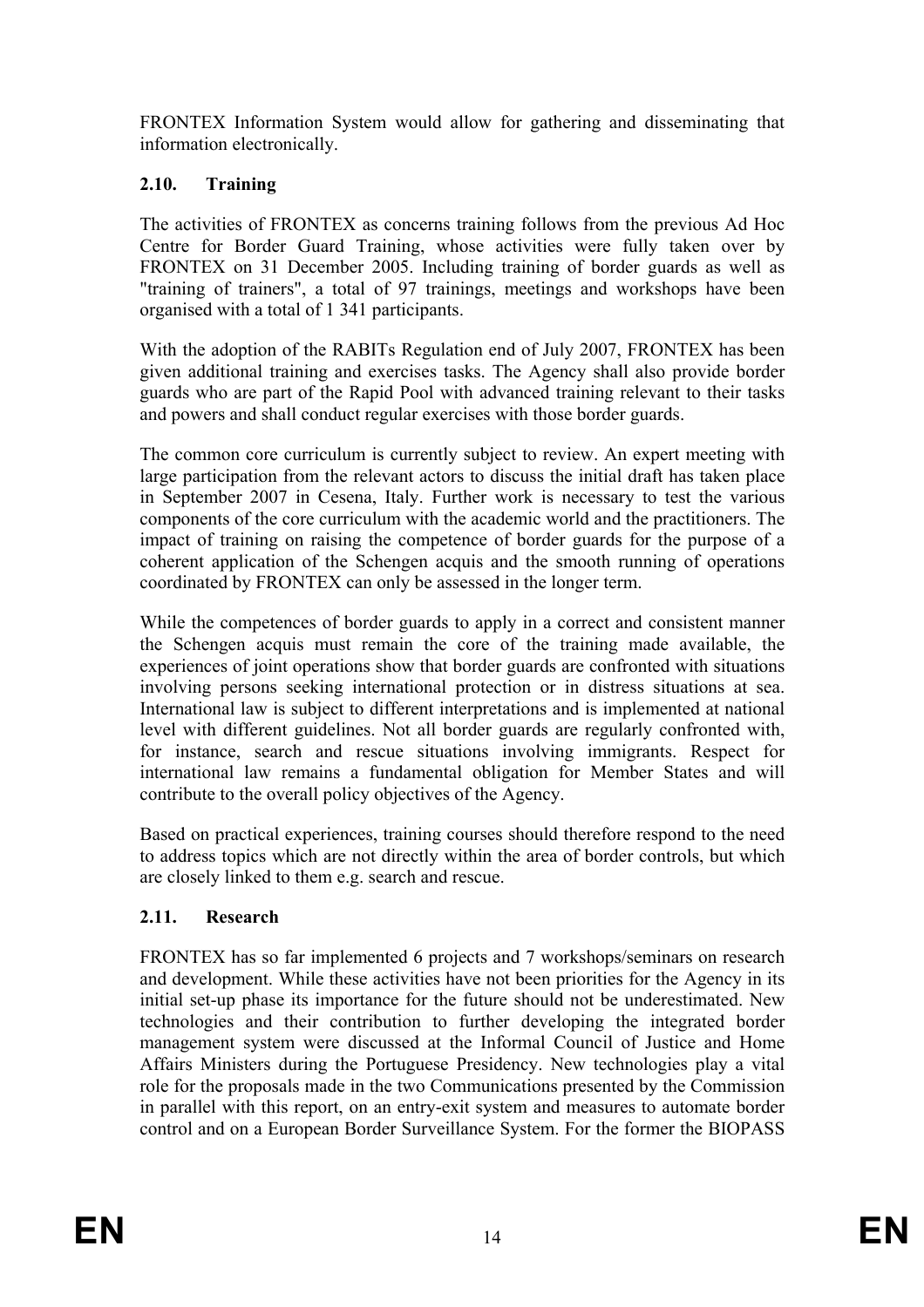FRONTEX Information System would allow for gathering and disseminating that information electronically.

## 2.10. Training

The activities of FRONTEX as concerns training follows from the previous Ad Hoc Centre for Border Guard Training, whose activities were fully taken over by FRONTEX on 31 December 2005. Including training of border guards as well as "training of trainers", a total of 97 trainings, meetings and workshops have been organised with a total of 1 341 participants.

With the adoption of the RABITs Regulation end of July 2007, FRONTEX has been given additional training and exercises tasks. The Agency shall also provide border guards who are part of the Rapid Pool with advanced training relevant to their tasks and powers and shall conduct regular exercises with those border guards.

The common core curriculum is currently subject to review. An expert meeting with large participation from the relevant actors to discuss the initial draft has taken place in September 2007 in Cesena, Italy. Further work is necessary to test the various components of the core curriculum with the academic world and the practitioners. The impact of training on raising the competence of border guards for the purpose of a coherent application of the Schengen acquis and the smooth running of operations coordinated by FRONTEX can only be assessed in the longer term.

While the competences of border guards to apply in a correct and consistent manner the Schengen acquis must remain the core of the training made available, the experiences of joint operations show that border guards are confronted with situations involving persons seeking international protection or in distress situations at sea. International law is subject to different interpretations and is implemented at national level with different guidelines. Not all border guards are regularly confronted with, for instance, search and rescue situations involving immigrants. Respect for international law remains a fundamental obligation for Member States and will contribute to the overall policy objectives of the Agency.

Based on practical experiences, training courses should therefore respond to the need to address topics which are not directly within the area of border controls, but which are closely linked to them e.g. search and rescue.

## 2.11. Research

FRONTEX has so far implemented 6 projects and 7 workshops/seminars on research and development. While these activities have not been priorities for the Agency in its initial set-up phase its importance for the future should not be underestimated. New technologies and their contribution to further developing the integrated border management system were discussed at the Informal Council of Justice and Home Affairs Ministers during the Portuguese Presidency. New technologies play a vital role for the proposals made in the two Communications presented by the Commission in parallel with this report, on an entry-exit system and measures to automate border control and on a European Border Surveillance System. For the former the BIOPASS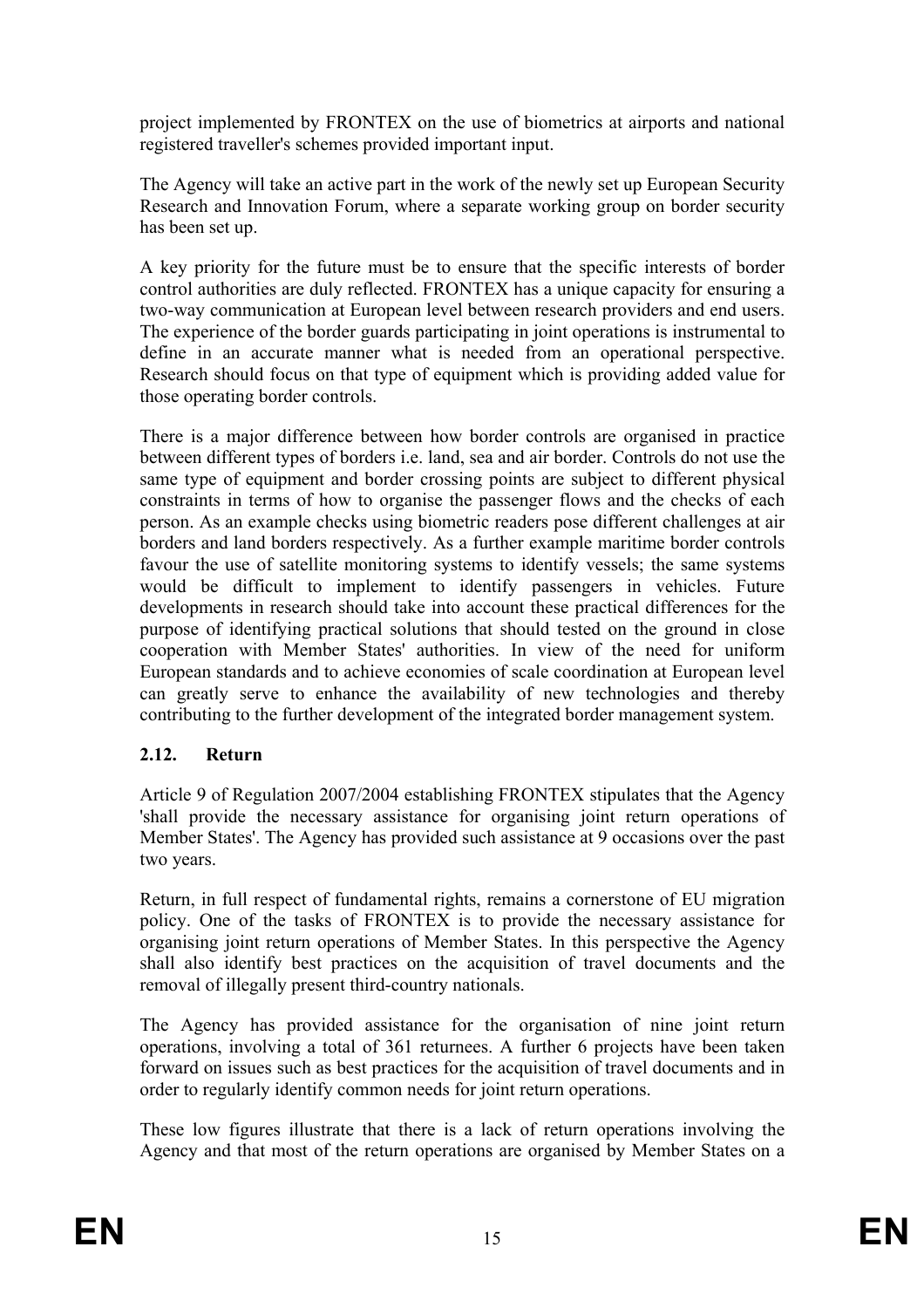project implemented by FRONTEX on the use of biometrics at airports and national registered traveller's schemes provided important input.

The Agency will take an active part in the work of the newly set up European Security Research and Innovation Forum, where a separate working group on border security has been set up.

A key priority for the future must be to ensure that the specific interests of border control authorities are duly reflected. FRONTEX has a unique capacity for ensuring a two-way communication at European level between research providers and end users. The experience of the border guards participating in joint operations is instrumental to define in an accurate manner what is needed from an operational perspective. Research should focus on that type of equipment which is providing added value for those operating border controls.

There is a major difference between how border controls are organised in practice between different types of borders i.e. land, sea and air border. Controls do not use the same type of equipment and border crossing points are subject to different physical constraints in terms of how to organise the passenger flows and the checks of each person. As an example checks using biometric readers pose different challenges at air borders and land borders respectively. As a further example maritime border controls favour the use of satellite monitoring systems to identify vessels; the same systems would be difficult to implement to identify passengers in vehicles. Future developments in research should take into account these practical differences for the purpose of identifying practical solutions that should tested on the ground in close cooperation with Member States' authorities. In view of the need for uniform European standards and to achieve economies of scale coordination at European level can greatly serve to enhance the availability of new technologies and thereby contributing to the further development of the integrated border management system.

## 2.12. Return

Article 9 of Regulation 2007/2004 establishing FRONTEX stipulates that the Agency 'shall provide the necessary assistance for organising joint return operations of Member States'. The Agency has provided such assistance at 9 occasions over the past two years.

Return, in full respect of fundamental rights, remains a cornerstone of EU migration policy. One of the tasks of FRONTEX is to provide the necessary assistance for organising joint return operations of Member States. In this perspective the Agency shall also identify best practices on the acquisition of travel documents and the removal of illegally present third-country nationals.

The Agency has provided assistance for the organisation of nine joint return operations, involving a total of 361 returnees. A further 6 projects have been taken forward on issues such as best practices for the acquisition of travel documents and in order to regularly identify common needs for joint return operations.

These low figures illustrate that there is a lack of return operations involving the Agency and that most of the return operations are organised by Member States on a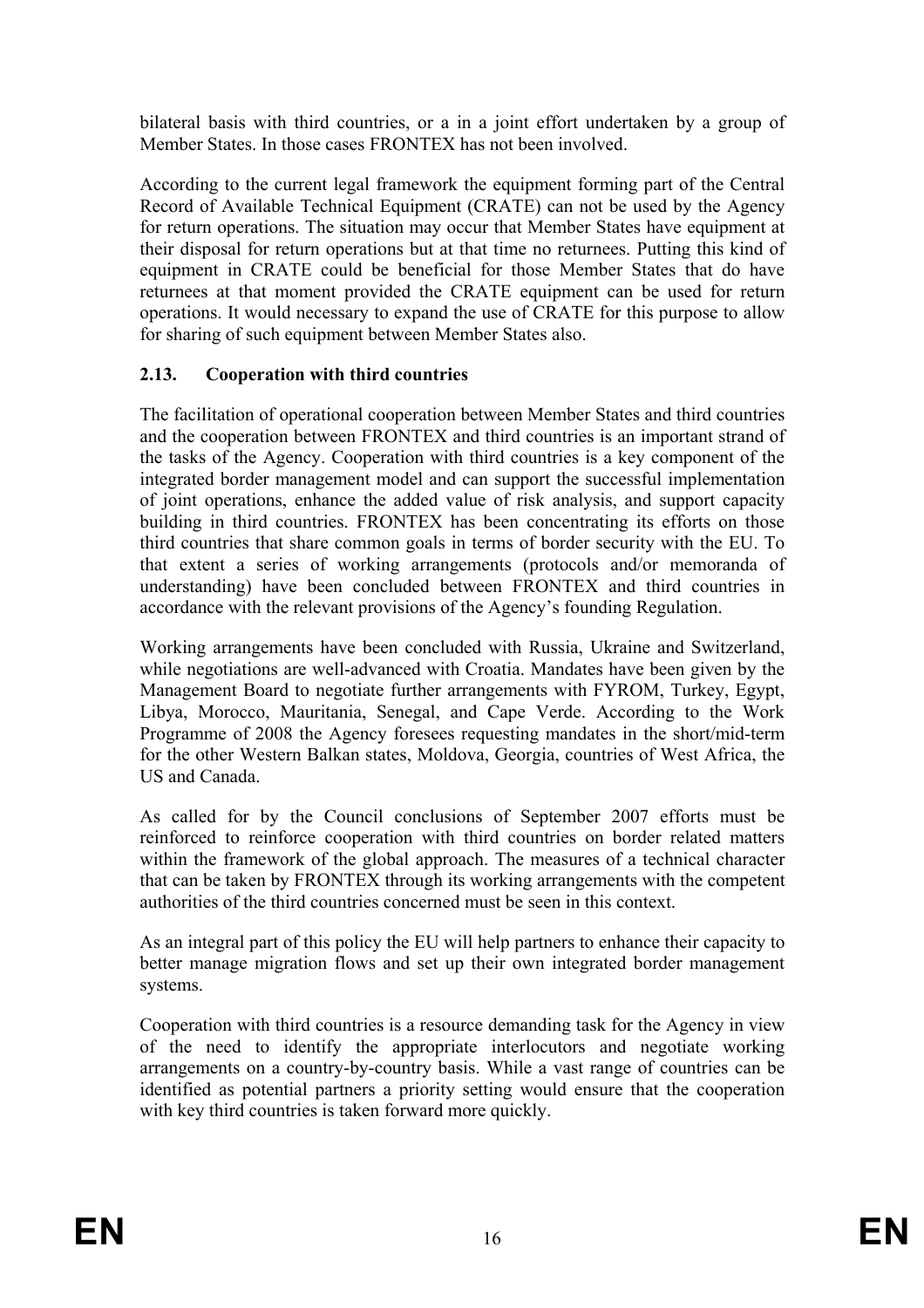bilateral basis with third countries, or a in a joint effort undertaken by a group of Member States. In those cases FRONTEX has not been involved.

According to the current legal framework the equipment forming part of the Central Record of Available Technical Equipment (CRATE) can not be used by the Agency for return operations. The situation may occur that Member States have equipment at their disposal for return operations but at that time no returnees. Putting this kind of equipment in CRATE could be beneficial for those Member States that do have returnees at that moment provided the CRATE equipment can be used for return operations. It would necessary to expand the use of CRATE for this purpose to allow for sharing of such equipment between Member States also.

### 2.13. Cooperation with third countries

The facilitation of operational cooperation between Member States and third countries and the cooperation between FRONTEX and third countries is an important strand of the tasks of the Agency. Cooperation with third countries is a key component of the integrated border management model and can support the successful implementation of joint operations, enhance the added value of risk analysis, and support capacity building in third countries. FRONTEX has been concentrating its efforts on those third countries that share common goals in terms of border security with the EU. To that extent a series of working arrangements (protocols and/or memoranda of understanding) have been concluded between FRONTEX and third countries in accordance with the relevant provisions of the Agency's founding Regulation.

Working arrangements have been concluded with Russia, Ukraine and Switzerland, while negotiations are well-advanced with Croatia. Mandates have been given by the Management Board to negotiate further arrangements with FYROM, Turkey, Egypt, Libya, Morocco, Mauritania, Senegal, and Cape Verde. According to the Work Programme of 2008 the Agency foresees requesting mandates in the short/mid-term for the other Western Balkan states, Moldova, Georgia, countries of West Africa, the US and Canada.

As called for by the Council conclusions of September 2007 efforts must be reinforced to reinforce cooperation with third countries on border related matters within the framework of the global approach. The measures of a technical character that can be taken by FRONTEX through its working arrangements with the competent authorities of the third countries concerned must be seen in this context.

As an integral part of this policy the EU will help partners to enhance their capacity to better manage migration flows and set up their own integrated border management systems.

Cooperation with third countries is a resource demanding task for the Agency in view of the need to identify the appropriate interlocutors and negotiate working arrangements on a country-by-country basis. While a vast range of countries can be identified as potential partners a priority setting would ensure that the cooperation with key third countries is taken forward more quickly.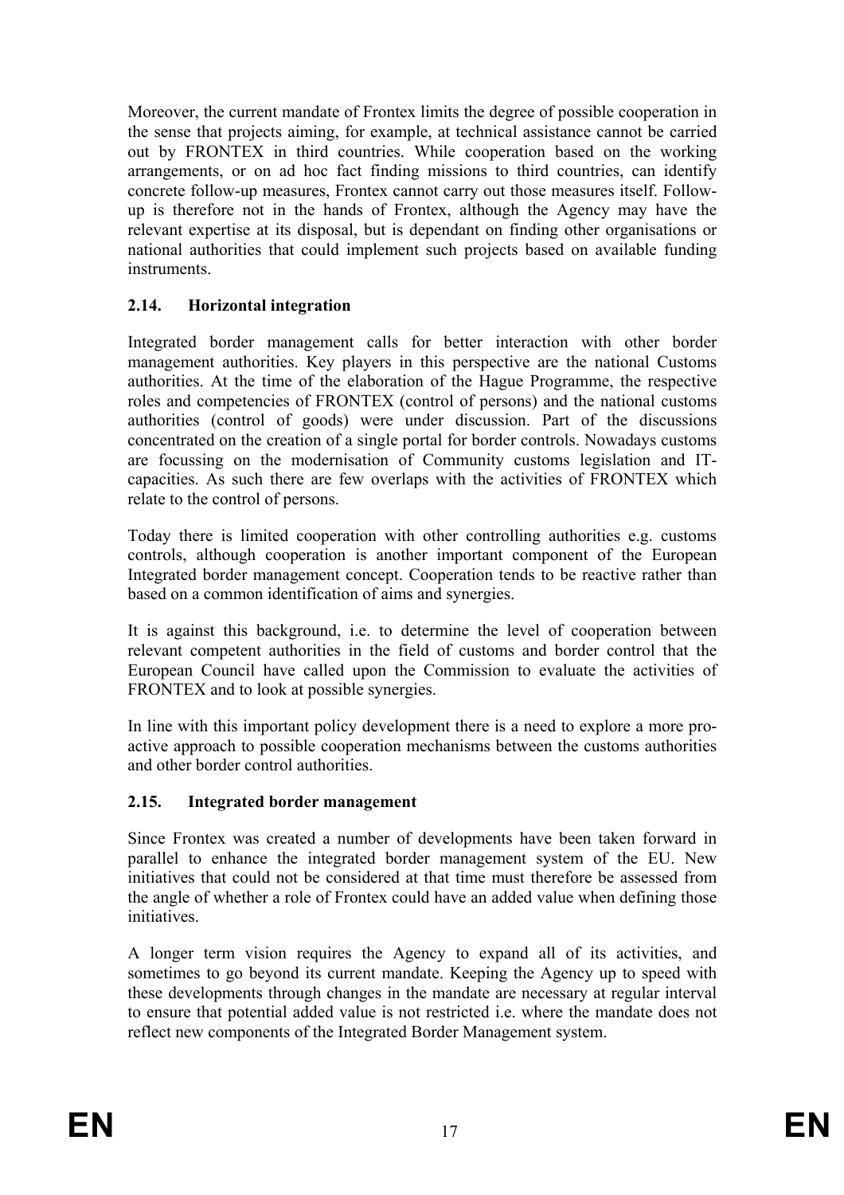Moreover, the current mandate of Frontex limits the degree of possible cooperation in the sense that projects aiming, for example, at technical assistance cannot be carried out by FRONTEX in third countries. While cooperation based on the working arrangements, or on ad hoc fact finding missions to third countries, can identify concrete follow-up measures, Frontex cannot carry out those measures itself. Follow-up is therefore not in the hands of Frontex, although the Agency may have the relevant expertise at its disposal, but is dependant on finding other organisations or national authorities that could implement such projects based on available funding instruments.

## 2.14. Horizontal integration

Integrated border management calls for better interaction with other border management authorities. Key players in this perspective are the national Customs authorities. At the time of the elaboration of the Hague Programme, the respective roles and competencies of FRONTEX (control of persons) and the national customs authorities (control of goods) were under discussion. Part of the discussions concentrated on the creation of a single portal for border controls. Nowadays customs are focussing on the modernisation of Community customs legislation and IT-capacities. As such there are few overlaps with the activities of FRONTEX which relate to the control of persons.

Today there is limited cooperation with other controlling authorities e.g. customs controls, although cooperation is another important component of the European Integrated border management concept. Cooperation tends to be reactive rather than based on a common identification of aims and synergies.

It is against this background, i.e. to determine the level of cooperation between relevant competent authorities in the field of customs and border control that the European Council have called upon the Commission to evaluate the activities of FRONTEX and to look at possible synergies.

In line with this important policy development there is a need to explore a more pro-active approach to possible cooperation mechanisms between the customs authorities and other border control authorities.

## 2.15. Integrated border management

Since Frontex was created a number of developments have been taken forward in parallel to enhance the integrated border management system of the EU. New initiatives that could not be considered at that time must therefore be assessed from the angle of whether a role of Frontex could have an added value when defining those initiatives.

A longer term vision requires the Agency to expand all of its activities, and sometimes to go beyond its current mandate. Keeping the Agency up to speed with these developments through changes in the mandate are necessary at regular interval to ensure that potential added value is not restricted i.e. where the mandate does not reflect new components of the Integrated Border Management system.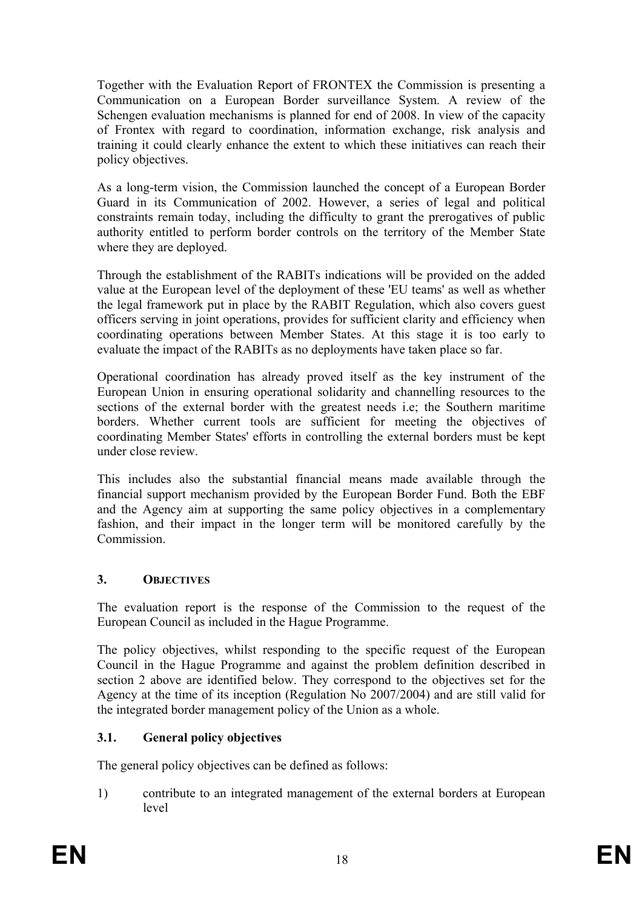Together with the Evaluation Report of FRONTEX the Commission is presenting a Communication on a European Border surveillance System. A review of the Schengen evaluation mechanisms is planned for end of 2008. In view of the capacity of Frontex with regard to coordination, information exchange, risk analysis and training it could clearly enhance the extent to which these initiatives can reach their policy objectives.

As a long-term vision, the Commission launched the concept of a European Border Guard in its Communication of 2002. However, a series of legal and political constraints remain today, including the difficulty to grant the prerogatives of public authority entitled to perform border controls on the territory of the Member State where they are deployed.

Through the establishment of the RABITs indications will be provided on the added value at the European level of the deployment of these 'EU teams' as well as whether the legal framework put in place by the RABIT Regulation, which also covers guest officers serving in joint operations, provides for sufficient clarity and efficiency when coordinating operations between Member States. At this stage it is too early to evaluate the impact of the RABITs as no deployments have taken place so far.

Operational coordination has already proved itself as the key instrument of the European Union in ensuring operational solidarity and channelling resources to the sections of the external border with the greatest needs i.e; the Southern maritime borders. Whether current tools are sufficient for meeting the objectives of coordinating Member States' efforts in controlling the external borders must be kept under close review.

This includes also the substantial financial means made available through the financial support mechanism provided by the European Border Fund. Both the EBF and the Agency aim at supporting the same policy objectives in a complementary fashion, and their impact in the longer term will be monitored carefully by the Commission.

## 3. OBJECTIVES

The evaluation report is the response of the Commission to the request of the European Council as included in the Hague Programme.

The policy objectives, whilst responding to the specific request of the European Council in the Hague Programme and against the problem definition described in section 2 above are identified below. They correspond to the objectives set for the Agency at the time of its inception (Regulation No 2007/2004) and are still valid for the integrated border management policy of the Union as a whole.

### 3.1. General policy objectives

The general policy objectives can be defined as follows:

1) contribute to an integrated management of the external borders at European level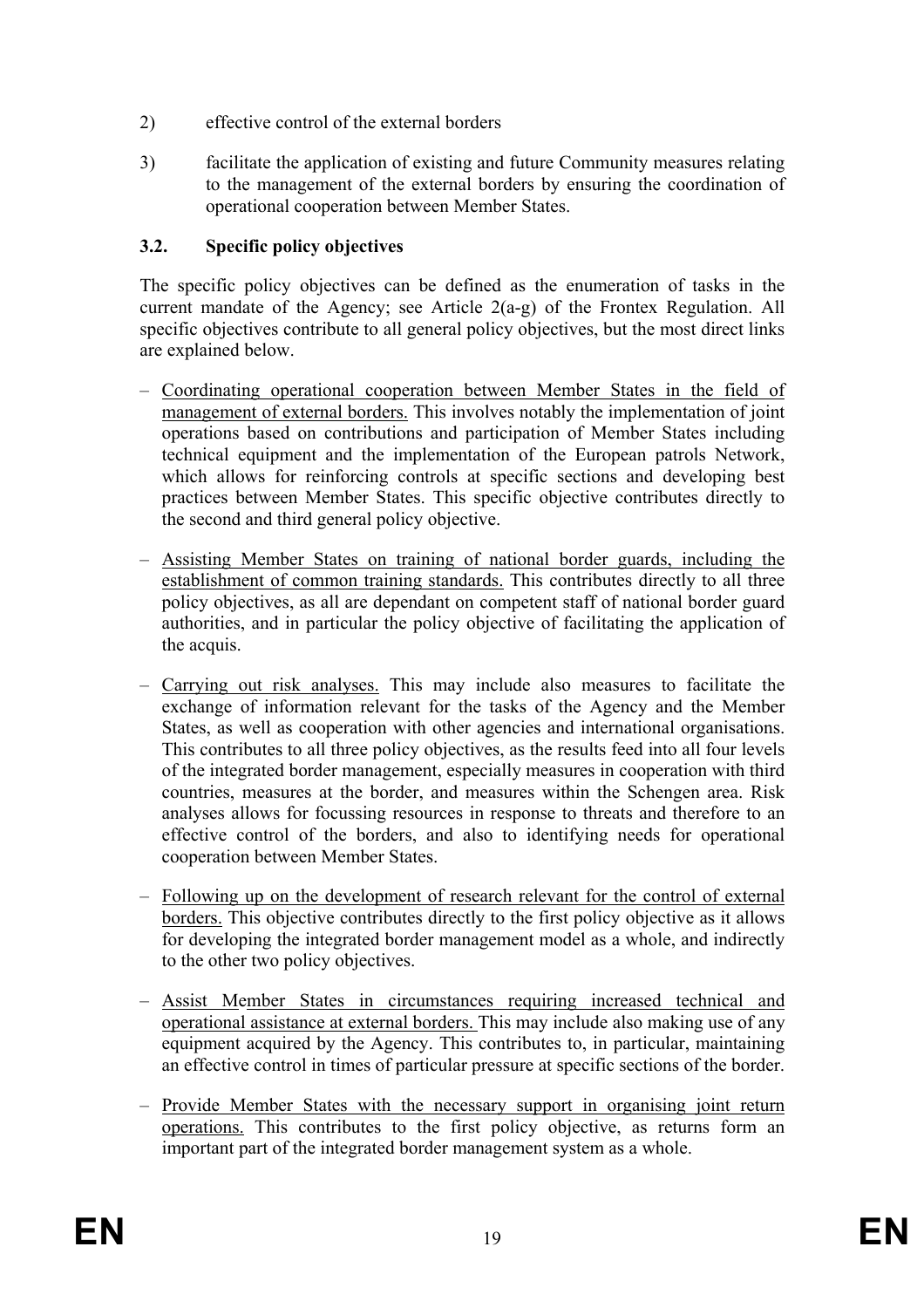2) effective control of the external borders

3) facilitate the application of existing and future Community measures relating to the management of the external borders by ensuring the coordination of operational cooperation between Member States.

### 3.2. Specific policy objectives

The specific policy objectives can be defined as the enumeration of tasks in the current mandate of the Agency; see Article 2(a-g) of the Frontex Regulation. All specific objectives contribute to all general policy objectives, but the most direct links are explained below.

- Coordinating operational cooperation between Member States in the field of management of external borders. This involves notably the implementation of joint operations based on contributions and participation of Member States including technical equipment and the implementation of the European patrols Network, which allows for reinforcing controls at specific sections and developing best practices between Member States. This specific objective contributes directly to the second and third general policy objective.

- Assisting Member States on training of national border guards, including the establishment of common training standards. This contributes directly to all three policy objectives, as all are dependant on competent staff of national border guard authorities, and in particular the policy objective of facilitating the application of the acquis.

- Carrying out risk analyses. This may include also measures to facilitate the exchange of information relevant for the tasks of the Agency and the Member States, as well as cooperation with other agencies and international organisations. This contributes to all three policy objectives, as the results feed into all four levels of the integrated border management, especially measures in cooperation with third countries, measures at the border, and measures within the Schengen area. Risk analyses allows for focussing resources in response to threats and therefore to an effective control of the borders, and also to identifying needs for operational cooperation between Member States.

- Following up on the development of research relevant for the control of external borders. This objective contributes directly to the first policy objective as it allows for developing the integrated border management model as a whole, and indirectly to the other two policy objectives.

- Assist Member States in circumstances requiring increased technical and operational assistance at external borders. This may include also making use of any equipment acquired by the Agency. This contributes to, in particular, maintaining an effective control in times of particular pressure at specific sections of the border.

- Provide Member States with the necessary support in organising joint return operations. This contributes to the first policy objective, as returns form an important part of the integrated border management system as a whole.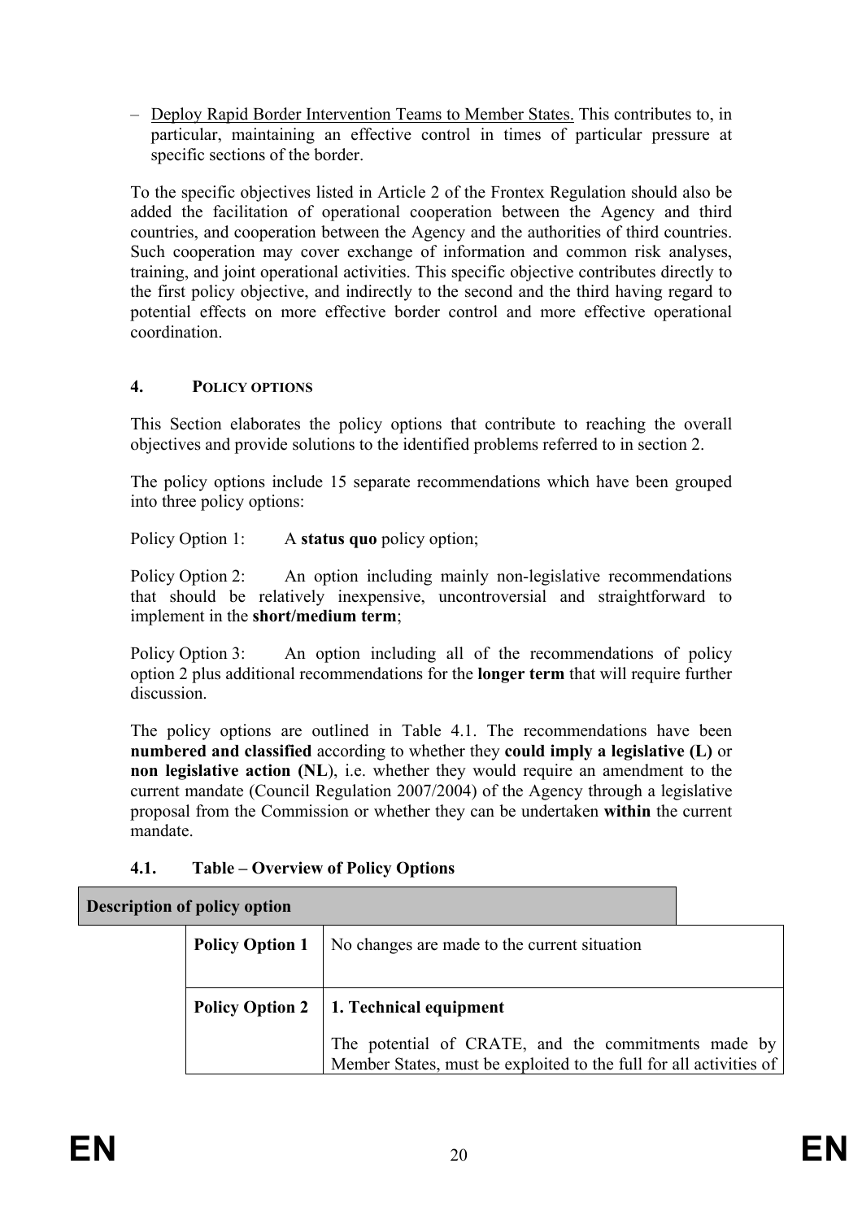– Deploy Rapid Border Intervention Teams to Member States. This contributes to, in particular, maintaining an effective control in times of particular pressure at specific sections of the border.

To the specific objectives listed in Article 2 of the Frontex Regulation should also be added the facilitation of operational cooperation between the Agency and third countries, and cooperation between the Agency and the authorities of third countries. Such cooperation may cover exchange of information and common risk analyses, training, and joint operational activities. This specific objective contributes directly to the first policy objective, and indirectly to the second and the third having regard to potential effects on more effective border control and more effective operational coordination.

## 4. POLICY OPTIONS

This Section elaborates the policy options that contribute to reaching the overall objectives and provide solutions to the identified problems referred to in section 2.

The policy options include 15 separate recommendations which have been grouped into three policy options:

Policy Option 1: A **status quo** policy option;

Policy Option 2: An option including mainly non-legislative recommendations that should be relatively inexpensive, uncontroversial and straightforward to implement in the **short/medium term**;

Policy Option 3: An option including all of the recommendations of policy option 2 plus additional recommendations for the **longer term** that will require further discussion.

The policy options are outlined in Table 4.1. The recommendations have been **numbered and classified** according to whether they **could imply a legislative (L)** or **non legislative action (NL**), i.e. whether they would require an amendment to the current mandate (Council Regulation 2007/2004) of the Agency through a legislative proposal from the Commission or whether they can be undertaken **within** the current mandate.

### 4.1. Table – Overview of Policy Options

| Description of policy option | | |
|---|---|---|
| | **Policy Option 1** | No changes are made to the current situation |
| | **Policy Option 2** | **1. Technical equipment**<br><br>The potential of CRATE, and the commitments made by Member States, must be exploited to the full for all activities of |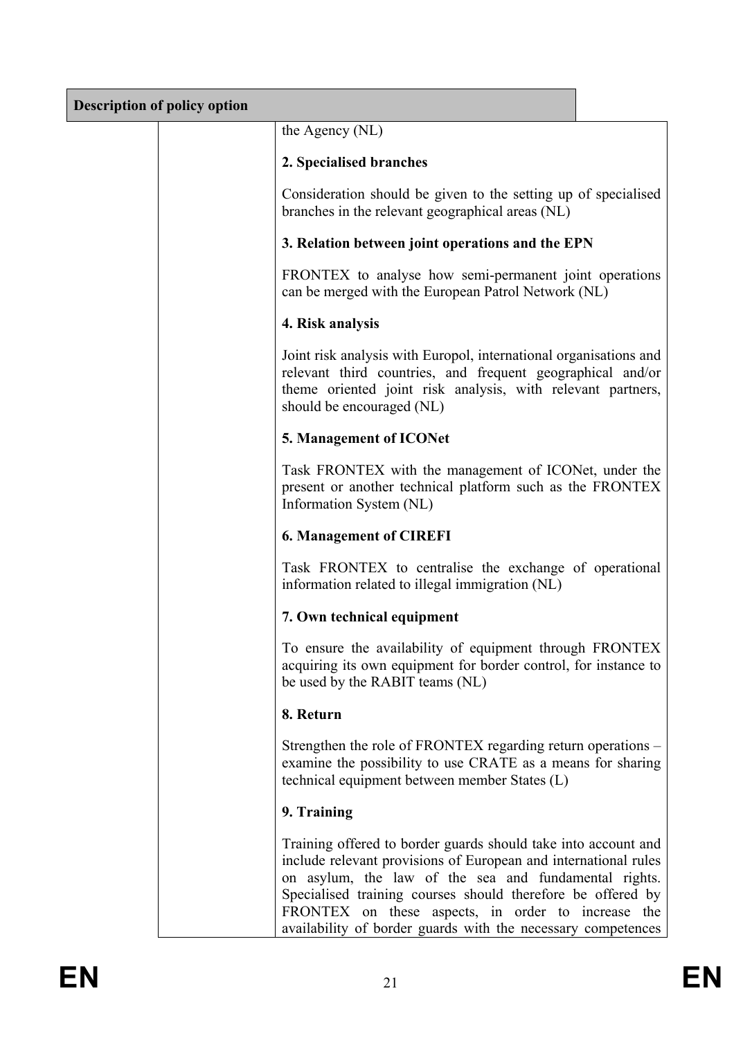| Description of policy option | | |
|---|---|---|
| | | the Agency (NL)<br><br>**2. Specialised branches**<br><br>Consideration should be given to the setting up of specialised branches in the relevant geographical areas (NL)<br><br>**3. Relation between joint operations and the EPN**<br><br>FRONTEX to analyse how semi-permanent joint operations can be merged with the European Patrol Network (NL)<br><br>**4. Risk analysis**<br><br>Joint risk analysis with Europol, international organisations and relevant third countries, and frequent geographical and/or theme oriented joint risk analysis, with relevant partners, should be encouraged (NL)<br><br>**5. Management of ICONet**<br><br>Task FRONTEX with the management of ICONet, under the present or another technical platform such as the FRONTEX Information System (NL)<br><br>**6. Management of CIREFI**<br><br>Task FRONTEX to centralise the exchange of operational information related to illegal immigration (NL)<br><br>**7. Own technical equipment**<br><br>To ensure the availability of equipment through FRONTEX acquiring its own equipment for border control, for instance to be used by the RABIT teams (NL)<br><br>**8. Return**<br><br>Strengthen the role of FRONTEX regarding return operations – examine the possibility to use CRATE as a means for sharing technical equipment between member States (L)<br><br>**9. Training**<br><br>Training offered to border guards should take into account and include relevant provisions of European and international rules on asylum, the law of the sea and fundamental rights. Specialised training courses should therefore be offered by FRONTEX on these aspects, in order to increase the availability of border guards with the necessary competences |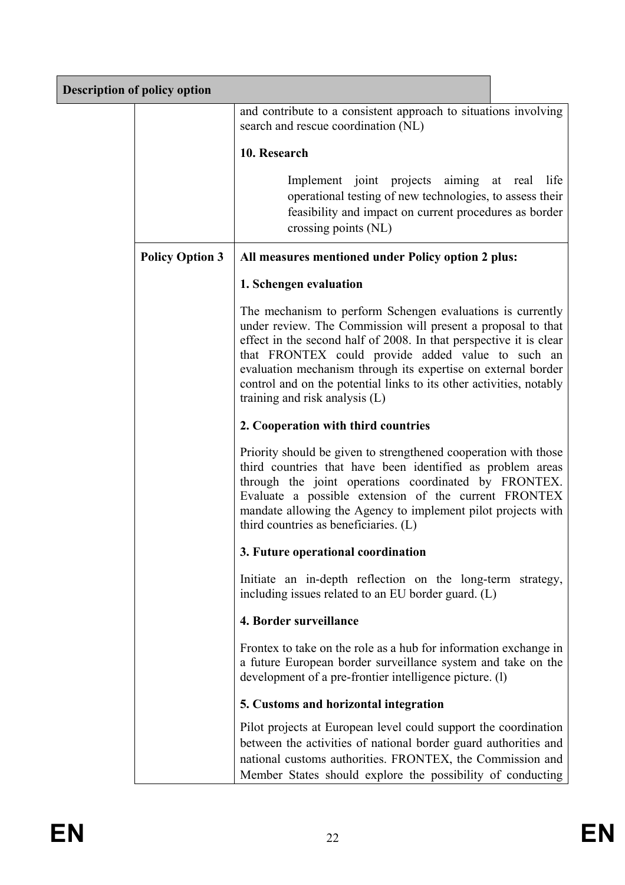| Description of policy option | |
|---|---|
| | and contribute to a consistent approach to situations involving search and rescue coordination (NL)<br><br>**10. Research**<br><br>Implement joint projects aiming at real life operational testing of new technologies, to assess their feasibility and impact on current procedures as border crossing points (NL) |
| **Policy Option 3** | **All measures mentioned under Policy option 2 plus:**<br><br>**1. Schengen evaluation**<br><br>The mechanism to perform Schengen evaluations is currently under review. The Commission will present a proposal to that effect in the second half of 2008. In that perspective it is clear that FRONTEX could provide added value to such an evaluation mechanism through its expertise on external border control and on the potential links to its other activities, notably training and risk analysis (L)<br><br>**2. Cooperation with third countries**<br><br>Priority should be given to strengthened cooperation with those third countries that have been identified as problem areas through the joint operations coordinated by FRONTEX. Evaluate a possible extension of the current FRONTEX mandate allowing the Agency to implement pilot projects with third countries as beneficiaries. (L)<br><br>**3. Future operational coordination**<br><br>Initiate an in-depth reflection on the long-term strategy, including issues related to an EU border guard. (L)<br><br>**4. Border surveillance**<br><br>Frontex to take on the role as a hub for information exchange in a future European border surveillance system and take on the development of a pre-frontier intelligence picture. (l)<br><br>**5. Customs and horizontal integration**<br><br>Pilot projects at European level could support the coordination between the activities of national border guard authorities and national customs authorities. FRONTEX, the Commission and Member States should explore the possibility of conducting |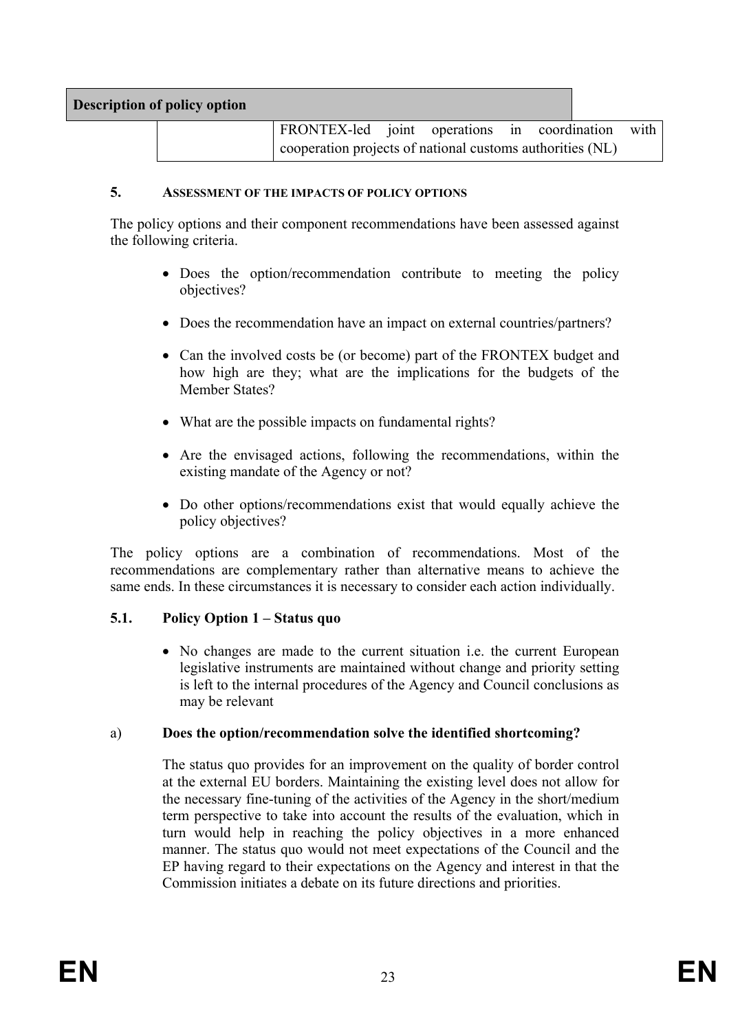| Description of policy option | |
|---|---|
| | FRONTEX-led joint operations in coordination with cooperation projects of national customs authorities (NL) |

## 5. ASSESSMENT OF THE IMPACTS OF POLICY OPTIONS

The policy options and their component recommendations have been assessed against the following criteria.

- Does the option/recommendation contribute to meeting the policy objectives?
- Does the recommendation have an impact on external countries/partners?
- Can the involved costs be (or become) part of the FRONTEX budget and how high are they; what are the implications for the budgets of the Member States?
- What are the possible impacts on fundamental rights?
- Are the envisaged actions, following the recommendations, within the existing mandate of the Agency or not?
- Do other options/recommendations exist that would equally achieve the policy objectives?

The policy options are a combination of recommendations. Most of the recommendations are complementary rather than alternative means to achieve the same ends. In these circumstances it is necessary to consider each action individually.

### 5.1. Policy Option 1 – Status quo

- No changes are made to the current situation i.e. the current European legislative instruments are maintained without change and priority setting is left to the internal procedures of the Agency and Council conclusions as may be relevant

#### a) Does the option/recommendation solve the identified shortcoming?

The status quo provides for an improvement on the quality of border control at the external EU borders. Maintaining the existing level does not allow for the necessary fine-tuning of the activities of the Agency in the short/medium term perspective to take into account the results of the evaluation, which in turn would help in reaching the policy objectives in a more enhanced manner. The status quo would not meet expectations of the Council and the EP having regard to their expectations on the Agency and interest in that the Commission initiates a debate on its future directions and priorities.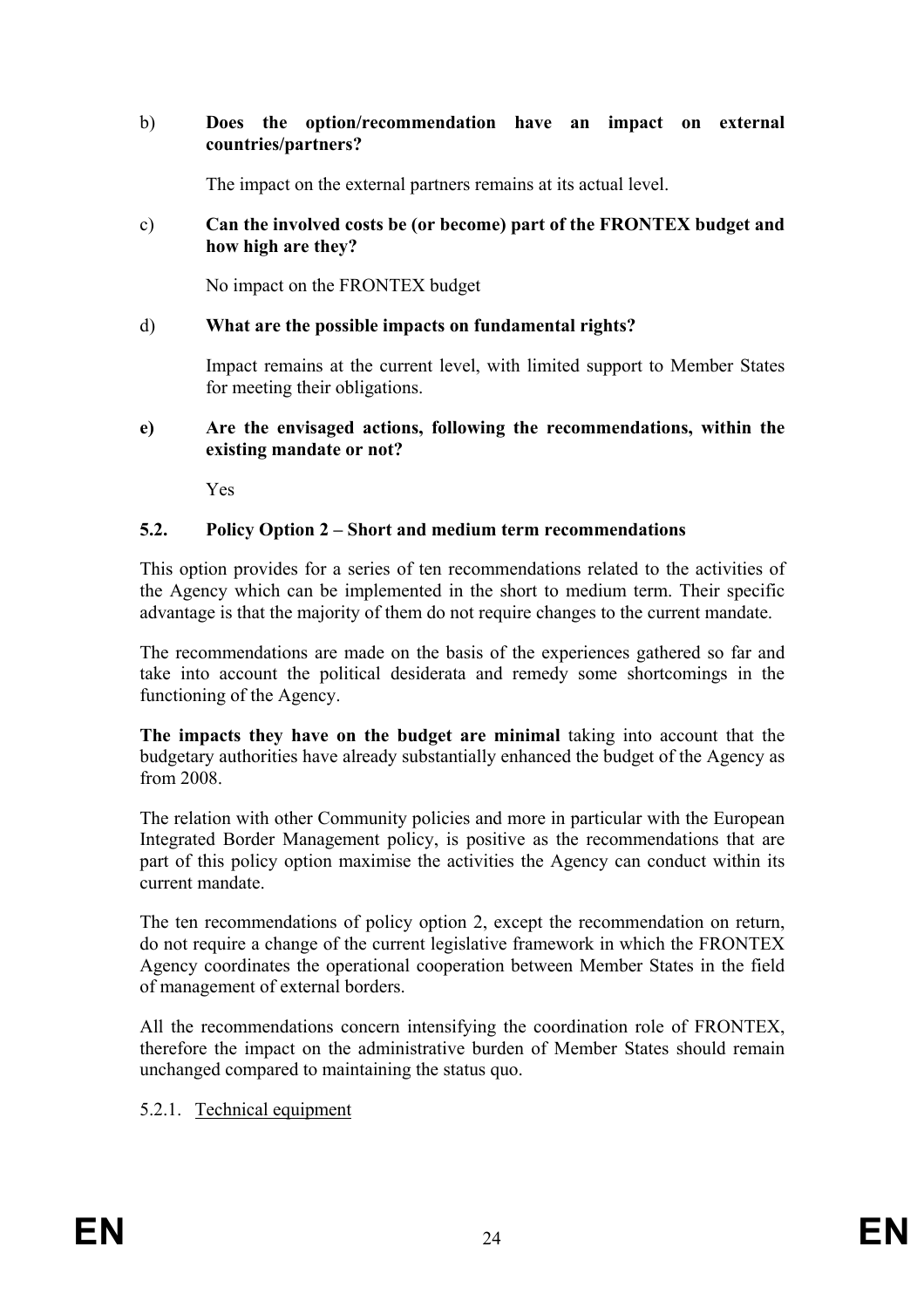b) **Does the option/recommendation have an impact on external countries/partners?**

The impact on the external partners remains at its actual level.

c) **Can the involved costs be (or become) part of the FRONTEX budget and how high are they?**

No impact on the FRONTEX budget

d) **What are the possible impacts on fundamental rights?**

Impact remains at the current level, with limited support to Member States for meeting their obligations.

**e) Are the envisaged actions, following the recommendations, within the existing mandate or not?**

Yes

### 5.2. Policy Option 2 – Short and medium term recommendations

This option provides for a series of ten recommendations related to the activities of the Agency which can be implemented in the short to medium term. Their specific advantage is that the majority of them do not require changes to the current mandate.

The recommendations are made on the basis of the experiences gathered so far and take into account the political desiderata and remedy some shortcomings in the functioning of the Agency.

**The impacts they have on the budget are minimal** taking into account that the budgetary authorities have already substantially enhanced the budget of the Agency as from 2008.

The relation with other Community policies and more in particular with the European Integrated Border Management policy, is positive as the recommendations that are part of this policy option maximise the activities the Agency can conduct within its current mandate.

The ten recommendations of policy option 2, except the recommendation on return, do not require a change of the current legislative framework in which the FRONTEX Agency coordinates the operational cooperation between Member States in the field of management of external borders.

All the recommendations concern intensifying the coordination role of FRONTEX, therefore the impact on the administrative burden of Member States should remain unchanged compared to maintaining the status quo.

#### 5.2.1. Technical equipment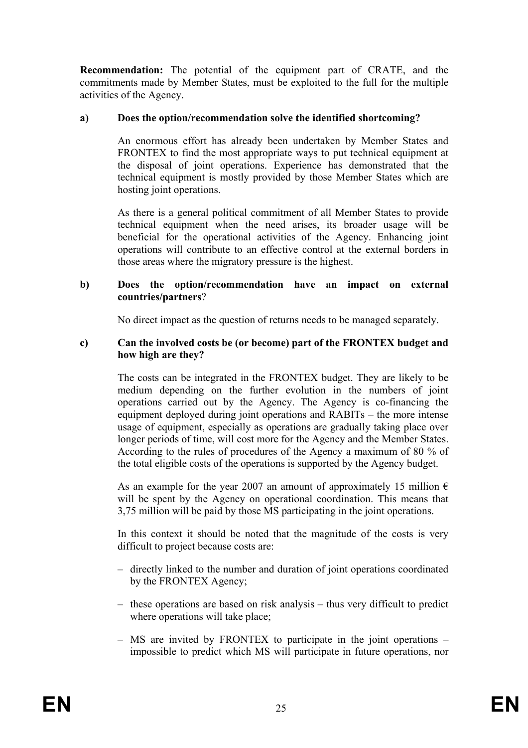**Recommendation:** The potential of the equipment part of CRATE, and the commitments made by Member States, must be exploited to the full for the multiple activities of the Agency.

**a) Does the option/recommendation solve the identified shortcoming?**

An enormous effort has already been undertaken by Member States and FRONTEX to find the most appropriate ways to put technical equipment at the disposal of joint operations. Experience has demonstrated that the technical equipment is mostly provided by those Member States which are hosting joint operations.

As there is a general political commitment of all Member States to provide technical equipment when the need arises, its broader usage will be beneficial for the operational activities of the Agency. Enhancing joint operations will contribute to an effective control at the external borders in those areas where the migratory pressure is the highest.

**b) Does the option/recommendation have an impact on external countries/partners?**

No direct impact as the question of returns needs to be managed separately.

**c) Can the involved costs be (or become) part of the FRONTEX budget and how high are they?**

The costs can be integrated in the FRONTEX budget. They are likely to be medium depending on the further evolution in the numbers of joint operations carried out by the Agency. The Agency is co-financing the equipment deployed during joint operations and RABITs – the more intense usage of equipment, especially as operations are gradually taking place over longer periods of time, will cost more for the Agency and the Member States. According to the rules of procedures of the Agency a maximum of 80 % of the total eligible costs of the operations is supported by the Agency budget.

As an example for the year 2007 an amount of approximately 15 million € will be spent by the Agency on operational coordination. This means that 3,75 million will be paid by those MS participating in the joint operations.

In this context it should be noted that the magnitude of the costs is very difficult to project because costs are:

– directly linked to the number and duration of joint operations coordinated by the FRONTEX Agency;

– these operations are based on risk analysis – thus very difficult to predict where operations will take place;

– MS are invited by FRONTEX to participate in the joint operations – impossible to predict which MS will participate in future operations, nor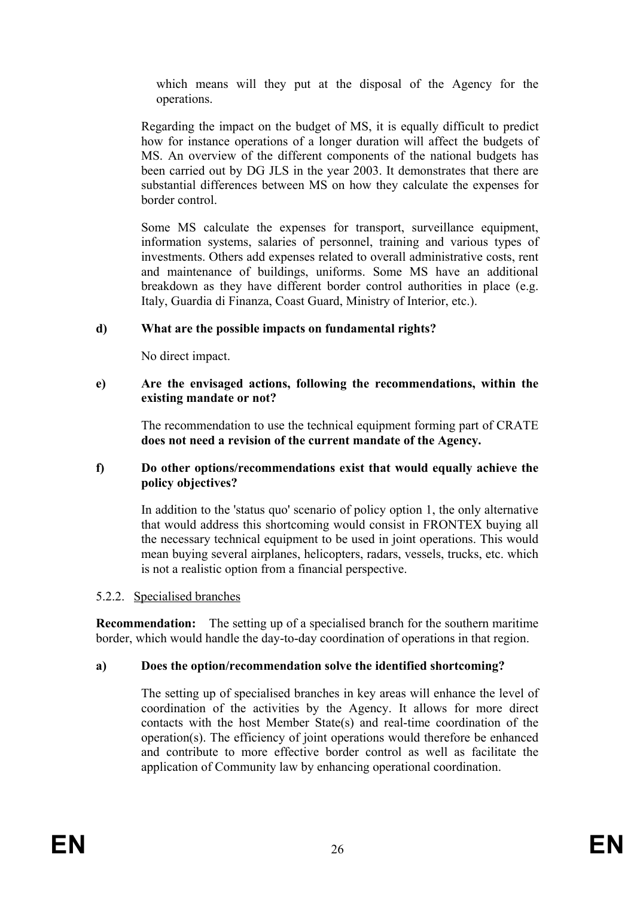which means will they put at the disposal of the Agency for the operations.

Regarding the impact on the budget of MS, it is equally difficult to predict how for instance operations of a longer duration will affect the budgets of MS. An overview of the different components of the national budgets has been carried out by DG JLS in the year 2003. It demonstrates that there are substantial differences between MS on how they calculate the expenses for border control.

Some MS calculate the expenses for transport, surveillance equipment, information systems, salaries of personnel, training and various types of investments. Others add expenses related to overall administrative costs, rent and maintenance of buildings, uniforms. Some MS have an additional breakdown as they have different border control authorities in place (e.g. Italy, Guardia di Finanza, Coast Guard, Ministry of Interior, etc.).

**d) What are the possible impacts on fundamental rights?**

No direct impact.

**e) Are the envisaged actions, following the recommendations, within the existing mandate or not?**

The recommendation to use the technical equipment forming part of CRATE **does not need a revision of the current mandate of the Agency.**

**f) Do other options/recommendations exist that would equally achieve the policy objectives?**

In addition to the 'status quo' scenario of policy option 1, the only alternative that would address this shortcoming would consist in FRONTEX buying all the necessary technical equipment to be used in joint operations. This would mean buying several airplanes, helicopters, radars, vessels, trucks, etc. which is not a realistic option from a financial perspective.

### 5.2.2. Specialised branches

**Recommendation:** The setting up of a specialised branch for the southern maritime border, which would handle the day-to-day coordination of operations in that region.

**a) Does the option/recommendation solve the identified shortcoming?**

The setting up of specialised branches in key areas will enhance the level of coordination of the activities by the Agency. It allows for more direct contacts with the host Member State(s) and real-time coordination of the operation(s). The efficiency of joint operations would therefore be enhanced and contribute to more effective border control as well as facilitate the application of Community law by enhancing operational coordination.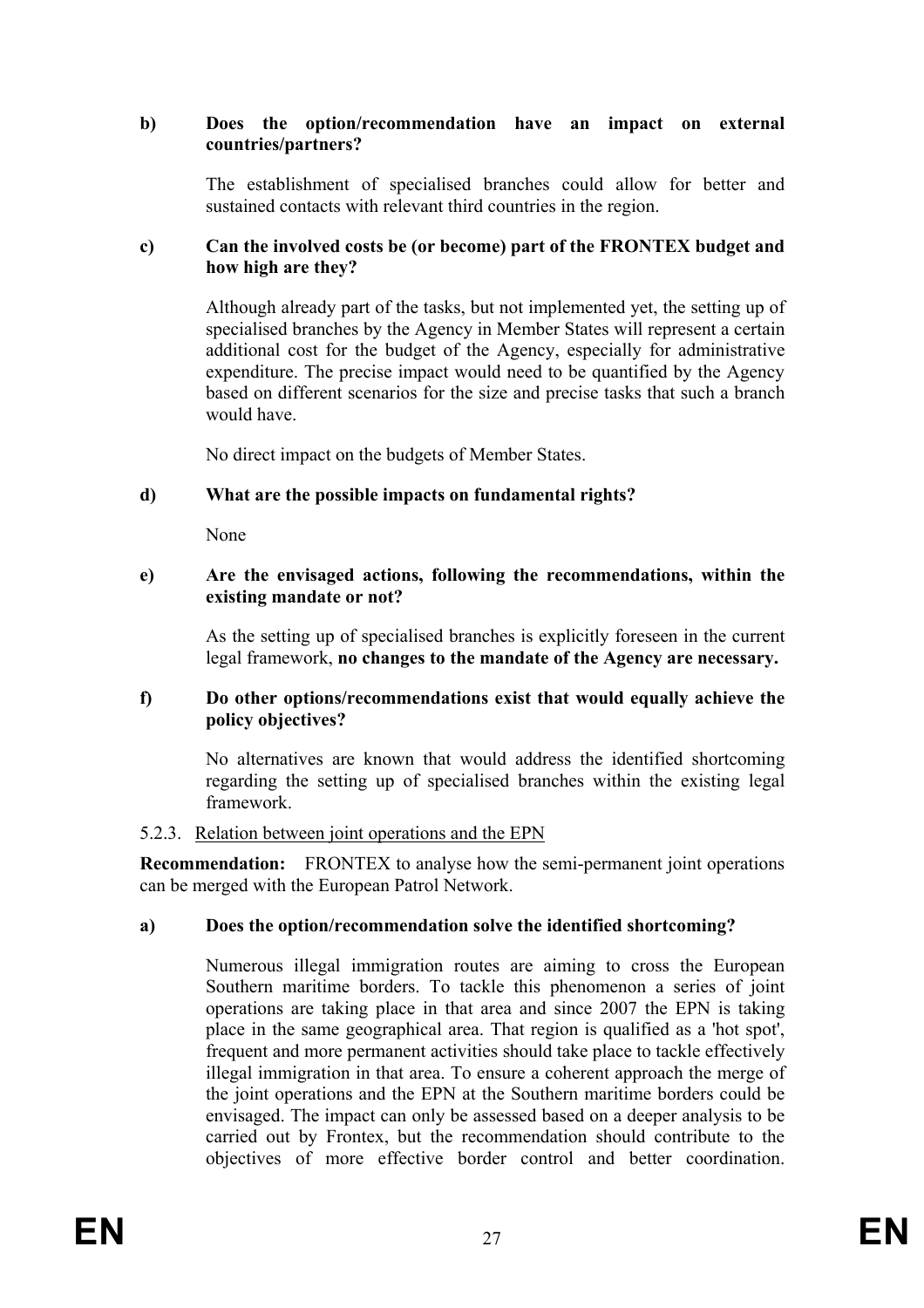**b) Does the option/recommendation have an impact on external countries/partners?**

The establishment of specialised branches could allow for better and sustained contacts with relevant third countries in the region.

**c) Can the involved costs be (or become) part of the FRONTEX budget and how high are they?**

Although already part of the tasks, but not implemented yet, the setting up of specialised branches by the Agency in Member States will represent a certain additional cost for the budget of the Agency, especially for administrative expenditure. The precise impact would need to be quantified by the Agency based on different scenarios for the size and precise tasks that such a branch would have.

No direct impact on the budgets of Member States.

**d) What are the possible impacts on fundamental rights?**

None

**e) Are the envisaged actions, following the recommendations, within the existing mandate or not?**

As the setting up of specialised branches is explicitly foreseen in the current legal framework, **no changes to the mandate of the Agency are necessary.**

**f) Do other options/recommendations exist that would equally achieve the policy objectives?**

No alternatives are known that would address the identified shortcoming regarding the setting up of specialised branches within the existing legal framework.

5.2.3. Relation between joint operations and the EPN

**Recommendation:** FRONTEX to analyse how the semi-permanent joint operations can be merged with the European Patrol Network.

**a) Does the option/recommendation solve the identified shortcoming?**

Numerous illegal immigration routes are aiming to cross the European Southern maritime borders. To tackle this phenomenon a series of joint operations are taking place in that area and since 2007 the EPN is taking place in the same geographical area. That region is qualified as a 'hot spot', frequent and more permanent activities should take place to tackle effectively illegal immigration in that area. To ensure a coherent approach the merge of the joint operations and the EPN at the Southern maritime borders could be envisaged. The impact can only be assessed based on a deeper analysis to be carried out by Frontex, but the recommendation should contribute to the objectives of more effective border control and better coordination.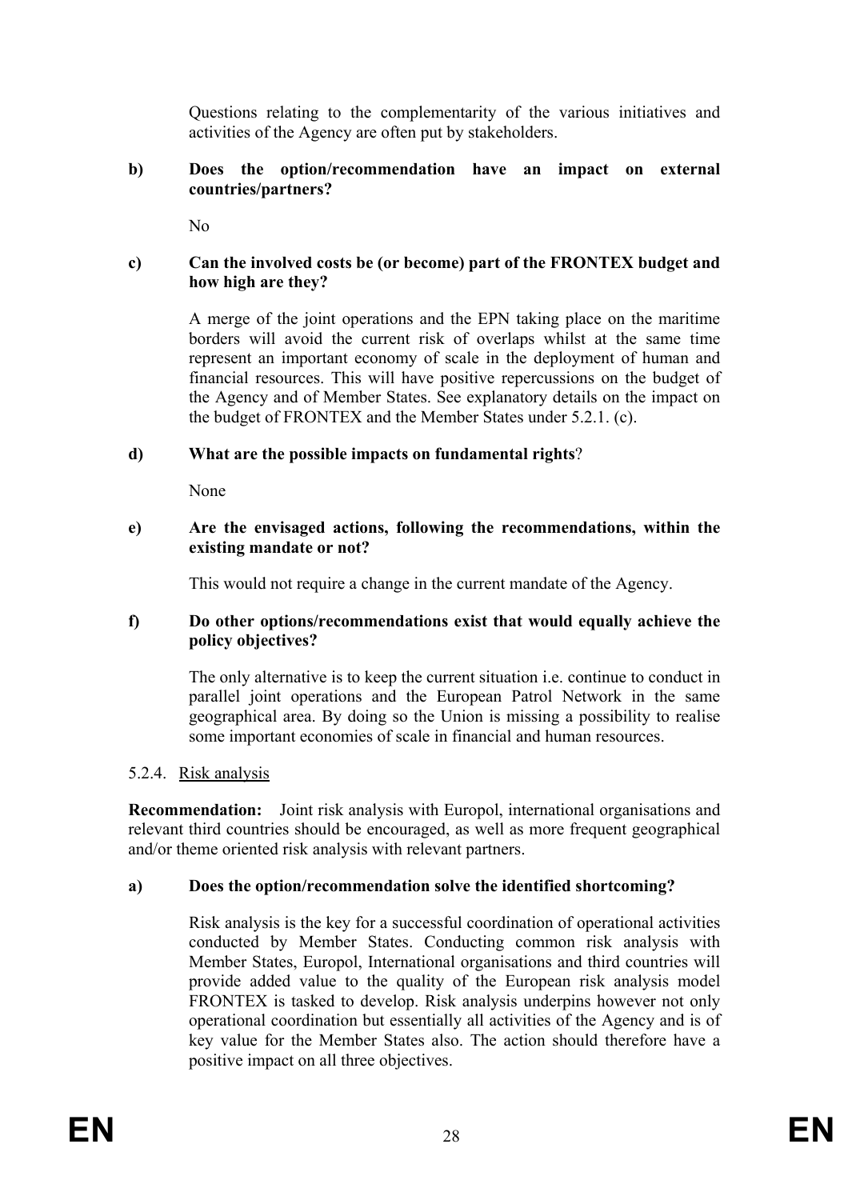Questions relating to the complementarity of the various initiatives and activities of the Agency are often put by stakeholders.

**b) Does the option/recommendation have an impact on external countries/partners?**

No

**c) Can the involved costs be (or become) part of the FRONTEX budget and how high are they?**

A merge of the joint operations and the EPN taking place on the maritime borders will avoid the current risk of overlaps whilst at the same time represent an important economy of scale in the deployment of human and financial resources. This will have positive repercussions on the budget of the Agency and of Member States. See explanatory details on the impact on the budget of FRONTEX and the Member States under 5.2.1. (c).

**d) What are the possible impacts on fundamental rights?**

None

**e) Are the envisaged actions, following the recommendations, within the existing mandate or not?**

This would not require a change in the current mandate of the Agency.

**f) Do other options/recommendations exist that would equally achieve the policy objectives?**

The only alternative is to keep the current situation i.e. continue to conduct in parallel joint operations and the European Patrol Network in the same geographical area. By doing so the Union is missing a possibility to realise some important economies of scale in financial and human resources.

### 5.2.4. Risk analysis

**Recommendation:** Joint risk analysis with Europol, international organisations and relevant third countries should be encouraged, as well as more frequent geographical and/or theme oriented risk analysis with relevant partners.

**a) Does the option/recommendation solve the identified shortcoming?**

Risk analysis is the key for a successful coordination of operational activities conducted by Member States. Conducting common risk analysis with Member States, Europol, International organisations and third countries will provide added value to the quality of the European risk analysis model FRONTEX is tasked to develop. Risk analysis underpins however not only operational coordination but essentially all activities of the Agency and is of key value for the Member States also. The action should therefore have a positive impact on all three objectives.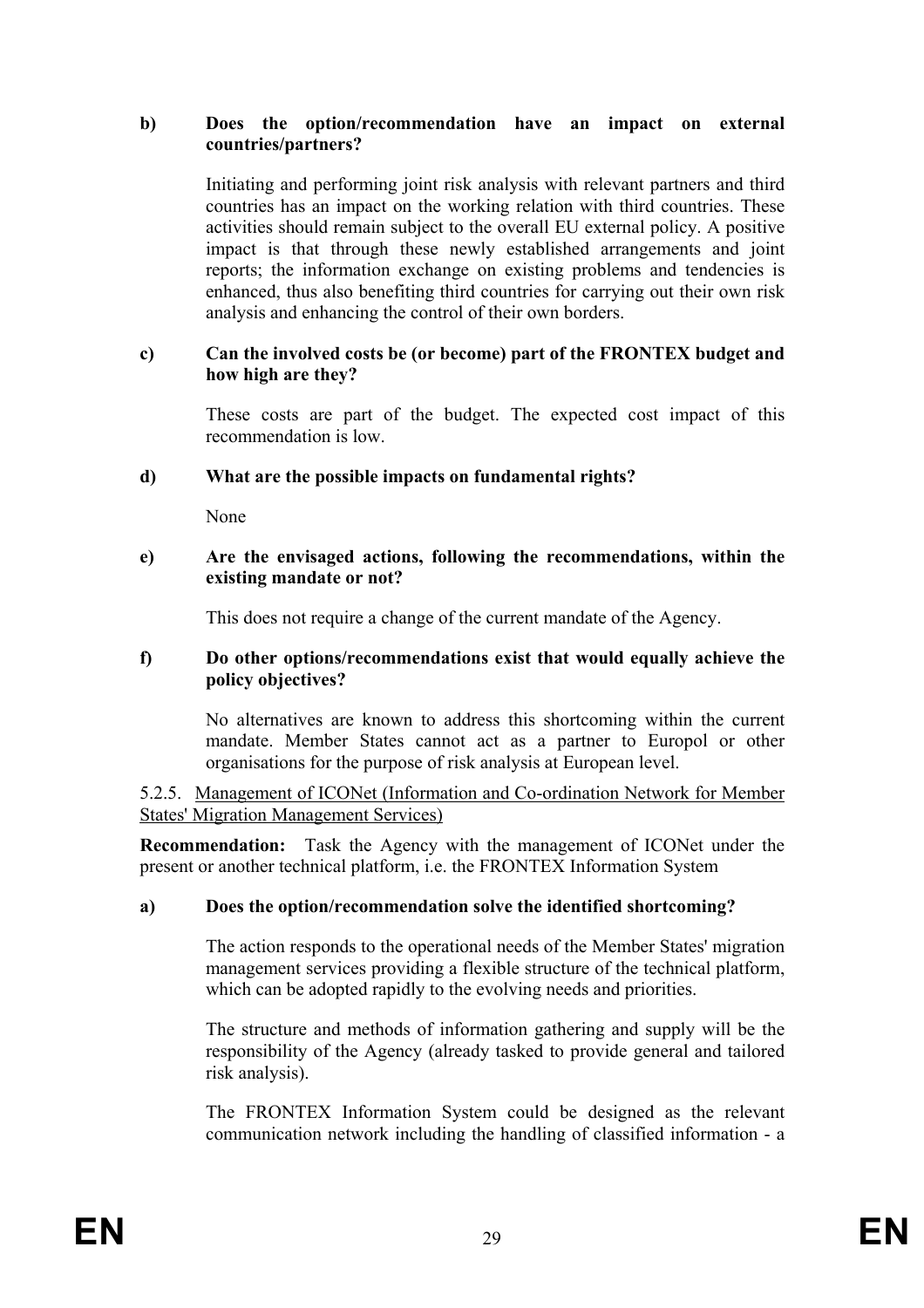**b) Does the option/recommendation have an impact on external countries/partners?**

Initiating and performing joint risk analysis with relevant partners and third countries has an impact on the working relation with third countries. These activities should remain subject to the overall EU external policy. A positive impact is that through these newly established arrangements and joint reports; the information exchange on existing problems and tendencies is enhanced, thus also benefiting third countries for carrying out their own risk analysis and enhancing the control of their own borders.

**c) Can the involved costs be (or become) part of the FRONTEX budget and how high are they?**

These costs are part of the budget. The expected cost impact of this recommendation is low.

**d) What are the possible impacts on fundamental rights?**

None

**e) Are the envisaged actions, following the recommendations, within the existing mandate or not?**

This does not require a change of the current mandate of the Agency.

**f) Do other options/recommendations exist that would equally achieve the policy objectives?**

No alternatives are known to address this shortcoming within the current mandate. Member States cannot act as a partner to Europol or other organisations for the purpose of risk analysis at European level.

#### 5.2.5. Management of ICONet (Information and Co-ordination Network for Member States' Migration Management Services)

**Recommendation:** Task the Agency with the management of ICONet under the present or another technical platform, i.e. the FRONTEX Information System

**a) Does the option/recommendation solve the identified shortcoming?**

The action responds to the operational needs of the Member States' migration management services providing a flexible structure of the technical platform, which can be adopted rapidly to the evolving needs and priorities.

The structure and methods of information gathering and supply will be the responsibility of the Agency (already tasked to provide general and tailored risk analysis).

The FRONTEX Information System could be designed as the relevant communication network including the handling of classified information - a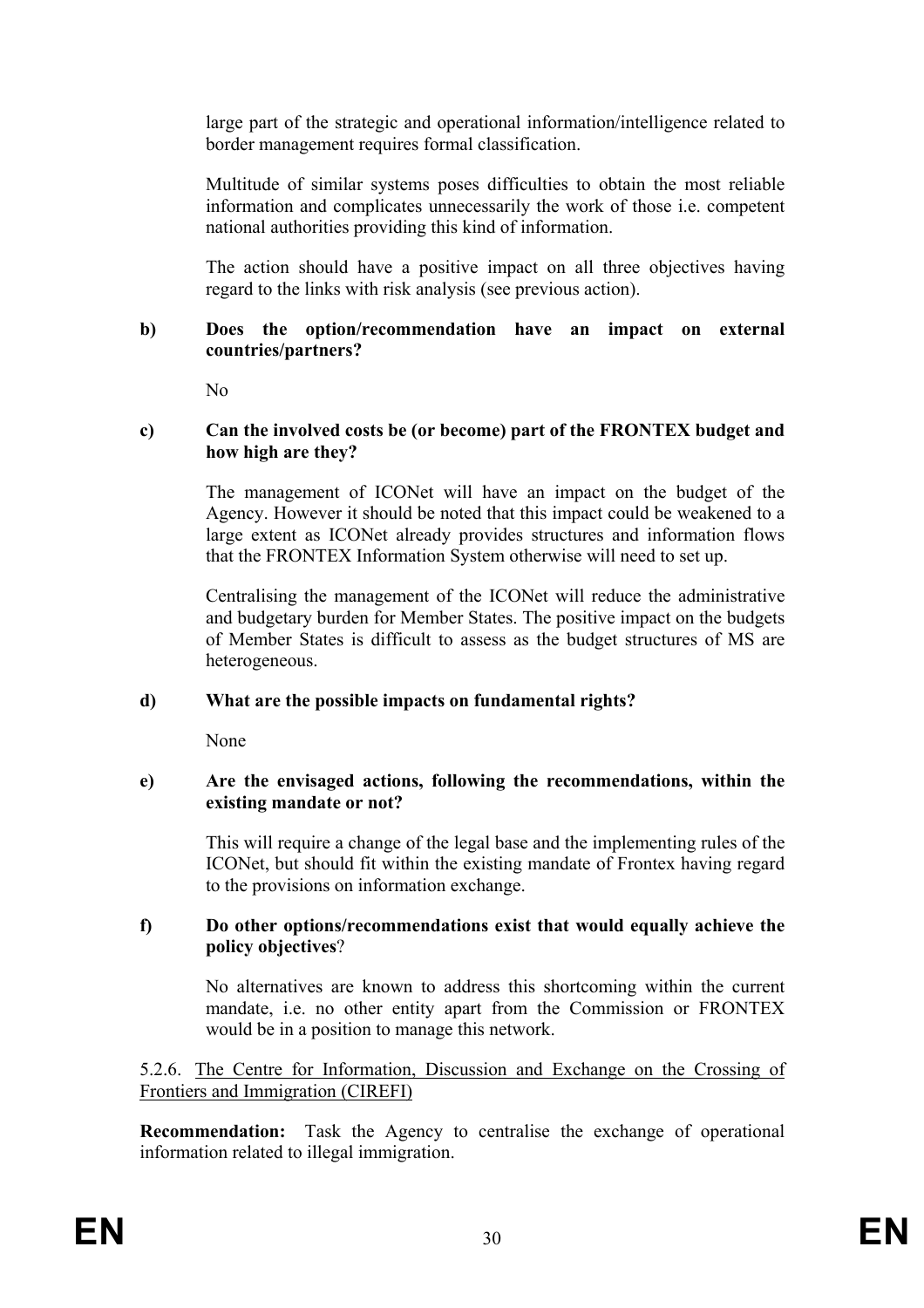large part of the strategic and operational information/intelligence related to border management requires formal classification.

Multitude of similar systems poses difficulties to obtain the most reliable information and complicates unnecessarily the work of those i.e. competent national authorities providing this kind of information.

The action should have a positive impact on all three objectives having regard to the links with risk analysis (see previous action).

**b) Does the option/recommendation have an impact on external countries/partners?**

No

**c) Can the involved costs be (or become) part of the FRONTEX budget and how high are they?**

The management of ICONet will have an impact on the budget of the Agency. However it should be noted that this impact could be weakened to a large extent as ICONet already provides structures and information flows that the FRONTEX Information System otherwise will need to set up.

Centralising the management of the ICONet will reduce the administrative and budgetary burden for Member States. The positive impact on the budgets of Member States is difficult to assess as the budget structures of MS are heterogeneous.

**d) What are the possible impacts on fundamental rights?**

None

**e) Are the envisaged actions, following the recommendations, within the existing mandate or not?**

This will require a change of the legal base and the implementing rules of the ICONet, but should fit within the existing mandate of Frontex having regard to the provisions on information exchange.

**f) Do other options/recommendations exist that would equally achieve the policy objectives**?

No alternatives are known to address this shortcoming within the current mandate, i.e. no other entity apart from the Commission or FRONTEX would be in a position to manage this network.

5.2.6. The Centre for Information, Discussion and Exchange on the Crossing of Frontiers and Immigration (CIREFI)

**Recommendation:** Task the Agency to centralise the exchange of operational information related to illegal immigration.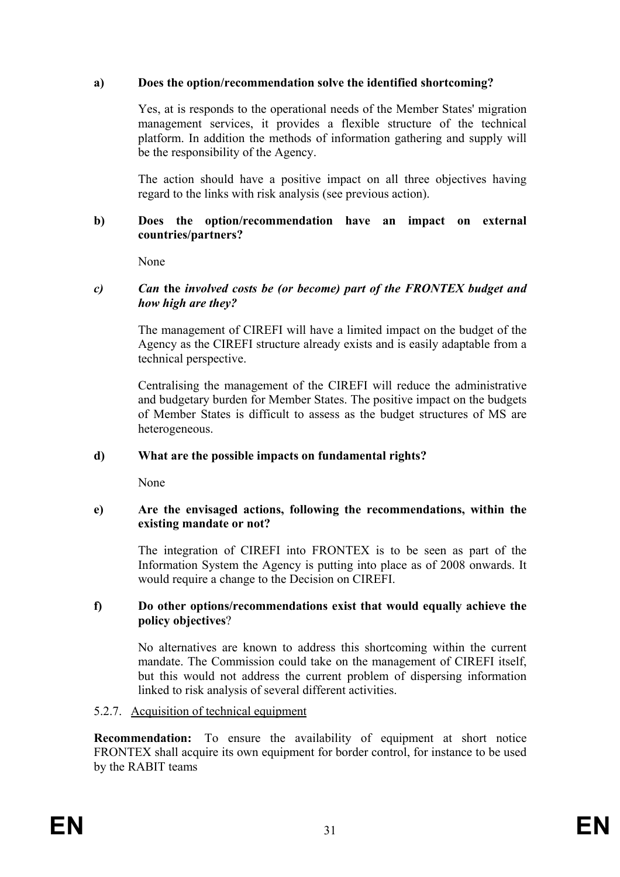**a) Does the option/recommendation solve the identified shortcoming?**

Yes, at is responds to the operational needs of the Member States' migration management services, it provides a flexible structure of the technical platform. In addition the methods of information gathering and supply will be the responsibility of the Agency.

The action should have a positive impact on all three objectives having regard to the links with risk analysis (see previous action).

**b) Does the option/recommendation have an impact on external countries/partners?**

None

***c) Can* the *involved costs be (or become) part of the FRONTEX budget and how high are they?***

The management of CIREFI will have a limited impact on the budget of the Agency as the CIREFI structure already exists and is easily adaptable from a technical perspective.

Centralising the management of the CIREFI will reduce the administrative and budgetary burden for Member States. The positive impact on the budgets of Member States is difficult to assess as the budget structures of MS are heterogeneous.

**d) What are the possible impacts on fundamental rights?**

None

**e) Are the envisaged actions, following the recommendations, within the existing mandate or not?**

The integration of CIREFI into FRONTEX is to be seen as part of the Information System the Agency is putting into place as of 2008 onwards. It would require a change to the Decision on CIREFI.

**f) Do other options/recommendations exist that would equally achieve the policy objectives**?

No alternatives are known to address this shortcoming within the current mandate. The Commission could take on the management of CIREFI itself, but this would not address the current problem of dispersing information linked to risk analysis of several different activities.

5.2.7. Acquisition of technical equipment

**Recommendation:** To ensure the availability of equipment at short notice FRONTEX shall acquire its own equipment for border control, for instance to be used by the RABIT teams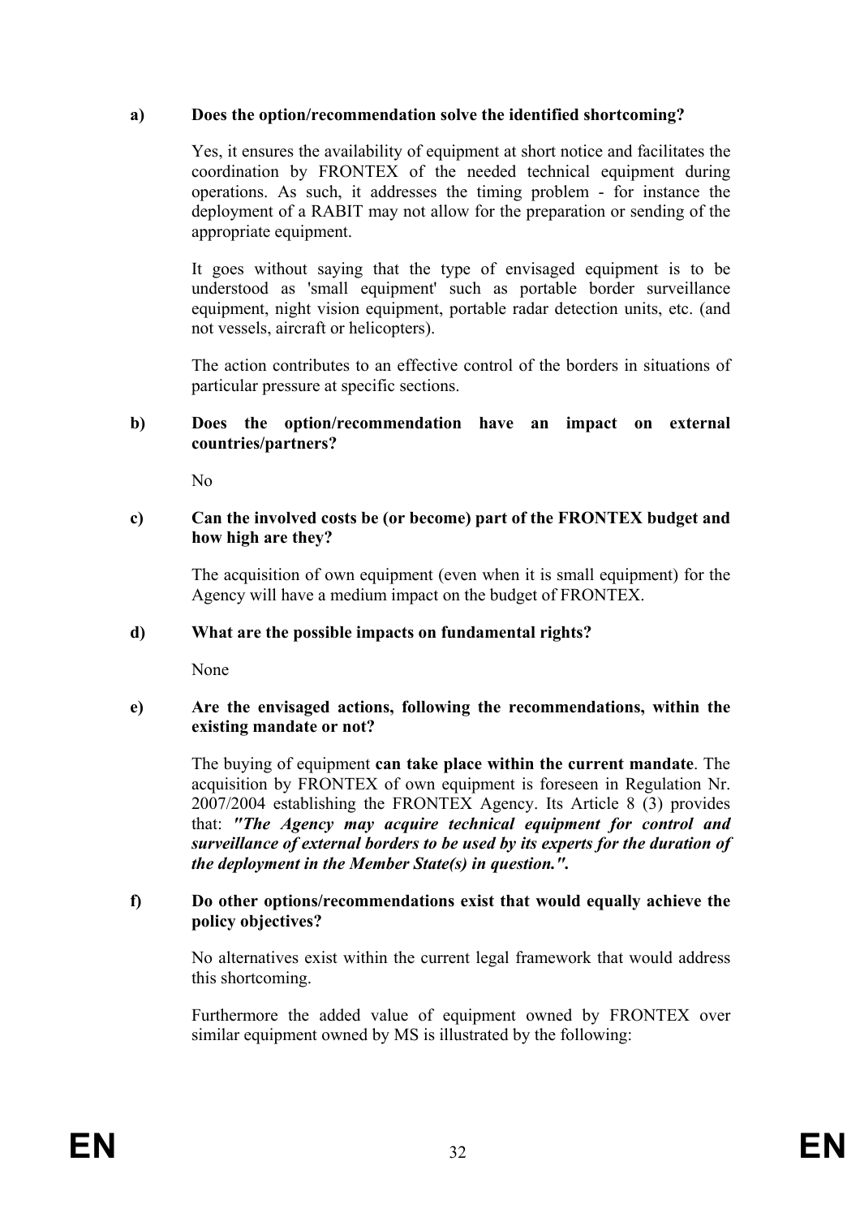**a) Does the option/recommendation solve the identified shortcoming?**

Yes, it ensures the availability of equipment at short notice and facilitates the coordination by FRONTEX of the needed technical equipment during operations. As such, it addresses the timing problem - for instance the deployment of a RABIT may not allow for the preparation or sending of the appropriate equipment.

It goes without saying that the type of envisaged equipment is to be understood as 'small equipment' such as portable border surveillance equipment, night vision equipment, portable radar detection units, etc. (and not vessels, aircraft or helicopters).

The action contributes to an effective control of the borders in situations of particular pressure at specific sections.

**b) Does the option/recommendation have an impact on external countries/partners?**

No

**c) Can the involved costs be (or become) part of the FRONTEX budget and how high are they?**

The acquisition of own equipment (even when it is small equipment) for the Agency will have a medium impact on the budget of FRONTEX.

**d) What are the possible impacts on fundamental rights?**

None

**e) Are the envisaged actions, following the recommendations, within the existing mandate or not?**

The buying of equipment **can take place within the current mandate**. The acquisition by FRONTEX of own equipment is foreseen in Regulation Nr. 2007/2004 establishing the FRONTEX Agency. Its Article 8 (3) provides that: ***"The Agency may acquire technical equipment for control and surveillance of external borders to be used by its experts for the duration of the deployment in the Member State(s) in question.".***

**f) Do other options/recommendations exist that would equally achieve the policy objectives?**

No alternatives exist within the current legal framework that would address this shortcoming.

Furthermore the added value of equipment owned by FRONTEX over similar equipment owned by MS is illustrated by the following: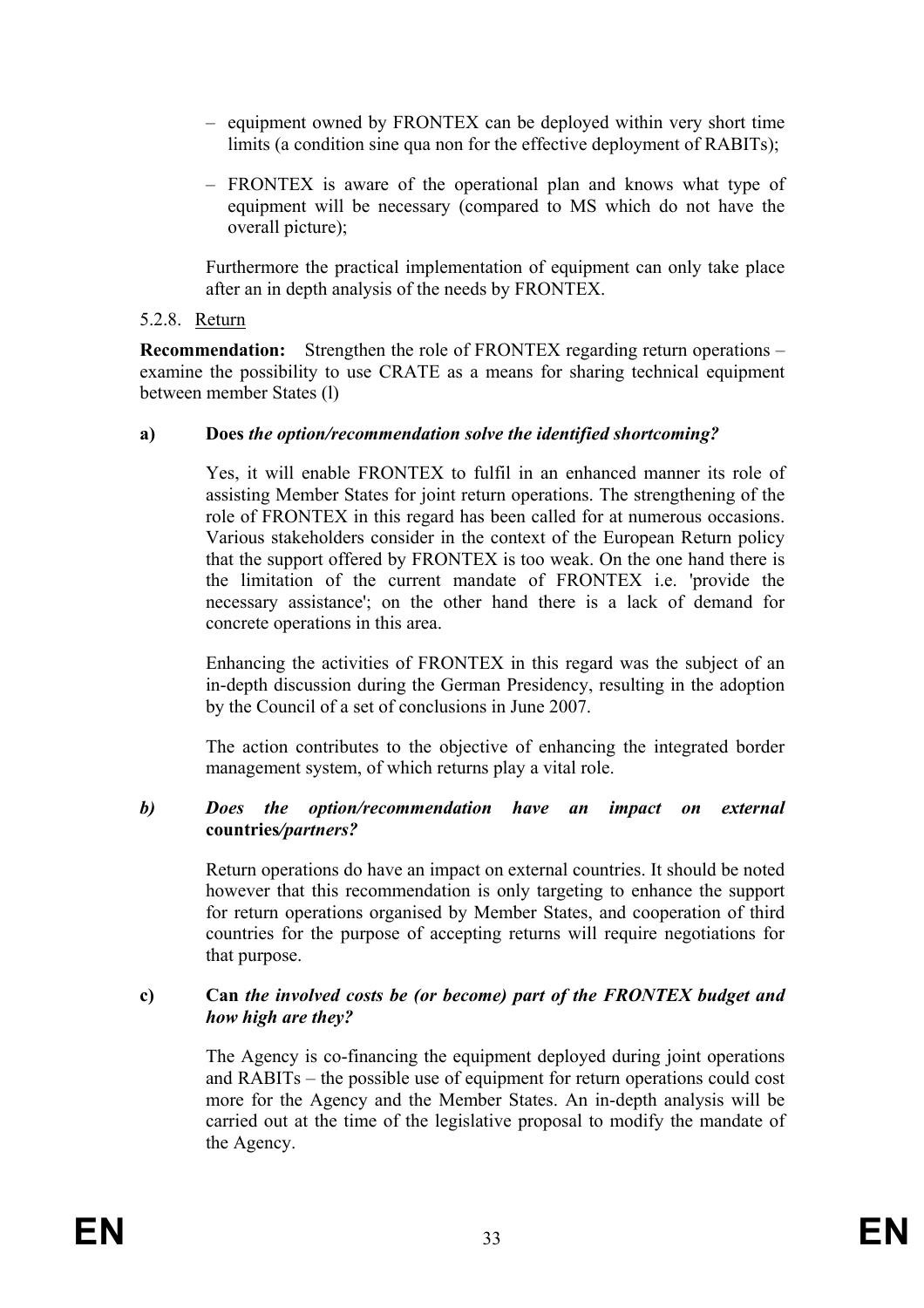- equipment owned by FRONTEX can be deployed within very short time limits (a condition sine qua non for the effective deployment of RABITs);
- FRONTEX is aware of the operational plan and knows what type of equipment will be necessary (compared to MS which do not have the overall picture);

Furthermore the practical implementation of equipment can only take place after an in depth analysis of the needs by FRONTEX.

5.2.8. Return

**Recommendation:** Strengthen the role of FRONTEX regarding return operations – examine the possibility to use CRATE as a means for sharing technical equipment between member States (l)

**a) Does** ***the option/recommendation solve the identified shortcoming?***

Yes, it will enable FRONTEX to fulfil in an enhanced manner its role of assisting Member States for joint return operations. The strengthening of the role of FRONTEX in this regard has been called for at numerous occasions. Various stakeholders consider in the context of the European Return policy that the support offered by FRONTEX is too weak. On the one hand there is the limitation of the current mandate of FRONTEX i.e. 'provide the necessary assistance'; on the other hand there is a lack of demand for concrete operations in this area.

Enhancing the activities of FRONTEX in this regard was the subject of an in-depth discussion during the German Presidency, resulting in the adoption by the Council of a set of conclusions in June 2007.

The action contributes to the objective of enhancing the integrated border management system, of which returns play a vital role.

***b) Does the option/recommendation have an impact on external*** **countries*/partners?***

Return operations do have an impact on external countries. It should be noted however that this recommendation is only targeting to enhance the support for return operations organised by Member States, and cooperation of third countries for the purpose of accepting returns will require negotiations for that purpose.

**c) Can** ***the involved costs be (or become) part of the FRONTEX budget and how high are they?***

The Agency is co-financing the equipment deployed during joint operations and RABITs – the possible use of equipment for return operations could cost more for the Agency and the Member States. An in-depth analysis will be carried out at the time of the legislative proposal to modify the mandate of the Agency.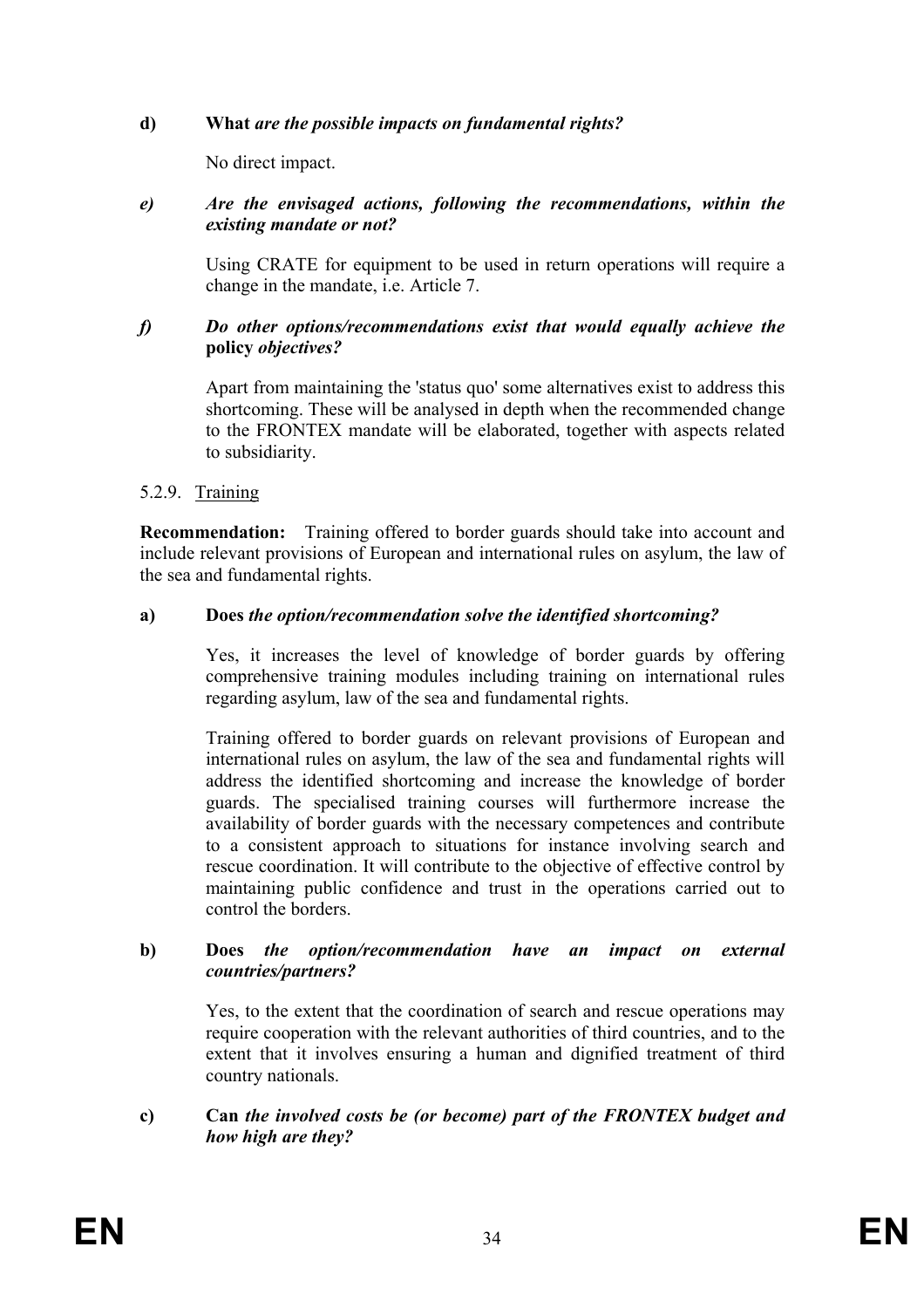**d) What** ***are the possible impacts on fundamental rights?***

No direct impact.

***e) Are the envisaged actions, following the recommendations, within the existing mandate or not?***

Using CRATE for equipment to be used in return operations will require a change in the mandate, i.e. Article 7.

***f) Do other options/recommendations exist that would equally achieve the*** **policy** ***objectives?***

Apart from maintaining the 'status quo' some alternatives exist to address this shortcoming. These will be analysed in depth when the recommended change to the FRONTEX mandate will be elaborated, together with aspects related to subsidiarity.

5.2.9. Training

**Recommendation:** Training offered to border guards should take into account and include relevant provisions of European and international rules on asylum, the law of the sea and fundamental rights.

**a) Does** ***the option/recommendation solve the identified shortcoming?***

Yes, it increases the level of knowledge of border guards by offering comprehensive training modules including training on international rules regarding asylum, law of the sea and fundamental rights.

Training offered to border guards on relevant provisions of European and international rules on asylum, the law of the sea and fundamental rights will address the identified shortcoming and increase the knowledge of border guards. The specialised training courses will furthermore increase the availability of border guards with the necessary competences and contribute to a consistent approach to situations for instance involving search and rescue coordination. It will contribute to the objective of effective control by maintaining public confidence and trust in the operations carried out to control the borders.

**b) Does** ***the option/recommendation have an impact on external countries/partners?***

Yes, to the extent that the coordination of search and rescue operations may require cooperation with the relevant authorities of third countries, and to the extent that it involves ensuring a human and dignified treatment of third country nationals.

**c) Can** ***the involved costs be (or become) part of the FRONTEX budget and how high are they?***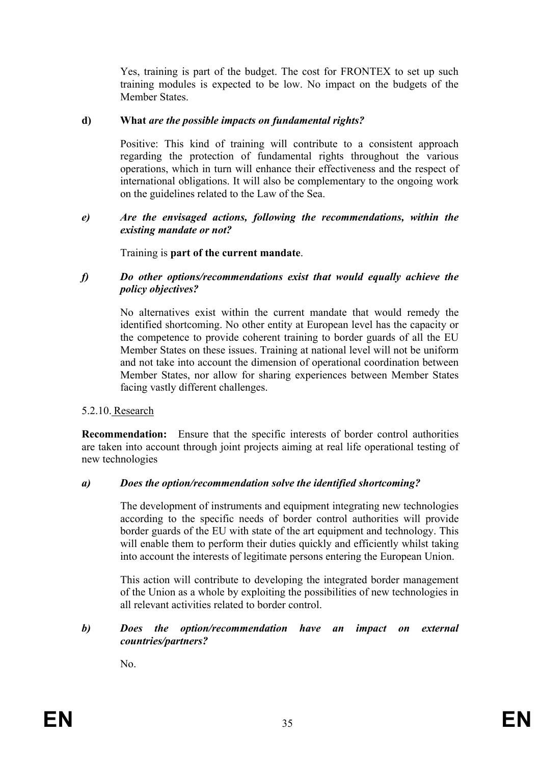Yes, training is part of the budget. The cost for FRONTEX to set up such training modules is expected to be low. No impact on the budgets of the Member States.

**d) What** ***are the possible impacts on fundamental rights?***

Positive: This kind of training will contribute to a consistent approach regarding the protection of fundamental rights throughout the various operations, which in turn will enhance their effectiveness and the respect of international obligations. It will also be complementary to the ongoing work on the guidelines related to the Law of the Sea.

***e) Are the envisaged actions, following the recommendations, within the existing mandate or not?***

Training is **part of the current mandate**.

***f) Do other options/recommendations exist that would equally achieve the policy objectives?***

No alternatives exist within the current mandate that would remedy the identified shortcoming. No other entity at European level has the capacity or the competence to provide coherent training to border guards of all the EU Member States on these issues. Training at national level will not be uniform and not take into account the dimension of operational coordination between Member States, nor allow for sharing experiences between Member States facing vastly different challenges.

5.2.10. Research

**Recommendation:** Ensure that the specific interests of border control authorities are taken into account through joint projects aiming at real life operational testing of new technologies

***a) Does the option/recommendation solve the identified shortcoming?***

The development of instruments and equipment integrating new technologies according to the specific needs of border control authorities will provide border guards of the EU with state of the art equipment and technology. This will enable them to perform their duties quickly and efficiently whilst taking into account the interests of legitimate persons entering the European Union.

This action will contribute to developing the integrated border management of the Union as a whole by exploiting the possibilities of new technologies in all relevant activities related to border control.

***b) Does the option/recommendation have an impact on external countries/partners?***

No.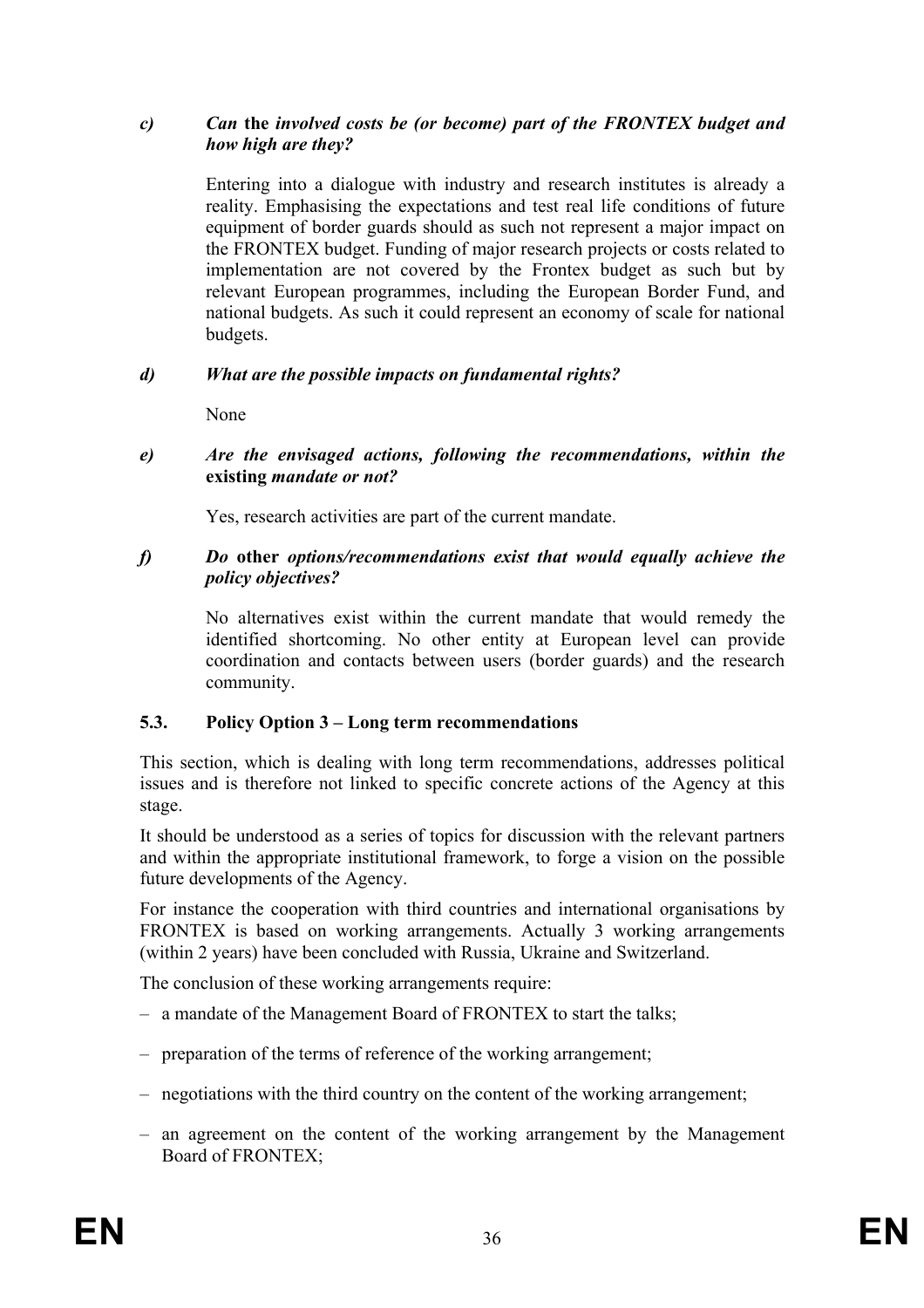*c)* ***Can* the *involved costs be (or become) part of the FRONTEX budget and how high are they?***

Entering into a dialogue with industry and research institutes is already a reality. Emphasising the expectations and test real life conditions of future equipment of border guards should as such not represent a major impact on the FRONTEX budget. Funding of major research projects or costs related to implementation are not covered by the Frontex budget as such but by relevant European programmes, including the European Border Fund, and national budgets. As such it could represent an economy of scale for national budgets.

***d) What are the possible impacts on fundamental rights?***

None

***e) Are the envisaged actions, following the recommendations, within the* existing *mandate or not?***

Yes, research activities are part of the current mandate.

***f) Do* other *options/recommendations exist that would equally achieve the policy objectives?***

No alternatives exist within the current mandate that would remedy the identified shortcoming. No other entity at European level can provide coordination and contacts between users (border guards) and the research community.

### 5.3. Policy Option 3 – Long term recommendations

This section, which is dealing with long term recommendations, addresses political issues and is therefore not linked to specific concrete actions of the Agency at this stage.

It should be understood as a series of topics for discussion with the relevant partners and within the appropriate institutional framework, to forge a vision on the possible future developments of the Agency.

For instance the cooperation with third countries and international organisations by FRONTEX is based on working arrangements. Actually 3 working arrangements (within 2 years) have been concluded with Russia, Ukraine and Switzerland.

The conclusion of these working arrangements require:

- a mandate of the Management Board of FRONTEX to start the talks;
- preparation of the terms of reference of the working arrangement;
- negotiations with the third country on the content of the working arrangement;
- an agreement on the content of the working arrangement by the Management Board of FRONTEX;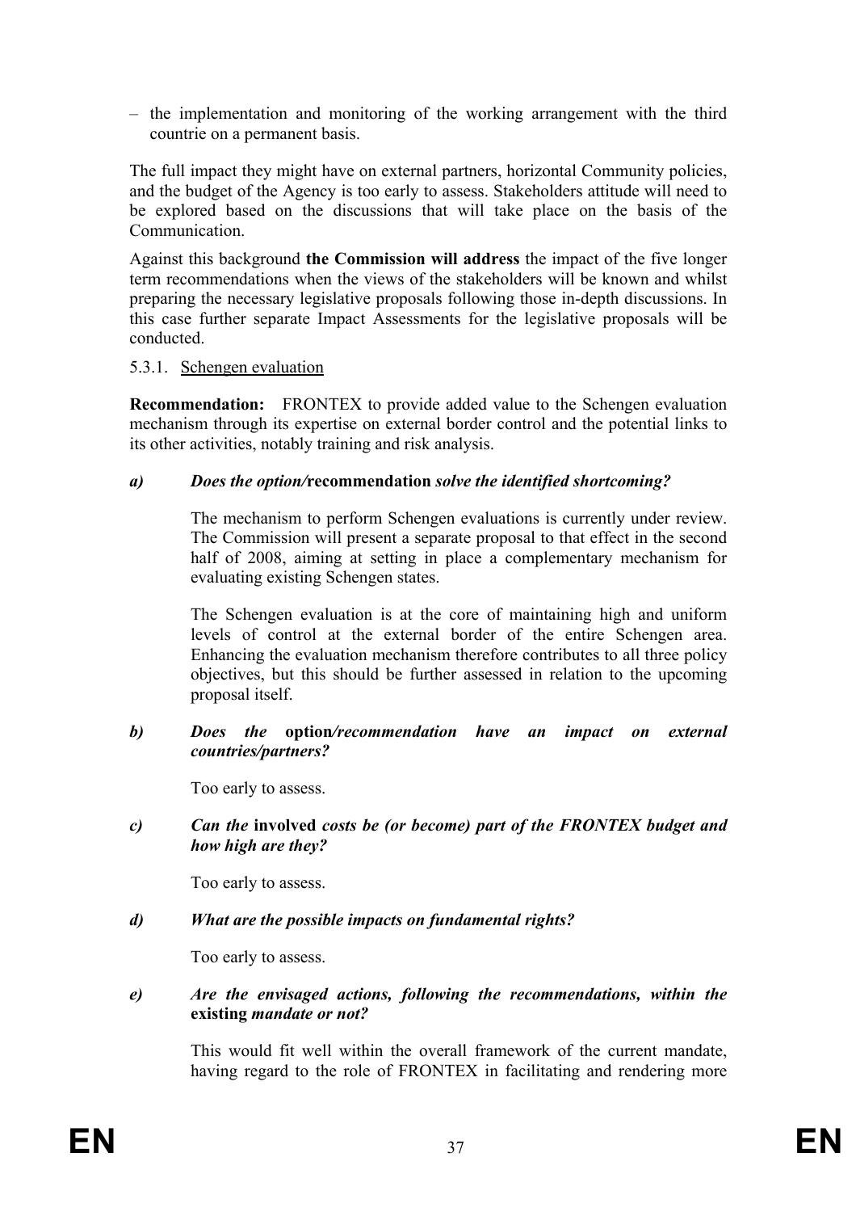– the implementation and monitoring of the working arrangement with the third countrie on a permanent basis.

The full impact they might have on external partners, horizontal Community policies, and the budget of the Agency is too early to assess. Stakeholders attitude will need to be explored based on the discussions that will take place on the basis of the Communication.

Against this background **the Commission will address** the impact of the five longer term recommendations when the views of the stakeholders will be known and whilst preparing the necessary legislative proposals following those in-depth discussions. In this case further separate Impact Assessments for the legislative proposals will be conducted.

5.3.1. Schengen evaluation

**Recommendation:** FRONTEX to provide added value to the Schengen evaluation mechanism through its expertise on external border control and the potential links to its other activities, notably training and risk analysis.

***a) Does the option/*****recommendation** ***solve the identified shortcoming?***

The mechanism to perform Schengen evaluations is currently under review. The Commission will present a separate proposal to that effect in the second half of 2008, aiming at setting in place a complementary mechanism for evaluating existing Schengen states.

The Schengen evaluation is at the core of maintaining high and uniform levels of control at the external border of the entire Schengen area. Enhancing the evaluation mechanism therefore contributes to all three policy objectives, but this should be further assessed in relation to the upcoming proposal itself.

***b) Does the*** **option*****/recommendation have an impact on external countries/partners?***

Too early to assess.

***c) Can the*** **involved** ***costs be (or become) part of the FRONTEX budget and how high are they?***

Too early to assess.

***d) What are the possible impacts on fundamental rights?***

Too early to assess.

***e) Are the envisaged actions, following the recommendations, within the*** **existing** ***mandate or not?***

This would fit well within the overall framework of the current mandate, having regard to the role of FRONTEX in facilitating and rendering more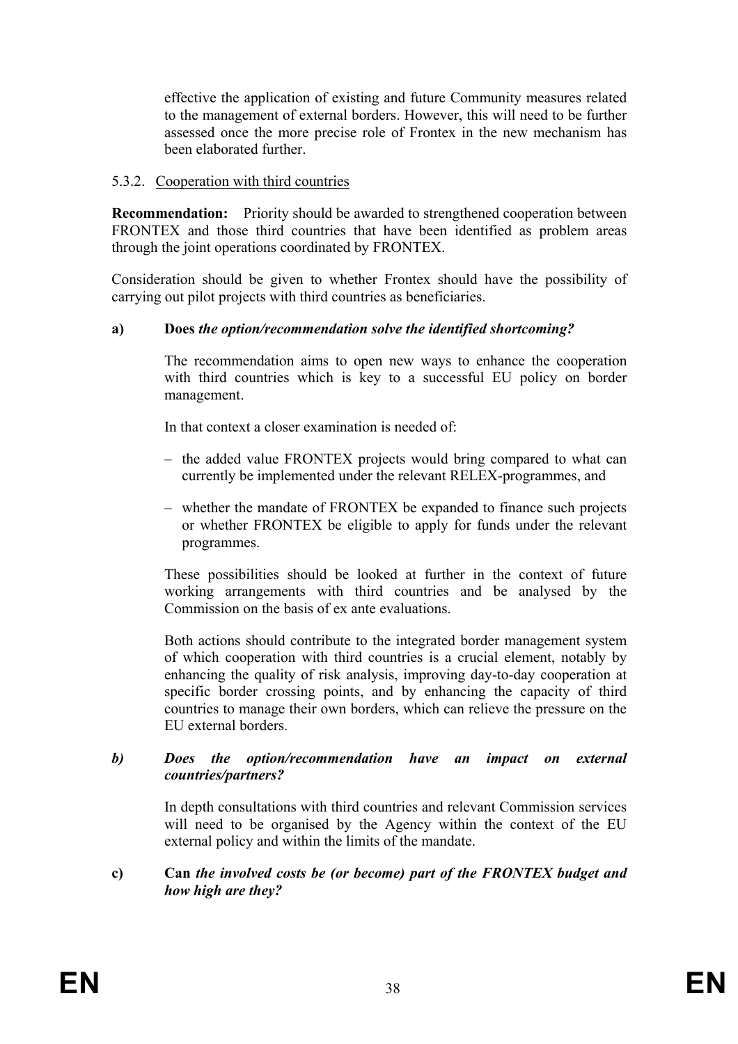effective the application of existing and future Community measures related to the management of external borders. However, this will need to be further assessed once the more precise role of Frontex in the new mechanism has been elaborated further.

### 5.3.2. Cooperation with third countries

**Recommendation:** Priority should be awarded to strengthened cooperation between FRONTEX and those third countries that have been identified as problem areas through the joint operations coordinated by FRONTEX.

Consideration should be given to whether Frontex should have the possibility of carrying out pilot projects with third countries as beneficiaries.

**a) Does** ***the option/recommendation solve the identified shortcoming?***

The recommendation aims to open new ways to enhance the cooperation with third countries which is key to a successful EU policy on border management.

In that context a closer examination is needed of:

- the added value FRONTEX projects would bring compared to what can currently be implemented under the relevant RELEX-programmes, and
- whether the mandate of FRONTEX be expanded to finance such projects or whether FRONTEX be eligible to apply for funds under the relevant programmes.

These possibilities should be looked at further in the context of future working arrangements with third countries and be analysed by the Commission on the basis of ex ante evaluations.

Both actions should contribute to the integrated border management system of which cooperation with third countries is a crucial element, notably by enhancing the quality of risk analysis, improving day-to-day cooperation at specific border crossing points, and by enhancing the capacity of third countries to manage their own borders, which can relieve the pressure on the EU external borders.

***b) Does the option/recommendation have an impact on external countries/partners?***

In depth consultations with third countries and relevant Commission services will need to be organised by the Agency within the context of the EU external policy and within the limits of the mandate.

**c) Can** ***the involved costs be (or become) part of the FRONTEX budget and how high are they?***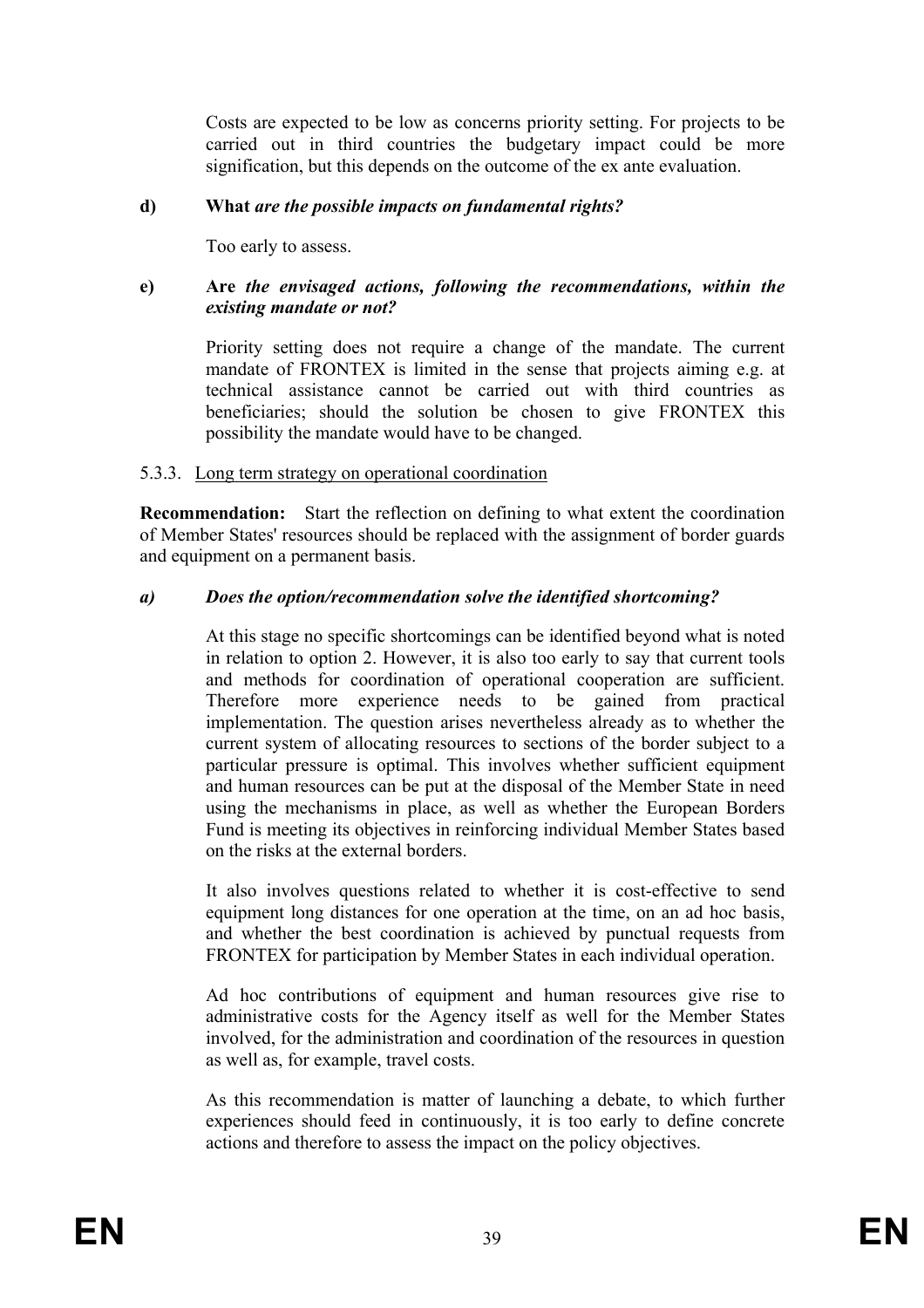Costs are expected to be low as concerns priority setting. For projects to be carried out in third countries the budgetary impact could be more signification, but this depends on the outcome of the ex ante evaluation.

**d) What** ***are the possible impacts on fundamental rights?***

Too early to assess.

**e) Are** ***the envisaged actions, following the recommendations, within the existing mandate or not?***

Priority setting does not require a change of the mandate. The current mandate of FRONTEX is limited in the sense that projects aiming e.g. at technical assistance cannot be carried out with third countries as beneficiaries; should the solution be chosen to give FRONTEX this possibility the mandate would have to be changed.

### 5.3.3. Long term strategy on operational coordination

**Recommendation:** Start the reflection on defining to what extent the coordination of Member States' resources should be replaced with the assignment of border guards and equipment on a permanent basis.

***a) Does the option/recommendation solve the identified shortcoming?***

At this stage no specific shortcomings can be identified beyond what is noted in relation to option 2. However, it is also too early to say that current tools and methods for coordination of operational cooperation are sufficient. Therefore more experience needs to be gained from practical implementation. The question arises nevertheless already as to whether the current system of allocating resources to sections of the border subject to a particular pressure is optimal. This involves whether sufficient equipment and human resources can be put at the disposal of the Member State in need using the mechanisms in place, as well as whether the European Borders Fund is meeting its objectives in reinforcing individual Member States based on the risks at the external borders.

It also involves questions related to whether it is cost-effective to send equipment long distances for one operation at the time, on an ad hoc basis, and whether the best coordination is achieved by punctual requests from FRONTEX for participation by Member States in each individual operation.

Ad hoc contributions of equipment and human resources give rise to administrative costs for the Agency itself as well for the Member States involved, for the administration and coordination of the resources in question as well as, for example, travel costs.

As this recommendation is matter of launching a debate, to which further experiences should feed in continuously, it is too early to define concrete actions and therefore to assess the impact on the policy objectives.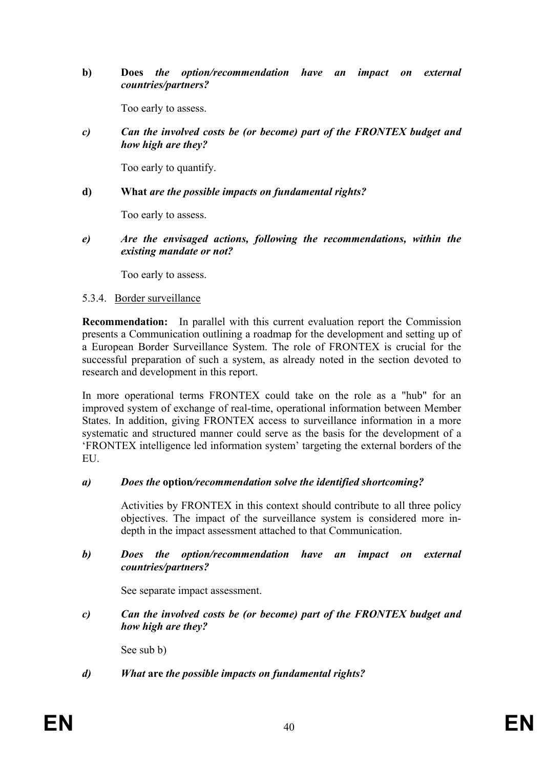**b)** **Does** ***the option/recommendation have an impact on external countries/partners?***

Too early to assess.

***c)*** ***Can the involved costs be (or become) part of the FRONTEX budget and how high are they?***

Too early to quantify.

**d)** **What** ***are the possible impacts on fundamental rights?***

Too early to assess.

***e)*** ***Are the envisaged actions, following the recommendations, within the existing mandate or not?***

Too early to assess.

5.3.4. Border surveillance

**Recommendation:** In parallel with this current evaluation report the Commission presents a Communication outlining a roadmap for the development and setting up of a European Border Surveillance System. The role of FRONTEX is crucial for the successful preparation of such a system, as already noted in the section devoted to research and development in this report.

In more operational terms FRONTEX could take on the role as a "hub" for an improved system of exchange of real-time, operational information between Member States. In addition, giving FRONTEX access to surveillance information in a more systematic and structured manner could serve as the basis for the development of a 'FRONTEX intelligence led information system' targeting the external borders of the EU.

***a)*** ***Does the* option*/recommendation solve the identified shortcoming?***

Activities by FRONTEX in this context should contribute to all three policy objectives. The impact of the surveillance system is considered more in-depth in the impact assessment attached to that Communication.

***b)*** ***Does the option/recommendation have an impact on external countries/partners?***

See separate impact assessment.

***c)*** ***Can the involved costs be (or become) part of the FRONTEX budget and how high are they?***

See sub b)

***d)*** ***What* are *the possible impacts on fundamental rights?***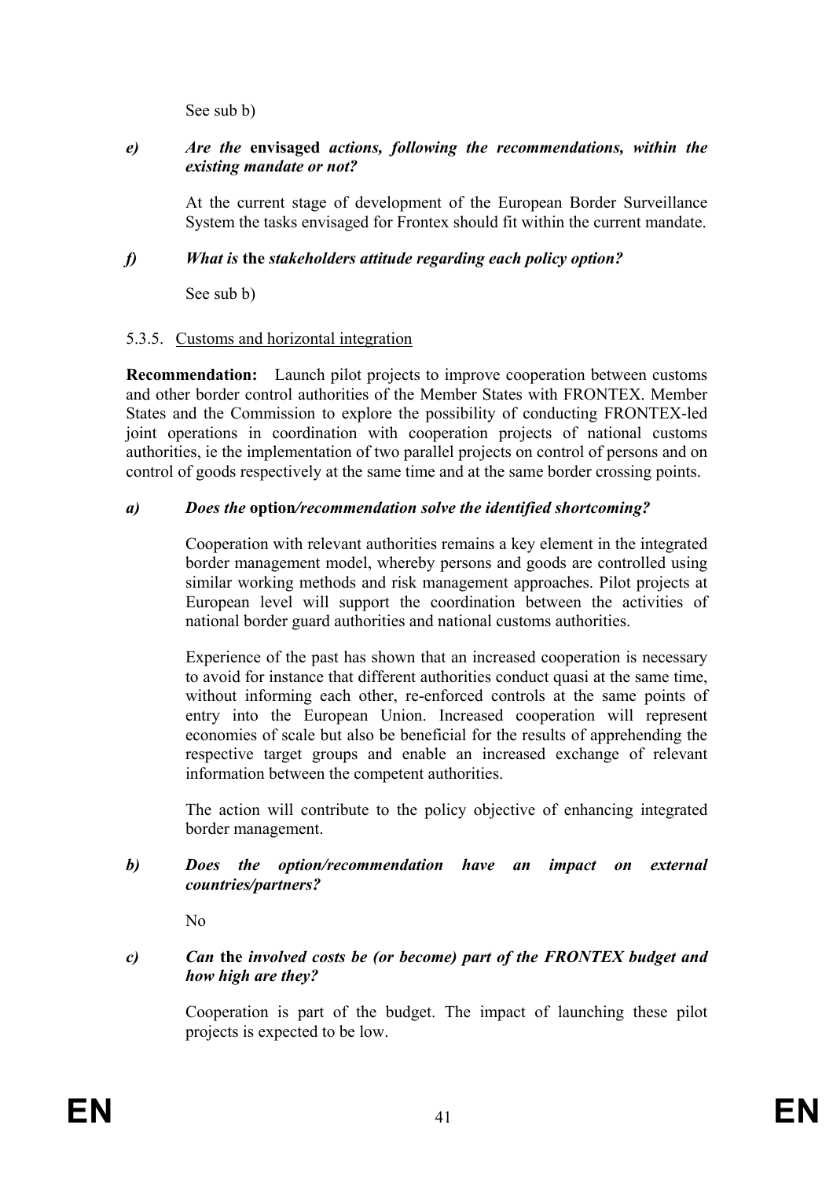See sub b)

***e) Are the* envisaged *actions, following the recommendations, within the existing mandate or not?***

At the current stage of development of the European Border Surveillance System the tasks envisaged for Frontex should fit within the current mandate.

***f) What is* the *stakeholders attitude regarding each policy option?***

See sub b)

5.3.5. Customs and horizontal integration

**Recommendation:** Launch pilot projects to improve cooperation between customs and other border control authorities of the Member States with FRONTEX. Member States and the Commission to explore the possibility of conducting FRONTEX-led joint operations in coordination with cooperation projects of national customs authorities, ie the implementation of two parallel projects on control of persons and on control of goods respectively at the same time and at the same border crossing points.

***a) Does the* option*/recommendation solve the identified shortcoming?***

Cooperation with relevant authorities remains a key element in the integrated border management model, whereby persons and goods are controlled using similar working methods and risk management approaches. Pilot projects at European level will support the coordination between the activities of national border guard authorities and national customs authorities.

Experience of the past has shown that an increased cooperation is necessary to avoid for instance that different authorities conduct quasi at the same time, without informing each other, re-enforced controls at the same points of entry into the European Union. Increased cooperation will represent economies of scale but also be beneficial for the results of apprehending the respective target groups and enable an increased exchange of relevant information between the competent authorities.

The action will contribute to the policy objective of enhancing integrated border management.

***b) Does the option/recommendation have an impact on external countries/partners?***

No

***c) Can* the *involved costs be (or become) part of the FRONTEX budget and how high are they?***

Cooperation is part of the budget. The impact of launching these pilot projects is expected to be low.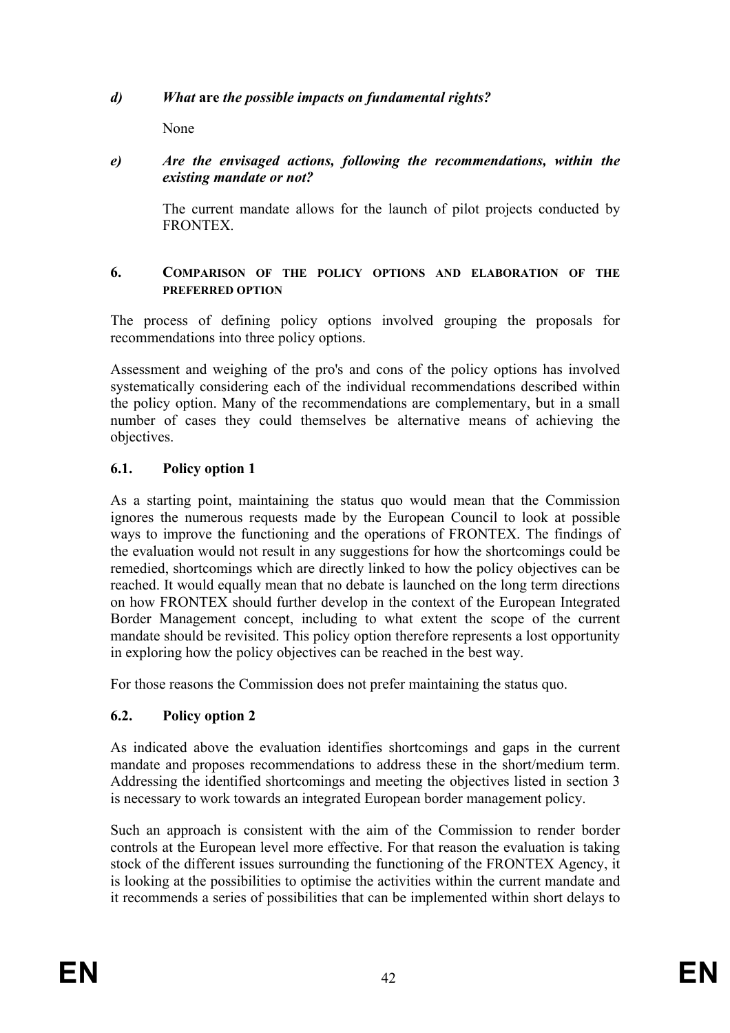*d)* ***What* are *the possible impacts on fundamental rights?***

None

***e) Are the envisaged actions, following the recommendations, within the existing mandate or not?***

The current mandate allows for the launch of pilot projects conducted by FRONTEX.

## 6. COMPARISON OF THE POLICY OPTIONS AND ELABORATION OF THE PREFERRED OPTION

The process of defining policy options involved grouping the proposals for recommendations into three policy options.

Assessment and weighing of the pro's and cons of the policy options has involved systematically considering each of the individual recommendations described within the policy option. Many of the recommendations are complementary, but in a small number of cases they could themselves be alternative means of achieving the objectives.

### 6.1. Policy option 1

As a starting point, maintaining the status quo would mean that the Commission ignores the numerous requests made by the European Council to look at possible ways to improve the functioning and the operations of FRONTEX. The findings of the evaluation would not result in any suggestions for how the shortcomings could be remedied, shortcomings which are directly linked to how the policy objectives can be reached. It would equally mean that no debate is launched on the long term directions on how FRONTEX should further develop in the context of the European Integrated Border Management concept, including to what extent the scope of the current mandate should be revisited. This policy option therefore represents a lost opportunity in exploring how the policy objectives can be reached in the best way.

For those reasons the Commission does not prefer maintaining the status quo.

### 6.2. Policy option 2

As indicated above the evaluation identifies shortcomings and gaps in the current mandate and proposes recommendations to address these in the short/medium term. Addressing the identified shortcomings and meeting the objectives listed in section 3 is necessary to work towards an integrated European border management policy.

Such an approach is consistent with the aim of the Commission to render border controls at the European level more effective. For that reason the evaluation is taking stock of the different issues surrounding the functioning of the FRONTEX Agency, it is looking at the possibilities to optimise the activities within the current mandate and it recommends a series of possibilities that can be implemented within short delays to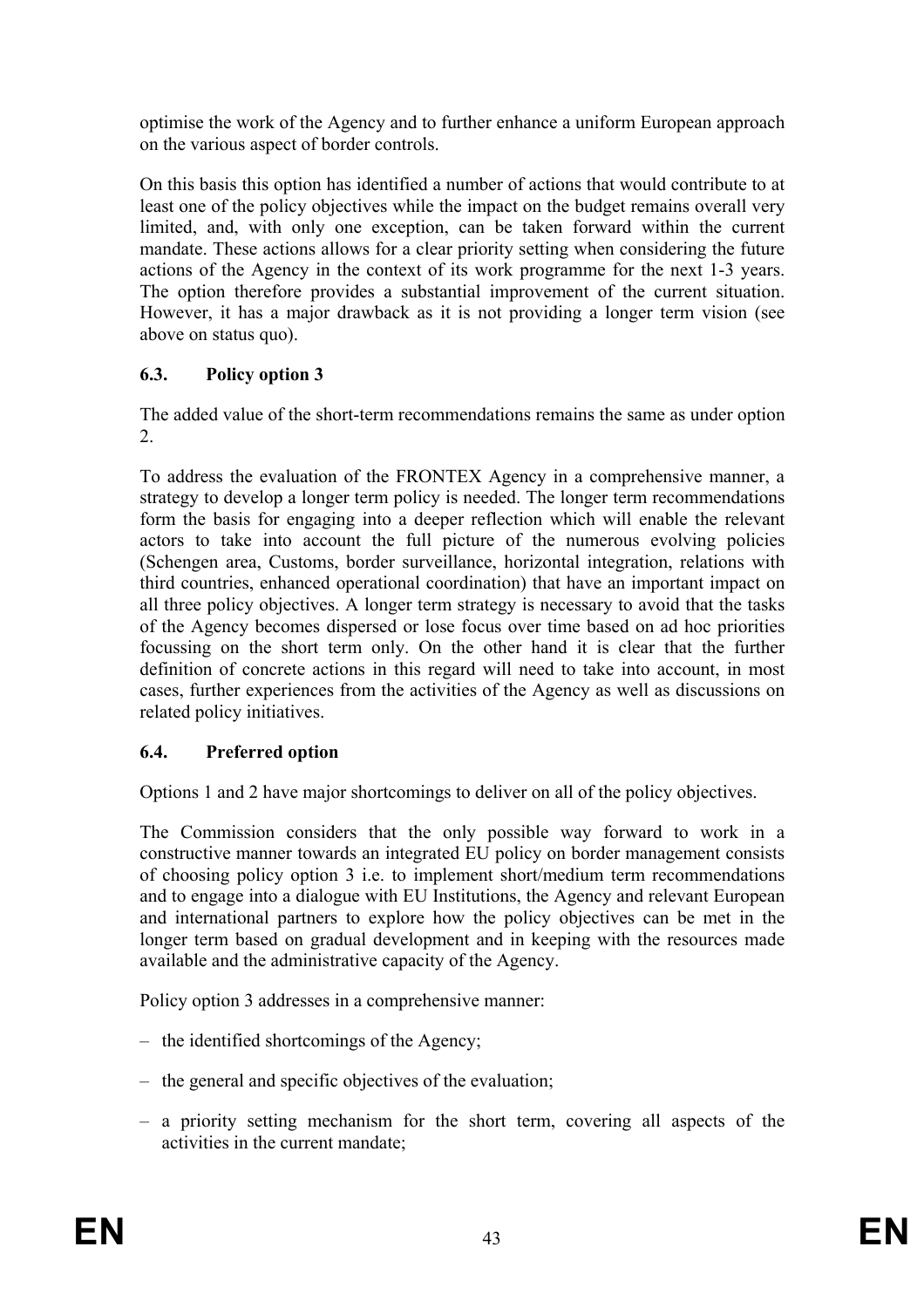optimise the work of the Agency and to further enhance a uniform European approach on the various aspect of border controls.

On this basis this option has identified a number of actions that would contribute to at least one of the policy objectives while the impact on the budget remains overall very limited, and, with only one exception, can be taken forward within the current mandate. These actions allows for a clear priority setting when considering the future actions of the Agency in the context of its work programme for the next 1-3 years. The option therefore provides a substantial improvement of the current situation. However, it has a major drawback as it is not providing a longer term vision (see above on status quo).

### 6.3. Policy option 3

The added value of the short-term recommendations remains the same as under option 2.

To address the evaluation of the FRONTEX Agency in a comprehensive manner, a strategy to develop a longer term policy is needed. The longer term recommendations form the basis for engaging into a deeper reflection which will enable the relevant actors to take into account the full picture of the numerous evolving policies (Schengen area, Customs, border surveillance, horizontal integration, relations with third countries, enhanced operational coordination) that have an important impact on all three policy objectives. A longer term strategy is necessary to avoid that the tasks of the Agency becomes dispersed or lose focus over time based on ad hoc priorities focussing on the short term only. On the other hand it is clear that the further definition of concrete actions in this regard will need to take into account, in most cases, further experiences from the activities of the Agency as well as discussions on related policy initiatives.

### 6.4. Preferred option

Options 1 and 2 have major shortcomings to deliver on all of the policy objectives.

The Commission considers that the only possible way forward to work in a constructive manner towards an integrated EU policy on border management consists of choosing policy option 3 i.e. to implement short/medium term recommendations and to engage into a dialogue with EU Institutions, the Agency and relevant European and international partners to explore how the policy objectives can be met in the longer term based on gradual development and in keeping with the resources made available and the administrative capacity of the Agency.

Policy option 3 addresses in a comprehensive manner:

– the identified shortcomings of the Agency;

– the general and specific objectives of the evaluation;

– a priority setting mechanism for the short term, covering all aspects of the activities in the current mandate;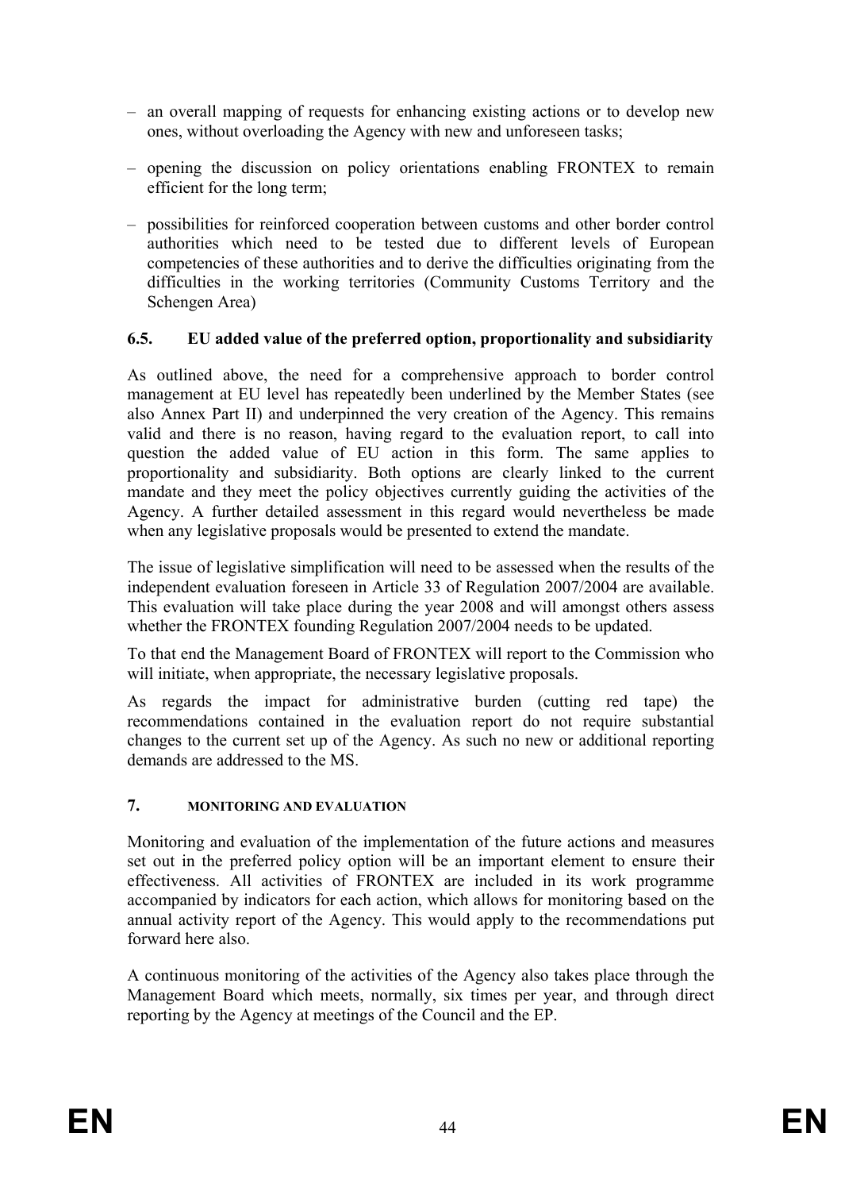- an overall mapping of requests for enhancing existing actions or to develop new ones, without overloading the Agency with new and unforeseen tasks;
- opening the discussion on policy orientations enabling FRONTEX to remain efficient for the long term;
- possibilities for reinforced cooperation between customs and other border control authorities which need to be tested due to different levels of European competencies of these authorities and to derive the difficulties originating from the difficulties in the working territories (Community Customs Territory and the Schengen Area)

### 6.5. EU added value of the preferred option, proportionality and subsidiarity

As outlined above, the need for a comprehensive approach to border control management at EU level has repeatedly been underlined by the Member States (see also Annex Part II) and underpinned the very creation of the Agency. This remains valid and there is no reason, having regard to the evaluation report, to call into question the added value of EU action in this form. The same applies to proportionality and subsidiarity. Both options are clearly linked to the current mandate and they meet the policy objectives currently guiding the activities of the Agency. A further detailed assessment in this regard would nevertheless be made when any legislative proposals would be presented to extend the mandate.

The issue of legislative simplification will need to be assessed when the results of the independent evaluation foreseen in Article 33 of Regulation 2007/2004 are available. This evaluation will take place during the year 2008 and will amongst others assess whether the FRONTEX founding Regulation 2007/2004 needs to be updated.

To that end the Management Board of FRONTEX will report to the Commission who will initiate, when appropriate, the necessary legislative proposals.

As regards the impact for administrative burden (cutting red tape) the recommendations contained in the evaluation report do not require substantial changes to the current set up of the Agency. As such no new or additional reporting demands are addressed to the MS.

## 7. MONITORING AND EVALUATION

Monitoring and evaluation of the implementation of the future actions and measures set out in the preferred policy option will be an important element to ensure their effectiveness. All activities of FRONTEX are included in its work programme accompanied by indicators for each action, which allows for monitoring based on the annual activity report of the Agency. This would apply to the recommendations put forward here also.

A continuous monitoring of the activities of the Agency also takes place through the Management Board which meets, normally, six times per year, and through direct reporting by the Agency at meetings of the Council and the EP.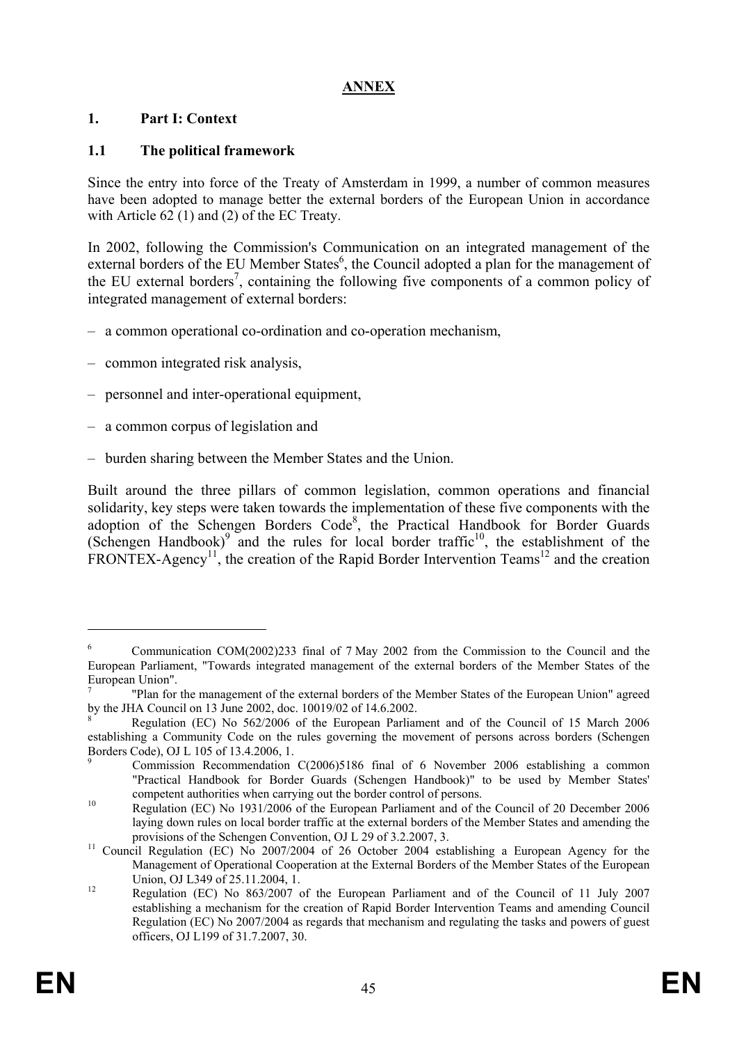# ANNEX

## 1. Part I: Context

### 1.1 The political framework

Since the entry into force of the Treaty of Amsterdam in 1999, a number of common measures have been adopted to manage better the external borders of the European Union in accordance with Article 62 (1) and (2) of the EC Treaty.

In 2002, following the Commission's Communication on an integrated management of the external borders of the EU Member States[6], the Council adopted a plan for the management of the EU external borders[7], containing the following five components of a common policy of integrated management of external borders:

- a common operational co-ordination and co-operation mechanism,
- common integrated risk analysis,
- personnel and inter-operational equipment,
- a common corpus of legislation and
- burden sharing between the Member States and the Union.

Built around the three pillars of common legislation, common operations and financial solidarity, key steps were taken towards the implementation of these five components with the adoption of the Schengen Borders Code[8], the Practical Handbook for Border Guards (Schengen Handbook)[9] and the rules for local border traffic[10], the establishment of the FRONTEX-Agency[11], the creation of the Rapid Border Intervention Teams[12] and the creation

---

[6] Communication COM(2002)233 final of 7 May 2002 from the Commission to the Council and the European Parliament, "Towards integrated management of the external borders of the Member States of the European Union".

[7] "Plan for the management of the external borders of the Member States of the European Union" agreed by the JHA Council on 13 June 2002, doc. 10019/02 of 14.6.2002.

[8] Regulation (EC) No 562/2006 of the European Parliament and of the Council of 15 March 2006 establishing a Community Code on the rules governing the movement of persons across borders (Schengen Borders Code), OJ L 105 of 13.4.2006, 1.

[9] Commission Recommendation C(2006)5186 final of 6 November 2006 establishing a common "Practical Handbook for Border Guards (Schengen Handbook)" to be used by Member States' competent authorities when carrying out the border control of persons.

[10] Regulation (EC) No 1931/2006 of the European Parliament and of the Council of 20 December 2006 laying down rules on local border traffic at the external borders of the Member States and amending the provisions of the Schengen Convention, OJ L 29 of 3.2.2007, 3.

[11] Council Regulation (EC) No 2007/2004 of 26 October 2004 establishing a European Agency for the Management of Operational Cooperation at the External Borders of the Member States of the European Union, OJ L349 of 25.11.2004, 1.

[12] Regulation (EC) No 863/2007 of the European Parliament and of the Council of 11 July 2007 establishing a mechanism for the creation of Rapid Border Intervention Teams and amending Council Regulation (EC) No 2007/2004 as regards that mechanism and regulating the tasks and powers of guest officers, OJ L199 of 31.7.2007, 30.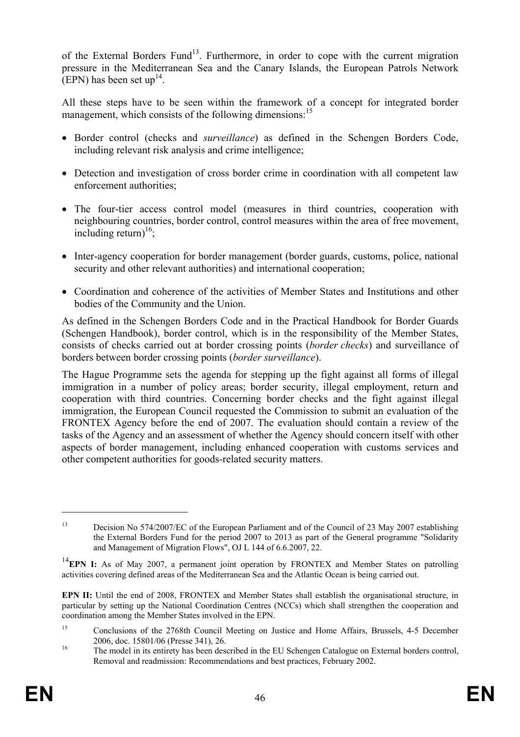of the External Borders Fund[13]. Furthermore, in order to cope with the current migration pressure in the Mediterranean Sea and the Canary Islands, the European Patrols Network (EPN) has been set up[14].

All these steps have to be seen within the framework of a concept for integrated border management, which consists of the following dimensions:[15]

- Border control (checks and *surveillance*) as defined in the Schengen Borders Code, including relevant risk analysis and crime intelligence;
- Detection and investigation of cross border crime in coordination with all competent law enforcement authorities;
- The four-tier access control model (measures in third countries, cooperation with neighbouring countries, border control, control measures within the area of free movement, including return)[16];
- Inter-agency cooperation for border management (border guards, customs, police, national security and other relevant authorities) and international cooperation;
- Coordination and coherence of the activities of Member States and Institutions and other bodies of the Community and the Union.

As defined in the Schengen Borders Code and in the Practical Handbook for Border Guards (Schengen Handbook), border control, which is in the responsibility of the Member States, consists of checks carried out at border crossing points (*border checks*) and surveillance of borders between border crossing points (*border surveillance*).

The Hague Programme sets the agenda for stepping up the fight against all forms of illegal immigration in a number of policy areas; border security, illegal employment, return and cooperation with third countries. Concerning border checks and the fight against illegal immigration, the European Council requested the Commission to submit an evaluation of the FRONTEX Agency before the end of 2007. The evaluation should contain a review of the tasks of the Agency and an assessment of whether the Agency should concern itself with other aspects of border management, including enhanced cooperation with customs services and other competent authorities for goods-related security matters.

---

[13] Decision No 574/2007/EC of the European Parliament and of the Council of 23 May 2007 establishing the External Borders Fund for the period 2007 to 2013 as part of the General programme "Solidarity and Management of Migration Flows", OJ L 144 of 6.6.2007, 22.

[14] **EPN I:** As of May 2007, a permanent joint operation by FRONTEX and Member States on patrolling activities covering defined areas of the Mediterranean Sea and the Atlantic Ocean is being carried out.

**EPN II:** Until the end of 2008, FRONTEX and Member States shall establish the organisational structure, in particular by setting up the National Coordination Centres (NCCs) which shall strengthen the cooperation and coordination among the Member States involved in the EPN.

[15] Conclusions of the 2768th Council Meeting on Justice and Home Affairs, Brussels, 4-5 December 2006, doc. 15801/06 (Presse 341), 26.

[16] The model in its entirety has been described in the EU Schengen Catalogue on External borders control, Removal and readmission: Recommendations and best practices, February 2002.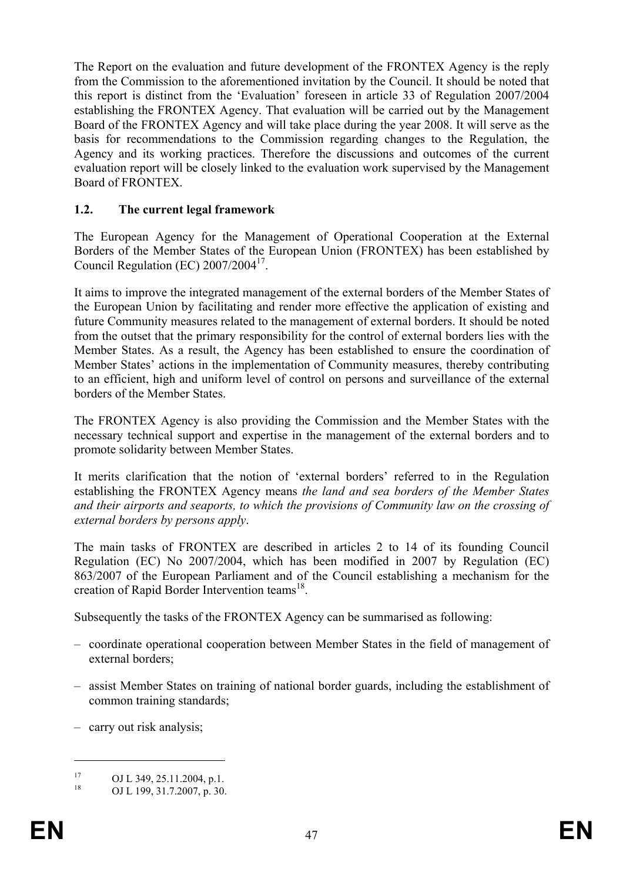The Report on the evaluation and future development of the FRONTEX Agency is the reply from the Commission to the aforementioned invitation by the Council. It should be noted that this report is distinct from the 'Evaluation' foreseen in article 33 of Regulation 2007/2004 establishing the FRONTEX Agency. That evaluation will be carried out by the Management Board of the FRONTEX Agency and will take place during the year 2008. It will serve as the basis for recommendations to the Commission regarding changes to the Regulation, the Agency and its working practices. Therefore the discussions and outcomes of the current evaluation report will be closely linked to the evaluation work supervised by the Management Board of FRONTEX.

### 1.2. The current legal framework

The European Agency for the Management of Operational Cooperation at the External Borders of the Member States of the European Union (FRONTEX) has been established by Council Regulation (EC) 2007/2004[17].

It aims to improve the integrated management of the external borders of the Member States of the European Union by facilitating and render more effective the application of existing and future Community measures related to the management of external borders. It should be noted from the outset that the primary responsibility for the control of external borders lies with the Member States. As a result, the Agency has been established to ensure the coordination of Member States' actions in the implementation of Community measures, thereby contributing to an efficient, high and uniform level of control on persons and surveillance of the external borders of the Member States.

The FRONTEX Agency is also providing the Commission and the Member States with the necessary technical support and expertise in the management of the external borders and to promote solidarity between Member States.

It merits clarification that the notion of 'external borders' referred to in the Regulation establishing the FRONTEX Agency means *the land and sea borders of the Member States and their airports and seaports, to which the provisions of Community law on the crossing of external borders by persons apply*.

The main tasks of FRONTEX are described in articles 2 to 14 of its founding Council Regulation (EC) No 2007/2004, which has been modified in 2007 by Regulation (EC) 863/2007 of the European Parliament and of the Council establishing a mechanism for the creation of Rapid Border Intervention teams[18].

Subsequently the tasks of the FRONTEX Agency can be summarised as following:

– coordinate operational cooperation between Member States in the field of management of external borders;

– assist Member States on training of national border guards, including the establishment of common training standards;

– carry out risk analysis;

---

[17] OJ L 349, 25.11.2004, p.1.

[18] OJ L 199, 31.7.2007, p. 30.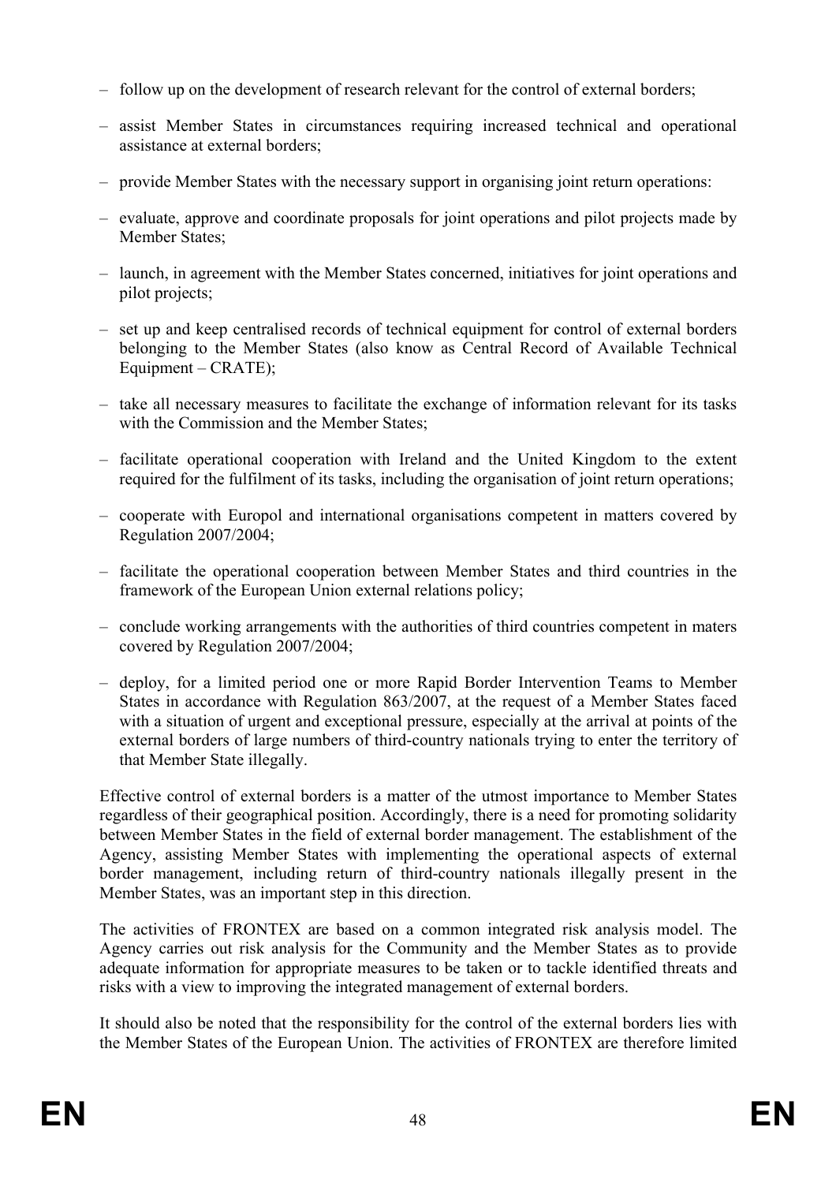- follow up on the development of research relevant for the control of external borders;
- assist Member States in circumstances requiring increased technical and operational assistance at external borders;
- provide Member States with the necessary support in organising joint return operations:
- evaluate, approve and coordinate proposals for joint operations and pilot projects made by Member States;
- launch, in agreement with the Member States concerned, initiatives for joint operations and pilot projects;
- set up and keep centralised records of technical equipment for control of external borders belonging to the Member States (also know as Central Record of Available Technical Equipment – CRATE);
- take all necessary measures to facilitate the exchange of information relevant for its tasks with the Commission and the Member States;
- facilitate operational cooperation with Ireland and the United Kingdom to the extent required for the fulfilment of its tasks, including the organisation of joint return operations;
- cooperate with Europol and international organisations competent in matters covered by Regulation 2007/2004;
- facilitate the operational cooperation between Member States and third countries in the framework of the European Union external relations policy;
- conclude working arrangements with the authorities of third countries competent in maters covered by Regulation 2007/2004;
- deploy, for a limited period one or more Rapid Border Intervention Teams to Member States in accordance with Regulation 863/2007, at the request of a Member States faced with a situation of urgent and exceptional pressure, especially at the arrival at points of the external borders of large numbers of third-country nationals trying to enter the territory of that Member State illegally.

Effective control of external borders is a matter of the utmost importance to Member States regardless of their geographical position. Accordingly, there is a need for promoting solidarity between Member States in the field of external border management. The establishment of the Agency, assisting Member States with implementing the operational aspects of external border management, including return of third-country nationals illegally present in the Member States, was an important step in this direction.

The activities of FRONTEX are based on a common integrated risk analysis model. The Agency carries out risk analysis for the Community and the Member States as to provide adequate information for appropriate measures to be taken or to tackle identified threats and risks with a view to improving the integrated management of external borders.

It should also be noted that the responsibility for the control of the external borders lies with the Member States of the European Union. The activities of FRONTEX are therefore limited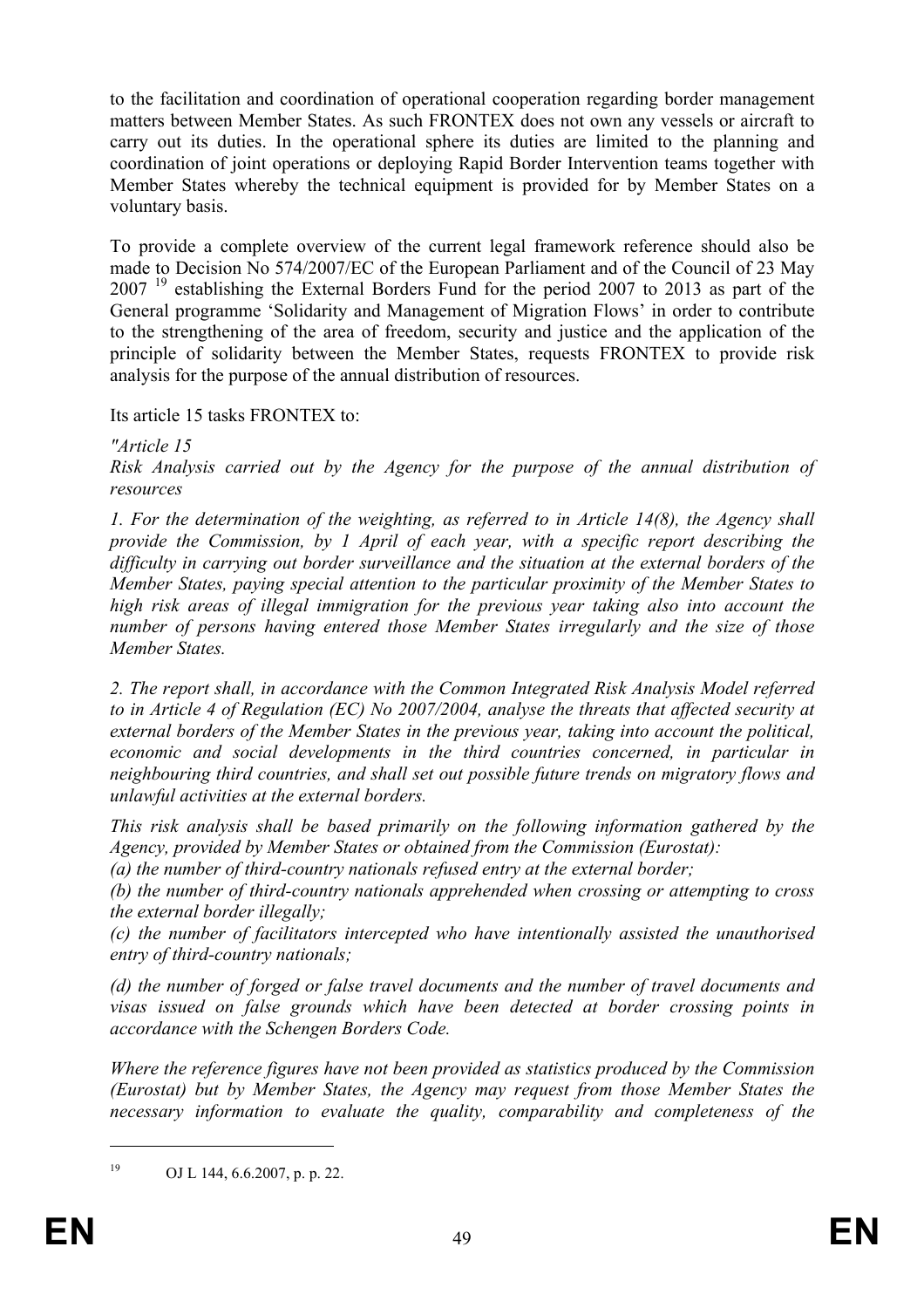to the facilitation and coordination of operational cooperation regarding border management matters between Member States. As such FRONTEX does not own any vessels or aircraft to carry out its duties. In the operational sphere its duties are limited to the planning and coordination of joint operations or deploying Rapid Border Intervention teams together with Member States whereby the technical equipment is provided for by Member States on a voluntary basis.

To provide a complete overview of the current legal framework reference should also be made to Decision No 574/2007/EC of the European Parliament and of the Council of 23 May 2007 [19] establishing the External Borders Fund for the period 2007 to 2013 as part of the General programme 'Solidarity and Management of Migration Flows' in order to contribute to the strengthening of the area of freedom, security and justice and the application of the principle of solidarity between the Member States, requests FRONTEX to provide risk analysis for the purpose of the annual distribution of resources.

Its article 15 tasks FRONTEX to:

*"Article 15*
*Risk Analysis carried out by the Agency for the purpose of the annual distribution of resources*

*1. For the determination of the weighting, as referred to in Article 14(8), the Agency shall provide the Commission, by 1 April of each year, with a specific report describing the difficulty in carrying out border surveillance and the situation at the external borders of the Member States, paying special attention to the particular proximity of the Member States to high risk areas of illegal immigration for the previous year taking also into account the number of persons having entered those Member States irregularly and the size of those Member States.*

*2. The report shall, in accordance with the Common Integrated Risk Analysis Model referred to in Article 4 of Regulation (EC) No 2007/2004, analyse the threats that affected security at external borders of the Member States in the previous year, taking into account the political, economic and social developments in the third countries concerned, in particular in neighbouring third countries, and shall set out possible future trends on migratory flows and unlawful activities at the external borders.*

*This risk analysis shall be based primarily on the following information gathered by the Agency, provided by Member States or obtained from the Commission (Eurostat):*
*(a) the number of third-country nationals refused entry at the external border;*
*(b) the number of third-country nationals apprehended when crossing or attempting to cross the external border illegally;*
*(c) the number of facilitators intercepted who have intentionally assisted the unauthorised entry of third-country nationals;*
*(d) the number of forged or false travel documents and the number of travel documents and visas issued on false grounds which have been detected at border crossing points in accordance with the Schengen Borders Code.*

*Where the reference figures have not been provided as statistics produced by the Commission (Eurostat) but by Member States, the Agency may request from those Member States the necessary information to evaluate the quality, comparability and completeness of the*

---

[19] OJ L 144, 6.6.2007, p. p. 22.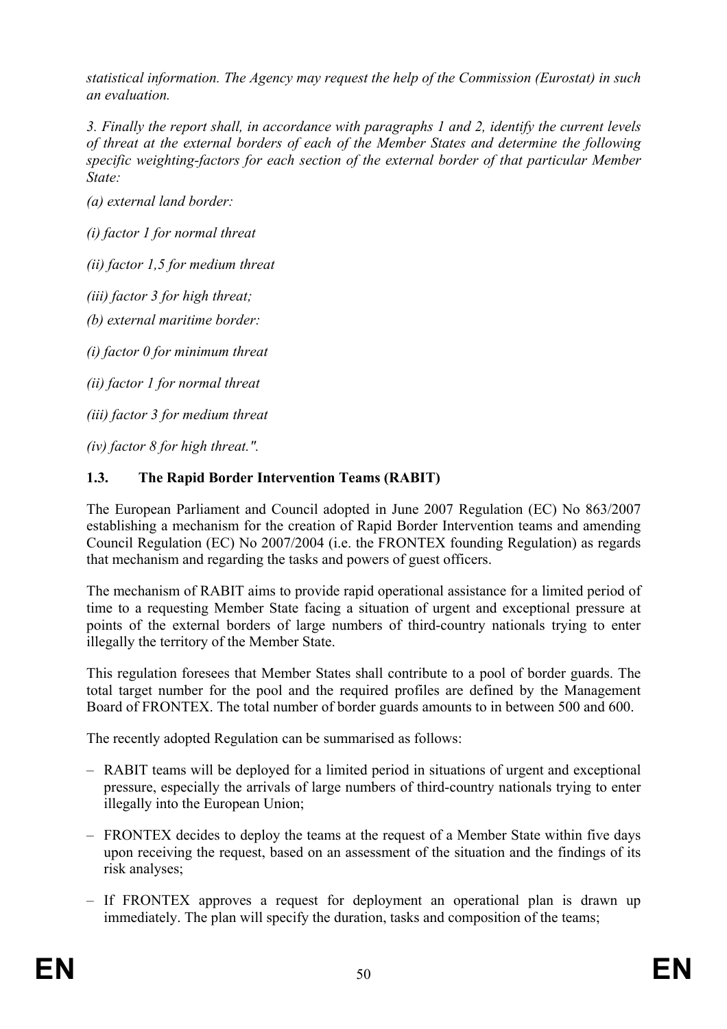*statistical information. The Agency may request the help of the Commission (Eurostat) in such an evaluation.*

*3. Finally the report shall, in accordance with paragraphs 1 and 2, identify the current levels of threat at the external borders of each of the Member States and determine the following specific weighting-factors for each section of the external border of that particular Member State:*

*(a) external land border:*

*(i) factor 1 for normal threat*

*(ii) factor 1,5 for medium threat*

*(iii) factor 3 for high threat;*

*(b) external maritime border:*

*(i) factor 0 for minimum threat*

*(ii) factor 1 for normal threat*

*(iii) factor 3 for medium threat*

*(iv) factor 8 for high threat.".*

### 1.3. The Rapid Border Intervention Teams (RABIT)

The European Parliament and Council adopted in June 2007 Regulation (EC) No 863/2007 establishing a mechanism for the creation of Rapid Border Intervention teams and amending Council Regulation (EC) No 2007/2004 (i.e. the FRONTEX founding Regulation) as regards that mechanism and regarding the tasks and powers of guest officers.

The mechanism of RABIT aims to provide rapid operational assistance for a limited period of time to a requesting Member State facing a situation of urgent and exceptional pressure at points of the external borders of large numbers of third-country nationals trying to enter illegally the territory of the Member State.

This regulation foresees that Member States shall contribute to a pool of border guards. The total target number for the pool and the required profiles are defined by the Management Board of FRONTEX. The total number of border guards amounts to in between 500 and 600.

The recently adopted Regulation can be summarised as follows:

– RABIT teams will be deployed for a limited period in situations of urgent and exceptional pressure, especially the arrivals of large numbers of third-country nationals trying to enter illegally into the European Union;

– FRONTEX decides to deploy the teams at the request of a Member State within five days upon receiving the request, based on an assessment of the situation and the findings of its risk analyses;

– If FRONTEX approves a request for deployment an operational plan is drawn up immediately. The plan will specify the duration, tasks and composition of the teams;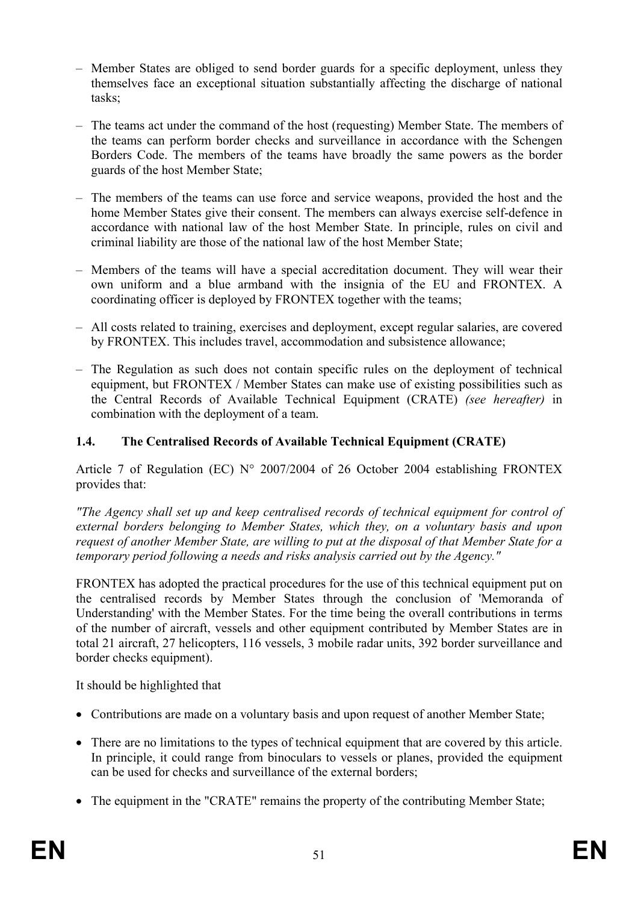- Member States are obliged to send border guards for a specific deployment, unless they themselves face an exceptional situation substantially affecting the discharge of national tasks;
- The teams act under the command of the host (requesting) Member State. The members of the teams can perform border checks and surveillance in accordance with the Schengen Borders Code. The members of the teams have broadly the same powers as the border guards of the host Member State;
- The members of the teams can use force and service weapons, provided the host and the home Member States give their consent. The members can always exercise self-defence in accordance with national law of the host Member State. In principle, rules on civil and criminal liability are those of the national law of the host Member State;
- Members of the teams will have a special accreditation document. They will wear their own uniform and a blue armband with the insignia of the EU and FRONTEX. A coordinating officer is deployed by FRONTEX together with the teams;
- All costs related to training, exercises and deployment, except regular salaries, are covered by FRONTEX. This includes travel, accommodation and subsistence allowance;
- The Regulation as such does not contain specific rules on the deployment of technical equipment, but FRONTEX / Member States can make use of existing possibilities such as the Central Records of Available Technical Equipment (CRATE) *(see hereafter)* in combination with the deployment of a team.

### 1.4. The Centralised Records of Available Technical Equipment (CRATE)

Article 7 of Regulation (EC) N° 2007/2004 of 26 October 2004 establishing FRONTEX provides that:

*"The Agency shall set up and keep centralised records of technical equipment for control of external borders belonging to Member States, which they, on a voluntary basis and upon request of another Member State, are willing to put at the disposal of that Member State for a temporary period following a needs and risks analysis carried out by the Agency."*

FRONTEX has adopted the practical procedures for the use of this technical equipment put on the centralised records by Member States through the conclusion of 'Memoranda of Understanding' with the Member States. For the time being the overall contributions in terms of the number of aircraft, vessels and other equipment contributed by Member States are in total 21 aircraft, 27 helicopters, 116 vessels, 3 mobile radar units, 392 border surveillance and border checks equipment).

It should be highlighted that

- Contributions are made on a voluntary basis and upon request of another Member State;
- There are no limitations to the types of technical equipment that are covered by this article. In principle, it could range from binoculars to vessels or planes, provided the equipment can be used for checks and surveillance of the external borders;
- The equipment in the "CRATE" remains the property of the contributing Member State;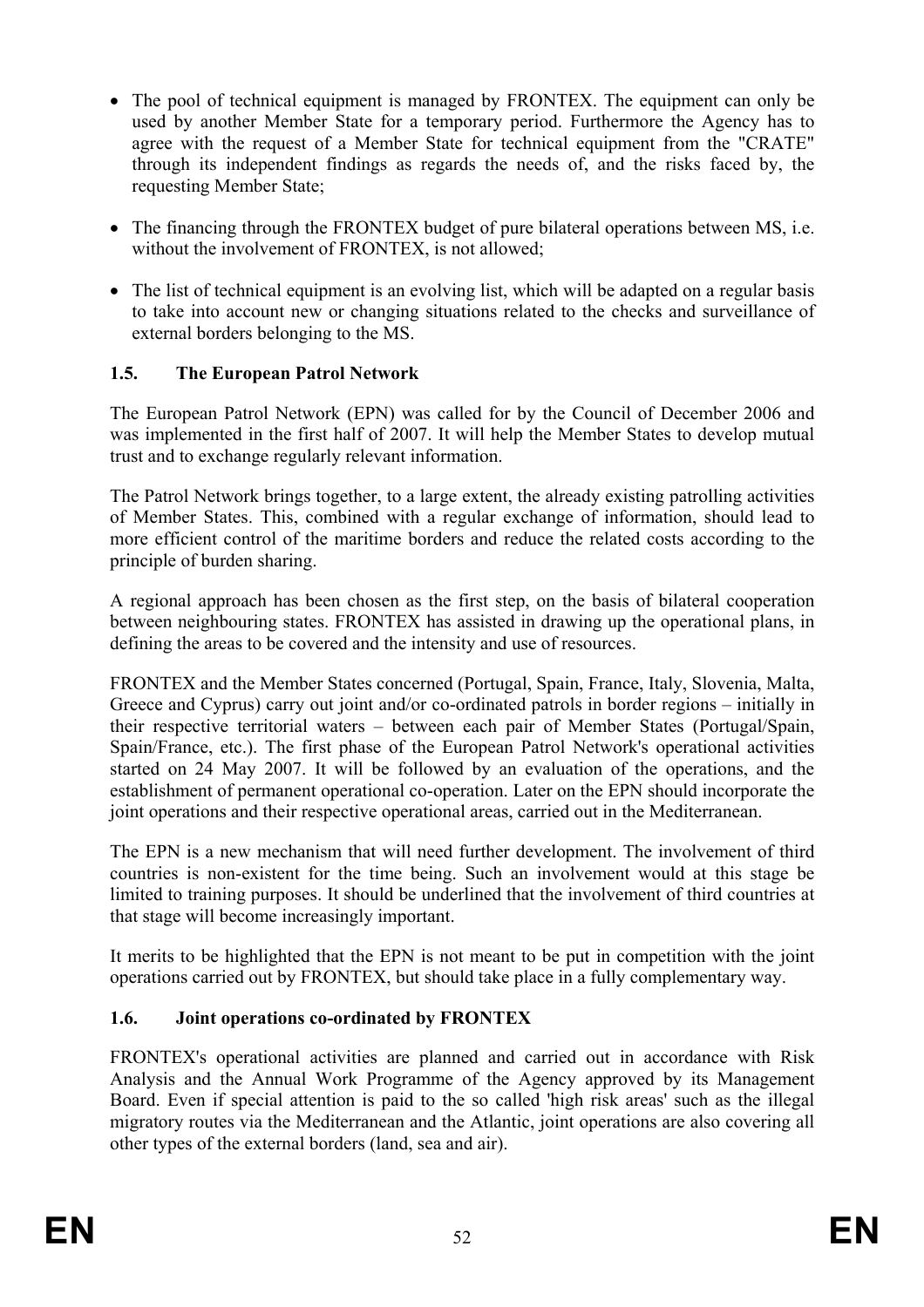- The pool of technical equipment is managed by FRONTEX. The equipment can only be used by another Member State for a temporary period. Furthermore the Agency has to agree with the request of a Member State for technical equipment from the "CRATE" through its independent findings as regards the needs of, and the risks faced by, the requesting Member State;
- The financing through the FRONTEX budget of pure bilateral operations between MS, i.e. without the involvement of FRONTEX, is not allowed;
- The list of technical equipment is an evolving list, which will be adapted on a regular basis to take into account new or changing situations related to the checks and surveillance of external borders belonging to the MS.

### 1.5. The European Patrol Network

The European Patrol Network (EPN) was called for by the Council of December 2006 and was implemented in the first half of 2007. It will help the Member States to develop mutual trust and to exchange regularly relevant information.

The Patrol Network brings together, to a large extent, the already existing patrolling activities of Member States. This, combined with a regular exchange of information, should lead to more efficient control of the maritime borders and reduce the related costs according to the principle of burden sharing.

A regional approach has been chosen as the first step, on the basis of bilateral cooperation between neighbouring states. FRONTEX has assisted in drawing up the operational plans, in defining the areas to be covered and the intensity and use of resources.

FRONTEX and the Member States concerned (Portugal, Spain, France, Italy, Slovenia, Malta, Greece and Cyprus) carry out joint and/or co-ordinated patrols in border regions – initially in their respective territorial waters – between each pair of Member States (Portugal/Spain, Spain/France, etc.). The first phase of the European Patrol Network's operational activities started on 24 May 2007. It will be followed by an evaluation of the operations, and the establishment of permanent operational co-operation. Later on the EPN should incorporate the joint operations and their respective operational areas, carried out in the Mediterranean.

The EPN is a new mechanism that will need further development. The involvement of third countries is non-existent for the time being. Such an involvement would at this stage be limited to training purposes. It should be underlined that the involvement of third countries at that stage will become increasingly important.

It merits to be highlighted that the EPN is not meant to be put in competition with the joint operations carried out by FRONTEX, but should take place in a fully complementary way.

### 1.6. Joint operations co-ordinated by FRONTEX

FRONTEX's operational activities are planned and carried out in accordance with Risk Analysis and the Annual Work Programme of the Agency approved by its Management Board. Even if special attention is paid to the so called 'high risk areas' such as the illegal migratory routes via the Mediterranean and the Atlantic, joint operations are also covering all other types of the external borders (land, sea and air).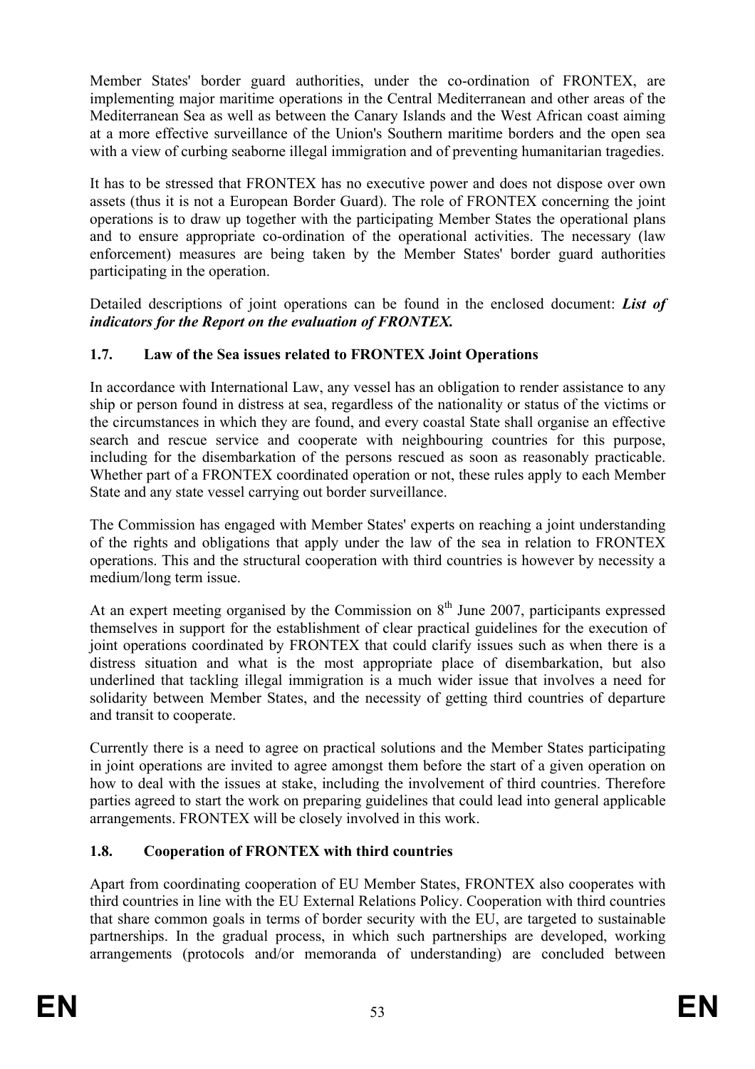Member States' border guard authorities, under the co-ordination of FRONTEX, are implementing major maritime operations in the Central Mediterranean and other areas of the Mediterranean Sea as well as between the Canary Islands and the West African coast aiming at a more effective surveillance of the Union's Southern maritime borders and the open sea with a view of curbing seaborne illegal immigration and of preventing humanitarian tragedies.

It has to be stressed that FRONTEX has no executive power and does not dispose over own assets (thus it is not a European Border Guard). The role of FRONTEX concerning the joint operations is to draw up together with the participating Member States the operational plans and to ensure appropriate co-ordination of the operational activities. The necessary (law enforcement) measures are being taken by the Member States' border guard authorities participating in the operation.

Detailed descriptions of joint operations can be found in the enclosed document: ***List of indicators for the Report on the evaluation of FRONTEX.***

### 1.7. Law of the Sea issues related to FRONTEX Joint Operations

In accordance with International Law, any vessel has an obligation to render assistance to any ship or person found in distress at sea, regardless of the nationality or status of the victims or the circumstances in which they are found, and every coastal State shall organise an effective search and rescue service and cooperate with neighbouring countries for this purpose, including for the disembarkation of the persons rescued as soon as reasonably practicable. Whether part of a FRONTEX coordinated operation or not, these rules apply to each Member State and any state vessel carrying out border surveillance.

The Commission has engaged with Member States' experts on reaching a joint understanding of the rights and obligations that apply under the law of the sea in relation to FRONTEX operations. This and the structural cooperation with third countries is however by necessity a medium/long term issue.

At an expert meeting organised by the Commission on 8th June 2007, participants expressed themselves in support for the establishment of clear practical guidelines for the execution of joint operations coordinated by FRONTEX that could clarify issues such as when there is a distress situation and what is the most appropriate place of disembarkation, but also underlined that tackling illegal immigration is a much wider issue that involves a need for solidarity between Member States, and the necessity of getting third countries of departure and transit to cooperate.

Currently there is a need to agree on practical solutions and the Member States participating in joint operations are invited to agree amongst them before the start of a given operation on how to deal with the issues at stake, including the involvement of third countries. Therefore parties agreed to start the work on preparing guidelines that could lead into general applicable arrangements. FRONTEX will be closely involved in this work.

### 1.8. Cooperation of FRONTEX with third countries

Apart from coordinating cooperation of EU Member States, FRONTEX also cooperates with third countries in line with the EU External Relations Policy. Cooperation with third countries that share common goals in terms of border security with the EU, are targeted to sustainable partnerships. In the gradual process, in which such partnerships are developed, working arrangements (protocols and/or memoranda of understanding) are concluded between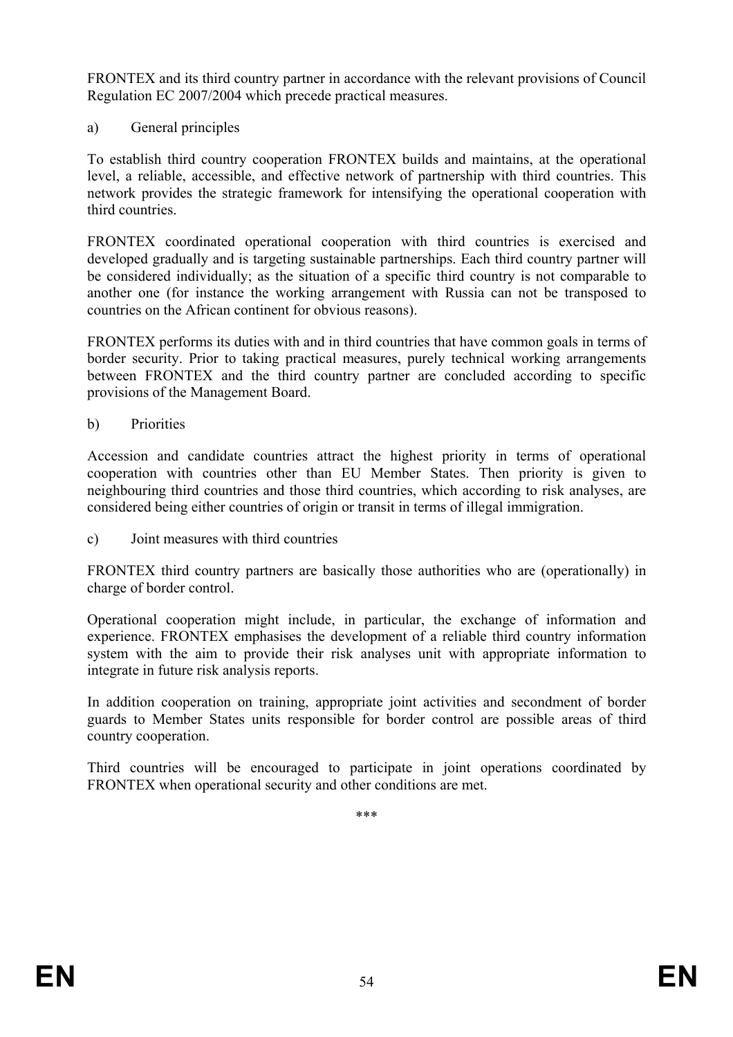FRONTEX and its third country partner in accordance with the relevant provisions of Council Regulation EC 2007/2004 which precede practical measures.

a) General principles

To establish third country cooperation FRONTEX builds and maintains, at the operational level, a reliable, accessible, and effective network of partnership with third countries. This network provides the strategic framework for intensifying the operational cooperation with third countries.

FRONTEX coordinated operational cooperation with third countries is exercised and developed gradually and is targeting sustainable partnerships. Each third country partner will be considered individually; as the situation of a specific third country is not comparable to another one (for instance the working arrangement with Russia can not be transposed to countries on the African continent for obvious reasons).

FRONTEX performs its duties with and in third countries that have common goals in terms of border security. Prior to taking practical measures, purely technical working arrangements between FRONTEX and the third country partner are concluded according to specific provisions of the Management Board.

b) Priorities

Accession and candidate countries attract the highest priority in terms of operational cooperation with countries other than EU Member States. Then priority is given to neighbouring third countries and those third countries, which according to risk analyses, are considered being either countries of origin or transit in terms of illegal immigration.

c) Joint measures with third countries

FRONTEX third country partners are basically those authorities who are (operationally) in charge of border control.

Operational cooperation might include, in particular, the exchange of information and experience. FRONTEX emphasises the development of a reliable third country information system with the aim to provide their risk analyses unit with appropriate information to integrate in future risk analysis reports.

In addition cooperation on training, appropriate joint activities and secondment of border guards to Member States units responsible for border control are possible areas of third country cooperation.

Third countries will be encouraged to participate in joint operations coordinated by FRONTEX when operational security and other conditions are met.

\*\*\*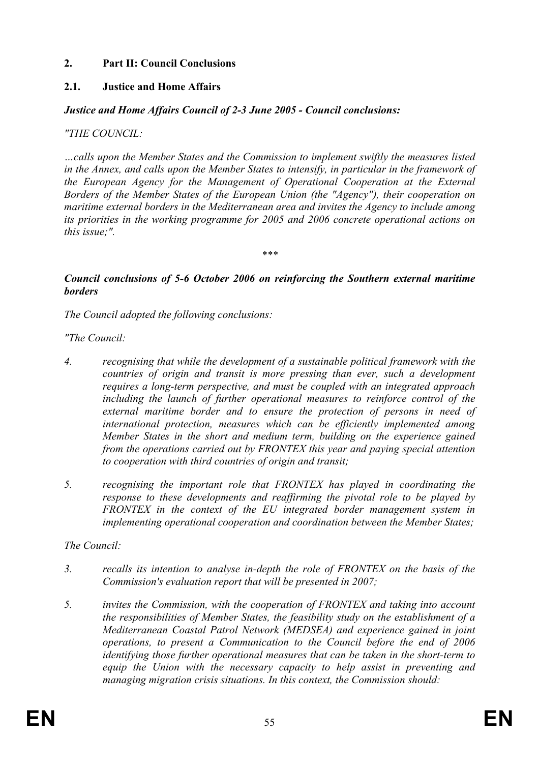## 2. Part II: Council Conclusions

### 2.1. Justice and Home Affairs

***Justice and Home Affairs Council of 2-3 June 2005 - Council conclusions:***

*"THE COUNCIL:*

*…calls upon the Member States and the Commission to implement swiftly the measures listed in the Annex, and calls upon the Member States to intensify, in particular in the framework of the European Agency for the Management of Operational Cooperation at the External Borders of the Member States of the European Union (the "Agency"), their cooperation on maritime external borders in the Mediterranean area and invites the Agency to include among its priorities in the working programme for 2005 and 2006 concrete operational actions on this issue;".*

\*\*\*

***Council conclusions of 5-6 October 2006 on reinforcing the Southern external maritime borders***

*The Council adopted the following conclusions:*

*"The Council:*

4. *recognising that while the development of a sustainable political framework with the countries of origin and transit is more pressing than ever, such a development requires a long-term perspective, and must be coupled with an integrated approach including the launch of further operational measures to reinforce control of the external maritime border and to ensure the protection of persons in need of international protection, measures which can be efficiently implemented among Member States in the short and medium term, building on the experience gained from the operations carried out by FRONTEX this year and paying special attention to cooperation with third countries of origin and transit;*

5. *recognising the important role that FRONTEX has played in coordinating the response to these developments and reaffirming the pivotal role to be played by FRONTEX in the context of the EU integrated border management system in implementing operational cooperation and coordination between the Member States;*

*The Council:*

3. *recalls its intention to analyse in-depth the role of FRONTEX on the basis of the Commission's evaluation report that will be presented in 2007;*

5. *invites the Commission, with the cooperation of FRONTEX and taking into account the responsibilities of Member States, the feasibility study on the establishment of a Mediterranean Coastal Patrol Network (MEDSEA) and experience gained in joint operations, to present a Communication to the Council before the end of 2006 identifying those further operational measures that can be taken in the short-term to equip the Union with the necessary capacity to help assist in preventing and managing migration crisis situations. In this context, the Commission should:*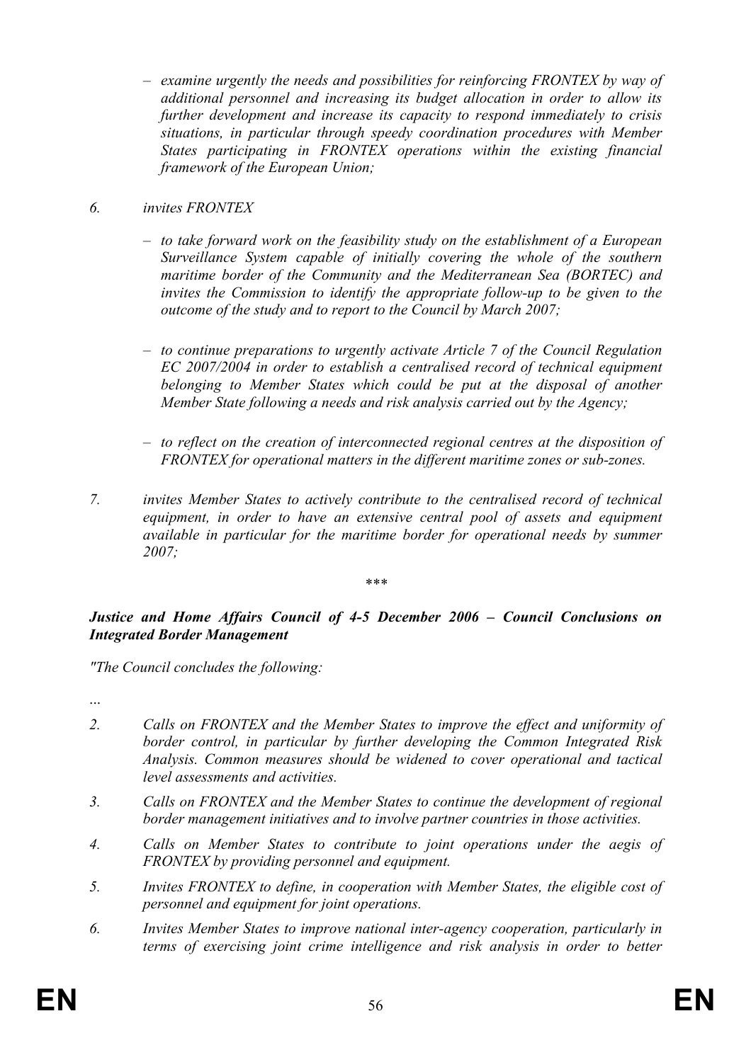- *examine urgently the needs and possibilities for reinforcing FRONTEX by way of additional personnel and increasing its budget allocation in order to allow its further development and increase its capacity to respond immediately to crisis situations, in particular through speedy coordination procedures with Member States participating in FRONTEX operations within the existing financial framework of the European Union;*

6. *invites FRONTEX*

   - *to take forward work on the feasibility study on the establishment of a European Surveillance System capable of initially covering the whole of the southern maritime border of the Community and the Mediterranean Sea (BORTEC) and invites the Commission to identify the appropriate follow-up to be given to the outcome of the study and to report to the Council by March 2007;*

   - *to continue preparations to urgently activate Article 7 of the Council Regulation EC 2007/2004 in order to establish a centralised record of technical equipment belonging to Member States which could be put at the disposal of another Member State following a needs and risk analysis carried out by the Agency;*

   - *to reflect on the creation of interconnected regional centres at the disposition of FRONTEX for operational matters in the different maritime zones or sub-zones.*

7. *invites Member States to actively contribute to the centralised record of technical equipment, in order to have an extensive central pool of assets and equipment available in particular for the maritime border for operational needs by summer 2007;*

\*\*\*

***Justice and Home Affairs Council of 4-5 December 2006 – Council Conclusions on Integrated Border Management***

*"The Council concludes the following:*

*...*

2. *Calls on FRONTEX and the Member States to improve the effect and uniformity of border control, in particular by further developing the Common Integrated Risk Analysis. Common measures should be widened to cover operational and tactical level assessments and activities.*

3. *Calls on FRONTEX and the Member States to continue the development of regional border management initiatives and to involve partner countries in those activities.*

4. *Calls on Member States to contribute to joint operations under the aegis of FRONTEX by providing personnel and equipment.*

5. *Invites FRONTEX to define, in cooperation with Member States, the eligible cost of personnel and equipment for joint operations.*

6. *Invites Member States to improve national inter-agency cooperation, particularly in terms of exercising joint crime intelligence and risk analysis in order to better*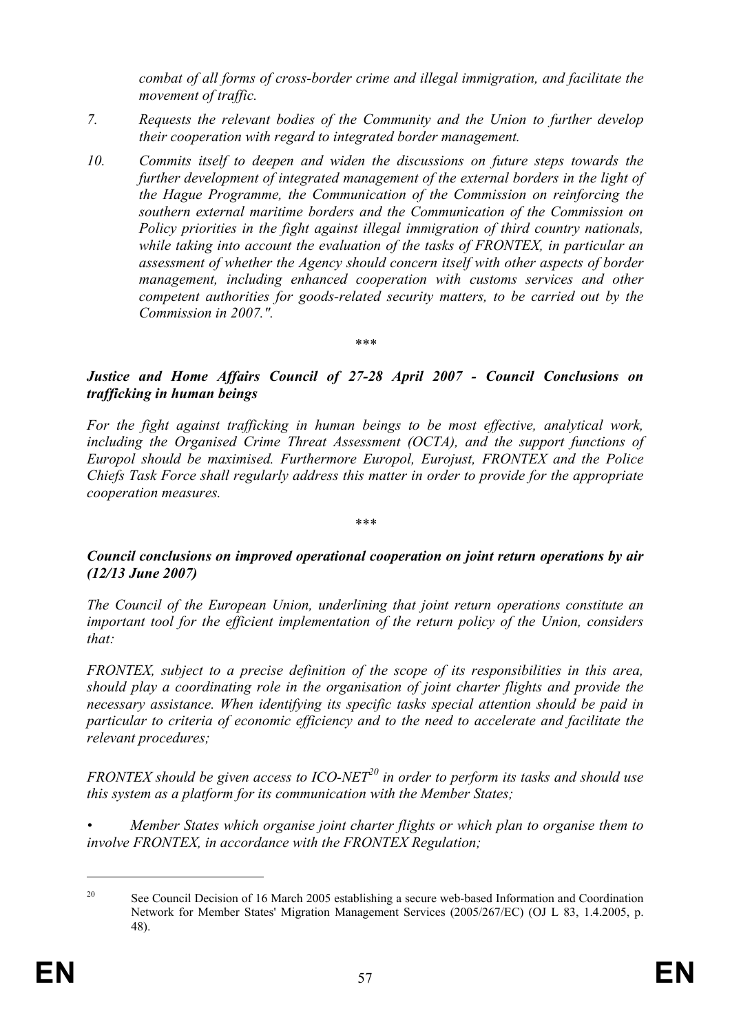*combat of all forms of cross-border crime and illegal immigration, and facilitate the movement of traffic.*

7. *Requests the relevant bodies of the Community and the Union to further develop their cooperation with regard to integrated border management.*

10. *Commits itself to deepen and widen the discussions on future steps towards the further development of integrated management of the external borders in the light of the Hague Programme, the Communication of the Commission on reinforcing the southern external maritime borders and the Communication of the Commission on Policy priorities in the fight against illegal immigration of third country nationals, while taking into account the evaluation of the tasks of FRONTEX, in particular an assessment of whether the Agency should concern itself with other aspects of border management, including enhanced cooperation with customs services and other competent authorities for goods-related security matters, to be carried out by the Commission in 2007.".*

\*\*\*

***Justice and Home Affairs Council of 27-28 April 2007 - Council Conclusions on trafficking in human beings***

*For the fight against trafficking in human beings to be most effective, analytical work, including the Organised Crime Threat Assessment (OCTA), and the support functions of Europol should be maximised. Furthermore Europol, Eurojust, FRONTEX and the Police Chiefs Task Force shall regularly address this matter in order to provide for the appropriate cooperation measures.*

\*\*\*

***Council conclusions on improved operational cooperation on joint return operations by air (12/13 June 2007)***

*The Council of the European Union, underlining that joint return operations constitute an important tool for the efficient implementation of the return policy of the Union, considers that:*

*FRONTEX, subject to a precise definition of the scope of its responsibilities in this area, should play a coordinating role in the organisation of joint charter flights and provide the necessary assistance. When identifying its specific tasks special attention should be paid in particular to criteria of economic efficiency and to the need to accelerate and facilitate the relevant procedures;*

*FRONTEX should be given access to ICO-NET[20] in order to perform its tasks and should use this system as a platform for its communication with the Member States;*

- *Member States which organise joint charter flights or which plan to organise them to involve FRONTEX, in accordance with the FRONTEX Regulation;*

[20] See Council Decision of 16 March 2005 establishing a secure web-based Information and Coordination Network for Member States' Migration Management Services (2005/267/EC) (OJ L 83, 1.4.2005, p. 48).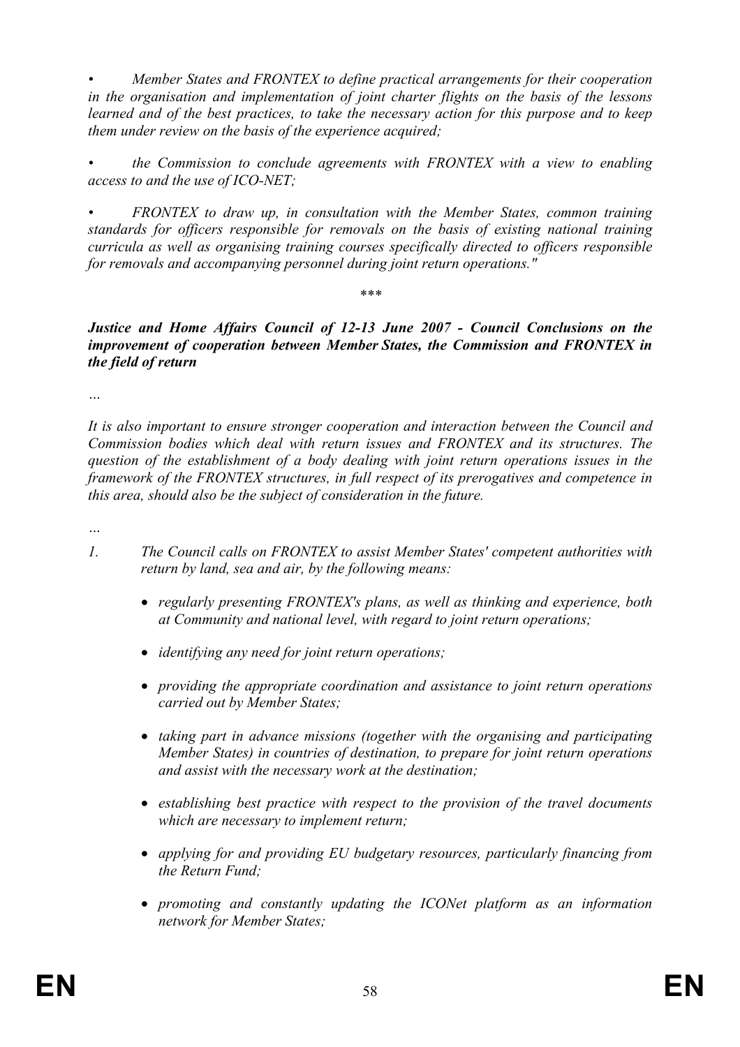- *Member States and FRONTEX to define practical arrangements for their cooperation in the organisation and implementation of joint charter flights on the basis of the lessons learned and of the best practices, to take the necessary action for this purpose and to keep them under review on the basis of the experience acquired;*

- *the Commission to conclude agreements with FRONTEX with a view to enabling access to and the use of ICO-NET;*

- *FRONTEX to draw up, in consultation with the Member States, common training standards for officers responsible for removals on the basis of existing national training curricula as well as organising training courses specifically directed to officers responsible for removals and accompanying personnel during joint return operations."*

\*\*\*

***Justice and Home Affairs Council of 12-13 June 2007 - Council Conclusions on the improvement of cooperation between Member States, the Commission and FRONTEX in the field of return***

*…*

*It is also important to ensure stronger cooperation and interaction between the Council and Commission bodies which deal with return issues and FRONTEX and its structures. The question of the establishment of a body dealing with joint return operations issues in the framework of the FRONTEX structures, in full respect of its prerogatives and competence in this area, should also be the subject of consideration in the future.*

*…*

1. *The Council calls on FRONTEX to assist Member States' competent authorities with return by land, sea and air, by the following means:*

   - *regularly presenting FRONTEX's plans, as well as thinking and experience, both at Community and national level, with regard to joint return operations;*
   - *identifying any need for joint return operations;*
   - *providing the appropriate coordination and assistance to joint return operations carried out by Member States;*
   - *taking part in advance missions (together with the organising and participating Member States) in countries of destination, to prepare for joint return operations and assist with the necessary work at the destination;*
   - *establishing best practice with respect to the provision of the travel documents which are necessary to implement return;*
   - *applying for and providing EU budgetary resources, particularly financing from the Return Fund;*
   - *promoting and constantly updating the ICONet platform as an information network for Member States;*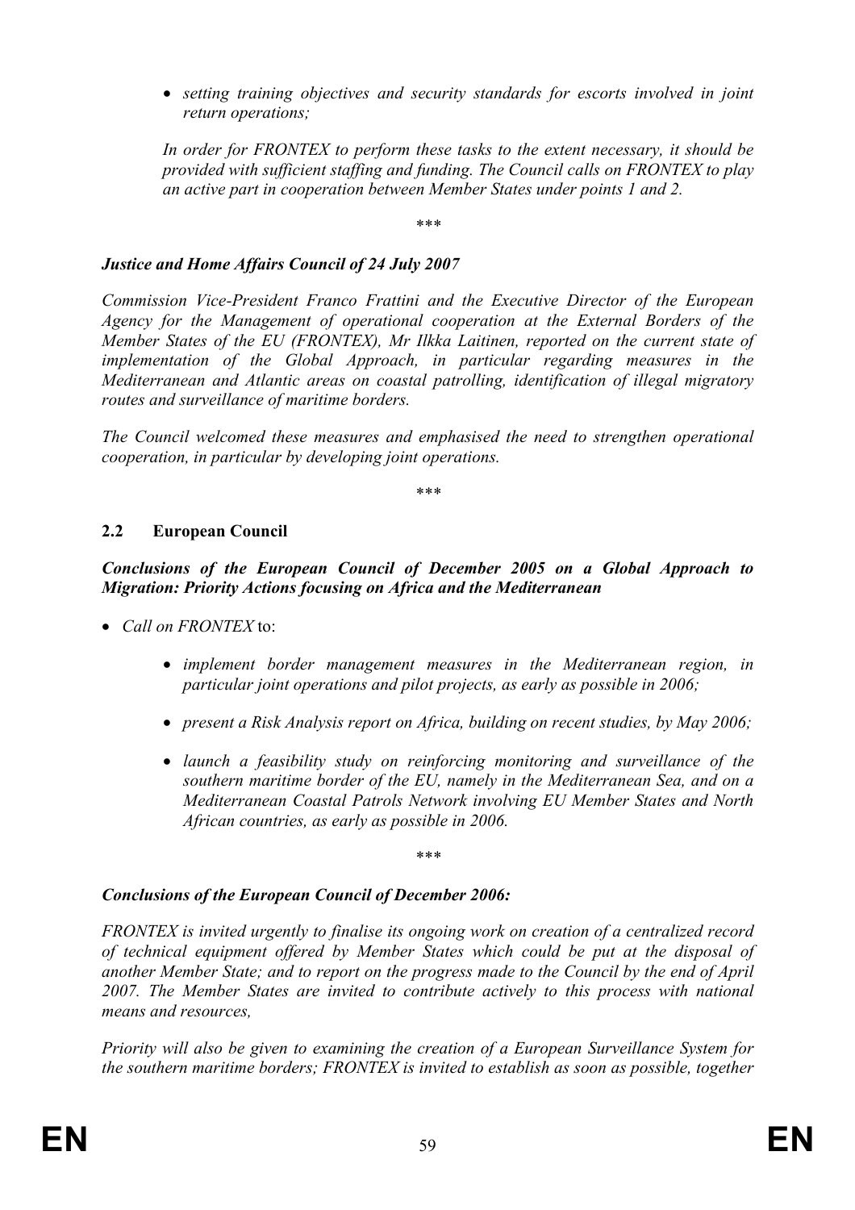- *setting training objectives and security standards for escorts involved in joint return operations;*

*In order for FRONTEX to perform these tasks to the extent necessary, it should be provided with sufficient staffing and funding. The Council calls on FRONTEX to play an active part in cooperation between Member States under points 1 and 2.*

\*\*\*

***Justice and Home Affairs Council of 24 July 2007***

*Commission Vice-President Franco Frattini and the Executive Director of the European Agency for the Management of operational cooperation at the External Borders of the Member States of the EU (FRONTEX), Mr Ilkka Laitinen, reported on the current state of implementation of the Global Approach, in particular regarding measures in the Mediterranean and Atlantic areas on coastal patrolling, identification of illegal migratory routes and surveillance of maritime borders.*

*The Council welcomed these measures and emphasised the need to strengthen operational cooperation, in particular by developing joint operations.*

\*\*\*

## 2.2 European Council

***Conclusions of the European Council of December 2005 on a Global Approach to Migration: Priority Actions focusing on Africa and the Mediterranean***

- *Call on FRONTEX* to:
  - *implement border management measures in the Mediterranean region, in particular joint operations and pilot projects, as early as possible in 2006;*
  - *present a Risk Analysis report on Africa, building on recent studies, by May 2006;*
  - *launch a feasibility study on reinforcing monitoring and surveillance of the southern maritime border of the EU, namely in the Mediterranean Sea, and on a Mediterranean Coastal Patrols Network involving EU Member States and North African countries, as early as possible in 2006.*

\*\*\*

***Conclusions of the European Council of December 2006:***

*FRONTEX is invited urgently to finalise its ongoing work on creation of a centralized record of technical equipment offered by Member States which could be put at the disposal of another Member State; and to report on the progress made to the Council by the end of April 2007. The Member States are invited to contribute actively to this process with national means and resources,*

*Priority will also be given to examining the creation of a European Surveillance System for the southern maritime borders; FRONTEX is invited to establish as soon as possible, together*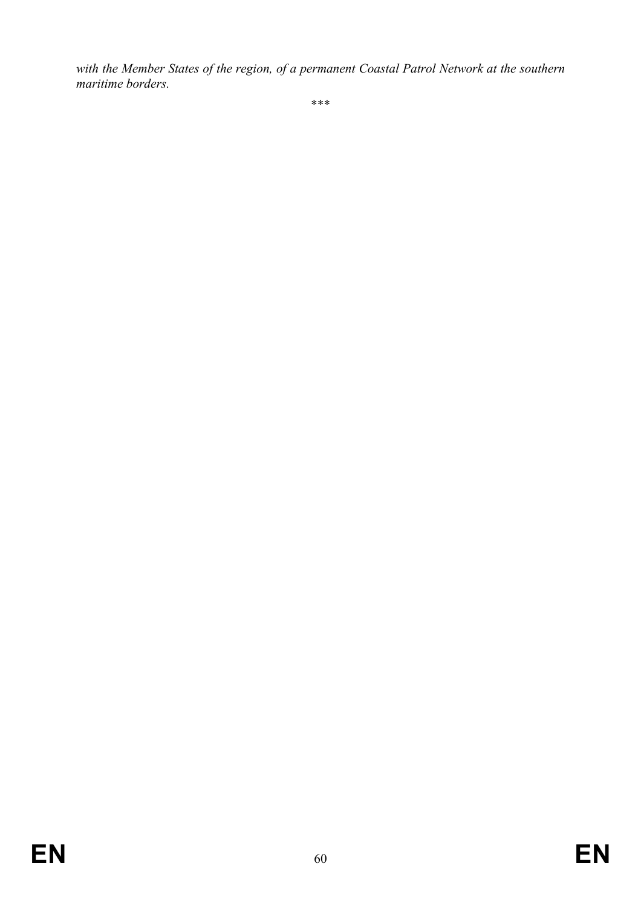*with the Member States of the region, of a permanent Coastal Patrol Network at the southern maritime borders.*

***